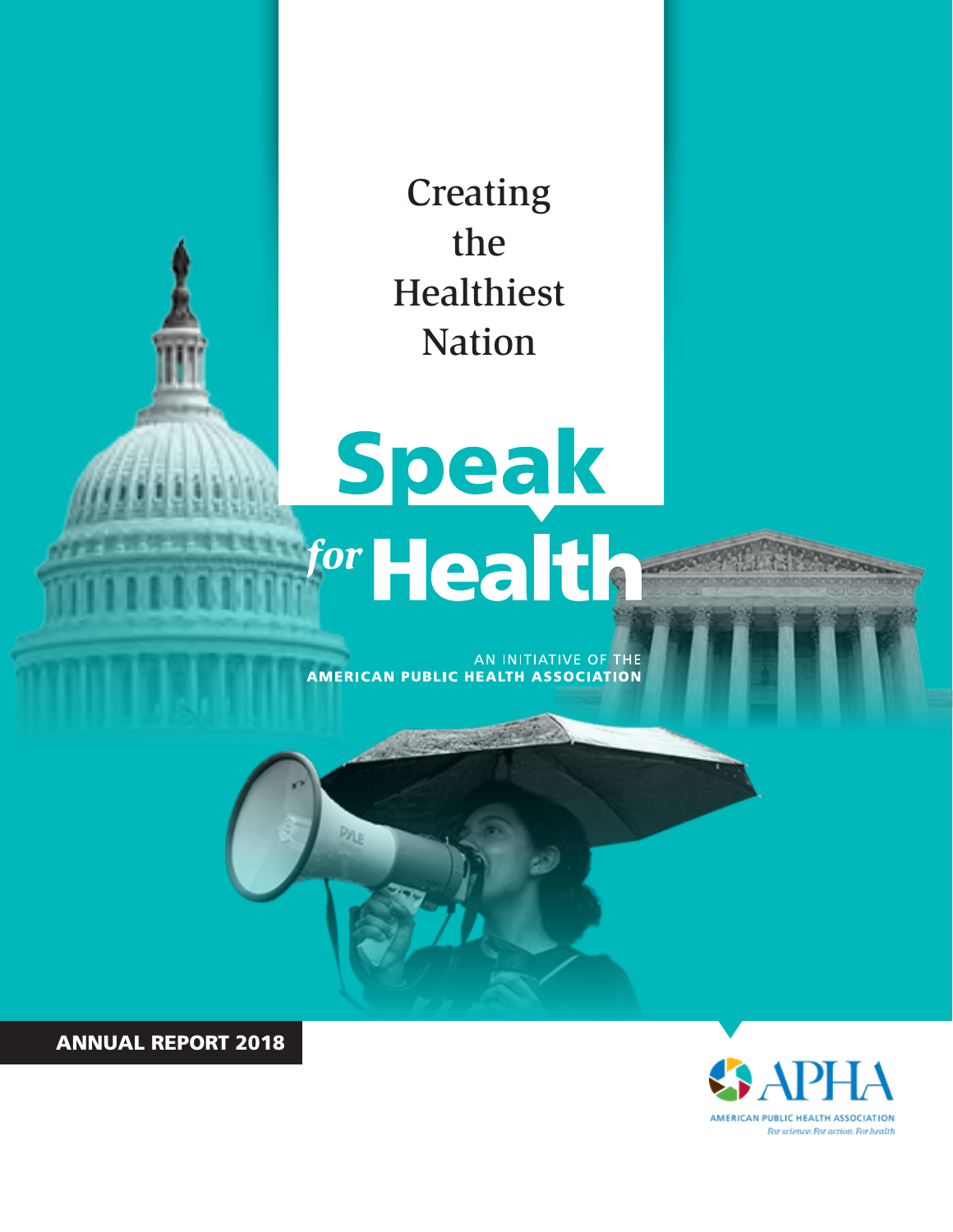# Creating the Healthiest Nation

# Speak *for* Health

AN INITIATIVE OF THE
**AMERICAN PUBLIC HEALTH ASSOCIATION**

**ANNUAL REPORT 2018**

APHA
AMERICAN PUBLIC HEALTH ASSOCIATION
*For science. For action. For health.*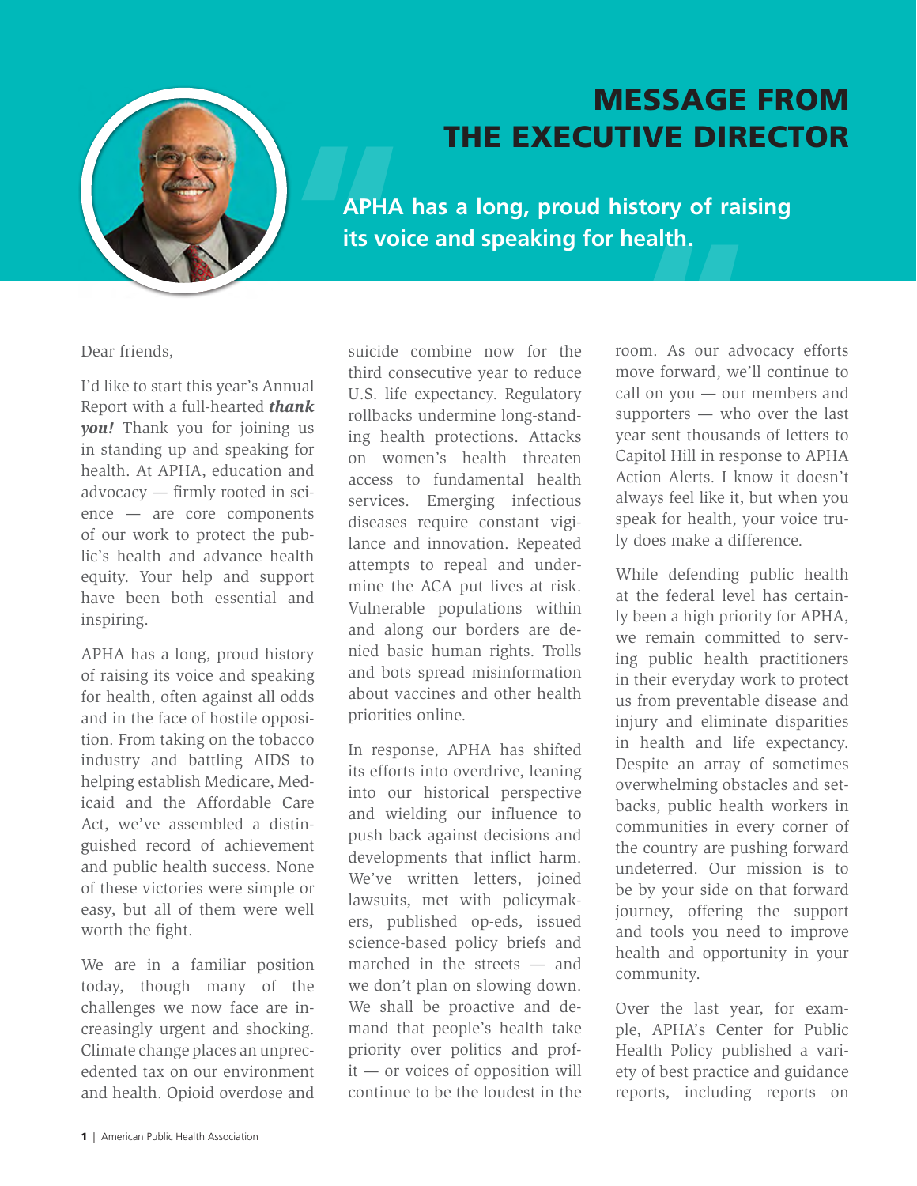# MESSAGE FROM THE EXECUTIVE DIRECTOR

**APHA has a long, proud history of raising its voice and speaking for health.**

Dear friends,

I'd like to start this year's Annual Report with a full-hearted ***thank you!*** Thank you for joining us in standing up and speaking for health. At APHA, education and advocacy — firmly rooted in science — are core components of our work to protect the public's health and advance health equity. Your help and support have been both essential and inspiring.

APHA has a long, proud history of raising its voice and speaking for health, often against all odds and in the face of hostile opposition. From taking on the tobacco industry and battling AIDS to helping establish Medicare, Medicaid and the Affordable Care Act, we've assembled a distinguished record of achievement and public health success. None of these victories were simple or easy, but all of them were well worth the fight.

We are in a familiar position today, though many of the challenges we now face are increasingly urgent and shocking. Climate change places an unprecedented tax on our environment and health. Opioid overdose and suicide combine now for the third consecutive year to reduce U.S. life expectancy. Regulatory rollbacks undermine long-standing health protections. Attacks on women's health threaten access to fundamental health services. Emerging infectious diseases require constant vigilance and innovation. Repeated attempts to repeal and undermine the ACA put lives at risk. Vulnerable populations within and along our borders are denied basic human rights. Trolls and bots spread misinformation about vaccines and other health priorities online.

In response, APHA has shifted its efforts into overdrive, leaning into our historical perspective and wielding our influence to push back against decisions and developments that inflict harm. We've written letters, joined lawsuits, met with policymakers, published op-eds, issued science-based policy briefs and marched in the streets — and we don't plan on slowing down. We shall be proactive and demand that people's health take priority over politics and profit — or voices of opposition will continue to be the loudest in the room. As our advocacy efforts move forward, we'll continue to call on you — our members and supporters — who over the last year sent thousands of letters to Capitol Hill in response to APHA Action Alerts. I know it doesn't always feel like it, but when you speak for health, your voice truly does make a difference.

While defending public health at the federal level has certainly been a high priority for APHA, we remain committed to serving public health practitioners in their everyday work to protect us from preventable disease and injury and eliminate disparities in health and life expectancy. Despite an array of sometimes overwhelming obstacles and setbacks, public health workers in communities in every corner of the country are pushing forward undeterred. Our mission is to be by your side on that forward journey, offering the support and tools you need to improve health and opportunity in your community.

Over the last year, for example, APHA's Center for Public Health Policy published a variety of best practice and guidance reports, including reports on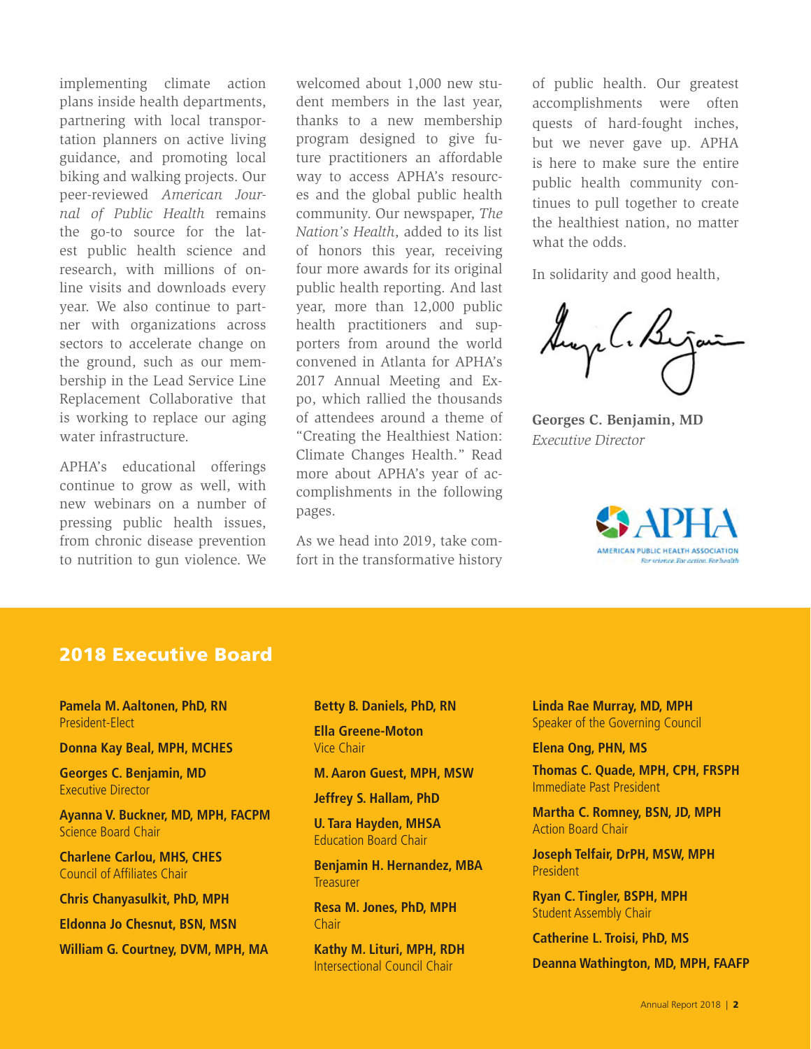implementing climate action plans inside health departments, partnering with local transportation planners on active living guidance, and promoting local biking and walking projects. Our peer-reviewed *American Journal of Public Health* remains the go-to source for the latest public health science and research, with millions of online visits and downloads every year. We also continue to partner with organizations across sectors to accelerate change on the ground, such as our membership in the Lead Service Line Replacement Collaborative that is working to replace our aging water infrastructure.

APHA's educational offerings continue to grow as well, with new webinars on a number of pressing public health issues, from chronic disease prevention to nutrition to gun violence. We welcomed about 1,000 new student members in the last year, thanks to a new membership program designed to give future practitioners an affordable way to access APHA's resources and the global public health community. Our newspaper, *The Nation's Health*, added to its list of honors this year, receiving four more awards for its original public health reporting. And last year, more than 12,000 public health practitioners and supporters from around the world convened in Atlanta for APHA's 2017 Annual Meeting and Expo, which rallied the thousands of attendees around a theme of "Creating the Healthiest Nation: Climate Changes Health." Read more about APHA's year of accomplishments in the following pages.

As we head into 2019, take comfort in the transformative history of public health. Our greatest accomplishments were often quests of hard-fought inches, but we never gave up. APHA is here to make sure the entire public health community continues to pull together to create the healthiest nation, no matter what the odds.

In solidarity and good health,

**Georges C. Benjamin, MD**
*Executive Director*

APHA
AMERICAN PUBLIC HEALTH ASSOCIATION
*For science. For action. For health*

## 2018 Executive Board

**Pamela M. Aaltonen, PhD, RN**
President-Elect

**Donna Kay Beal, MPH, MCHES**

**Georges C. Benjamin, MD**
Executive Director

**Ayanna V. Buckner, MD, MPH, FACPM**
Science Board Chair

**Charlene Carlou, MHS, CHES**
Council of Affiliates Chair

**Chris Chanyasulkit, PhD, MPH**

**Eldonna Jo Chesnut, BSN, MSN**

**William G. Courtney, DVM, MPH, MA**

**Betty B. Daniels, PhD, RN**

**Ella Greene-Moton**
Vice Chair

**M. Aaron Guest, MPH, MSW**

**Jeffrey S. Hallam, PhD**

**U. Tara Hayden, MHSA**
Education Board Chair

**Benjamin H. Hernandez, MBA**
Treasurer

**Resa M. Jones, PhD, MPH**
Chair

**Kathy M. Lituri, MPH, RDH**
Intersectional Council Chair

**Linda Rae Murray, MD, MPH**
Speaker of the Governing Council

**Elena Ong, PHN, MS**

**Thomas C. Quade, MPH, CPH, FRSPH**
Immediate Past President

**Martha C. Romney, BSN, JD, MPH**
Action Board Chair

**Joseph Telfair, DrPH, MSW, MPH**
President

**Ryan C. Tingler, BSPH, MPH**
Student Assembly Chair

**Catherine L. Troisi, PhD, MS**

**Deanna Wathington, MD, MPH, FAAFP**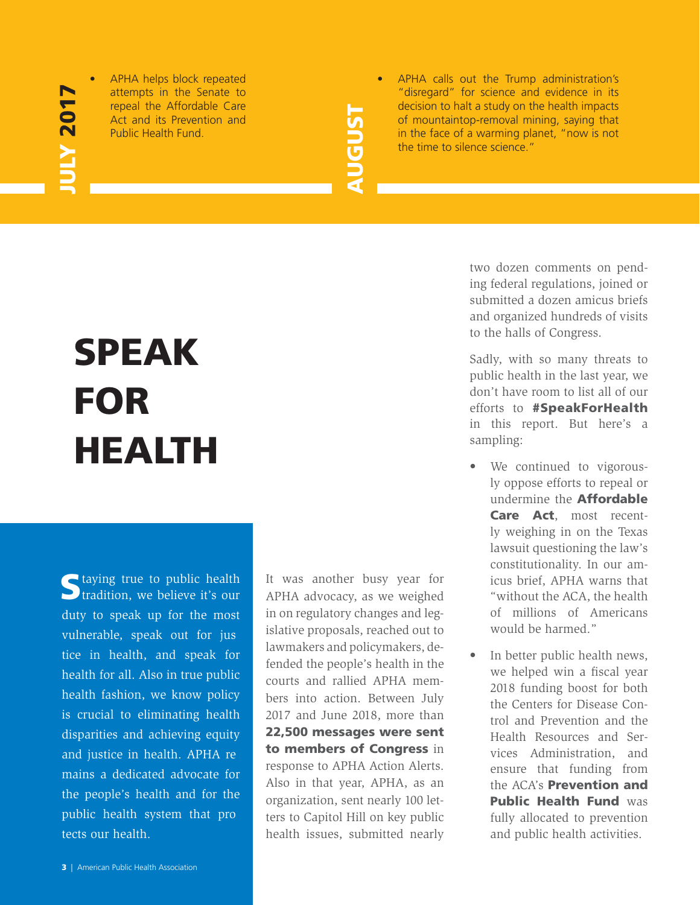**JULY 2017**

- APHA helps block repeated attempts in the Senate to repeal the Affordable Care Act and its Prevention and Public Health Fund.

**AUGUST**

- APHA calls out the Trump administration's "disregard" for science and evidence in its decision to halt a study on the health impacts of mountaintop-removal mining, saying that in the face of a warming planet, "now is not the time to silence science."

# SPEAK FOR HEALTH

Staying true to public health tradition, we believe it's our duty to speak up for the most vulnerable, speak out for justice in health, and speak for health for all. Also in true public health fashion, we know policy is crucial to eliminating health disparities and achieving equity and justice in health. APHA remains a dedicated advocate for the people's health and for the public health system that protects our health.

It was another busy year for APHA advocacy, as we weighed in on regulatory changes and legislative proposals, reached out to lawmakers and policymakers, defended the people's health in the courts and rallied APHA members into action. Between July 2017 and June 2018, more than **22,500 messages were sent to members of Congress** in response to APHA Action Alerts. Also in that year, APHA, as an organization, sent nearly 100 letters to Capitol Hill on key public health issues, submitted nearly two dozen comments on pending federal regulations, joined or submitted a dozen amicus briefs and organized hundreds of visits to the halls of Congress.

Sadly, with so many threats to public health in the last year, we don't have room to list all of our efforts to **#SpeakForHealth** in this report. But here's a sampling:

- We continued to vigorously oppose efforts to repeal or undermine the **Affordable Care Act**, most recently weighing in on the Texas lawsuit questioning the law's constitutionality. In our amicus brief, APHA warns that "without the ACA, the health of millions of Americans would be harmed."
- In better public health news, we helped win a fiscal year 2018 funding boost for both the Centers for Disease Control and Prevention and the Health Resources and Services Administration, and ensure that funding from the ACA's **Prevention and Public Health Fund** was fully allocated to prevention and public health activities.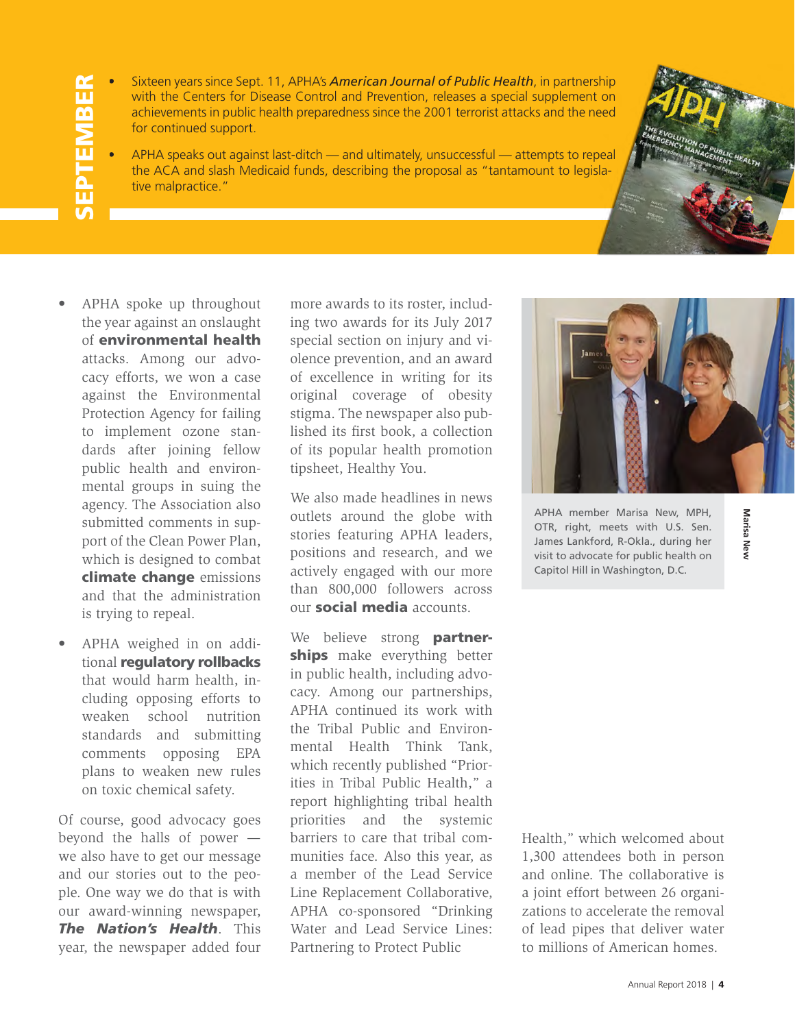## SEPTEMBER

- Sixteen years since Sept. 11, APHA's ***American Journal of Public Health***, in partnership with the Centers for Disease Control and Prevention, releases a special supplement on achievements in public health preparedness since the 2001 terrorist attacks and the need for continued support.
- APHA speaks out against last-ditch — and ultimately, unsuccessful — attempts to repeal the ACA and slash Medicaid funds, describing the proposal as "tantamount to legislative malpractice."

- APHA spoke up throughout the year against an onslaught of **environmental health** attacks. Among our advocacy efforts, we won a case against the Environmental Protection Agency for failing to implement ozone standards after joining fellow public health and environmental groups in suing the agency. The Association also submitted comments in support of the Clean Power Plan, which is designed to combat **climate change** emissions and that the administration is trying to repeal.
- APHA weighed in on additional **regulatory rollbacks** that would harm health, including opposing efforts to weaken school nutrition standards and submitting comments opposing EPA plans to weaken new rules on toxic chemical safety.

Of course, good advocacy goes beyond the halls of power — we also have to get our message and our stories out to the people. One way we do that is with our award-winning newspaper, ***The Nation's Health***. This year, the newspaper added four more awards to its roster, including two awards for its July 2017 special section on injury and violence prevention, and an award of excellence in writing for its original coverage of obesity stigma. The newspaper also published its first book, a collection of its popular health promotion tipsheet, Healthy You.

We also made headlines in news outlets around the globe with stories featuring APHA leaders, positions and research, and we actively engaged with our more than 800,000 followers across our **social media** accounts.

We believe strong **partnerships** make everything better in public health, including advocacy. Among our partnerships, APHA continued its work with the Tribal Public and Environmental Health Think Tank, which recently published "Priorities in Tribal Public Health," a report highlighting tribal health priorities and the systemic barriers to care that tribal communities face. Also this year, as a member of the Lead Service Line Replacement Collaborative, APHA co-sponsored "Drinking Water and Lead Service Lines: Partnering to Protect Public Health," which welcomed about 1,300 attendees both in person and online. The collaborative is a joint effort between 26 organizations to accelerate the removal of lead pipes that deliver water to millions of American homes.

APHA member Marisa New, MPH, OTR, right, meets with U.S. Sen. James Lankford, R-Okla., during her visit to advocate for public health on Capitol Hill in Washington, D.C.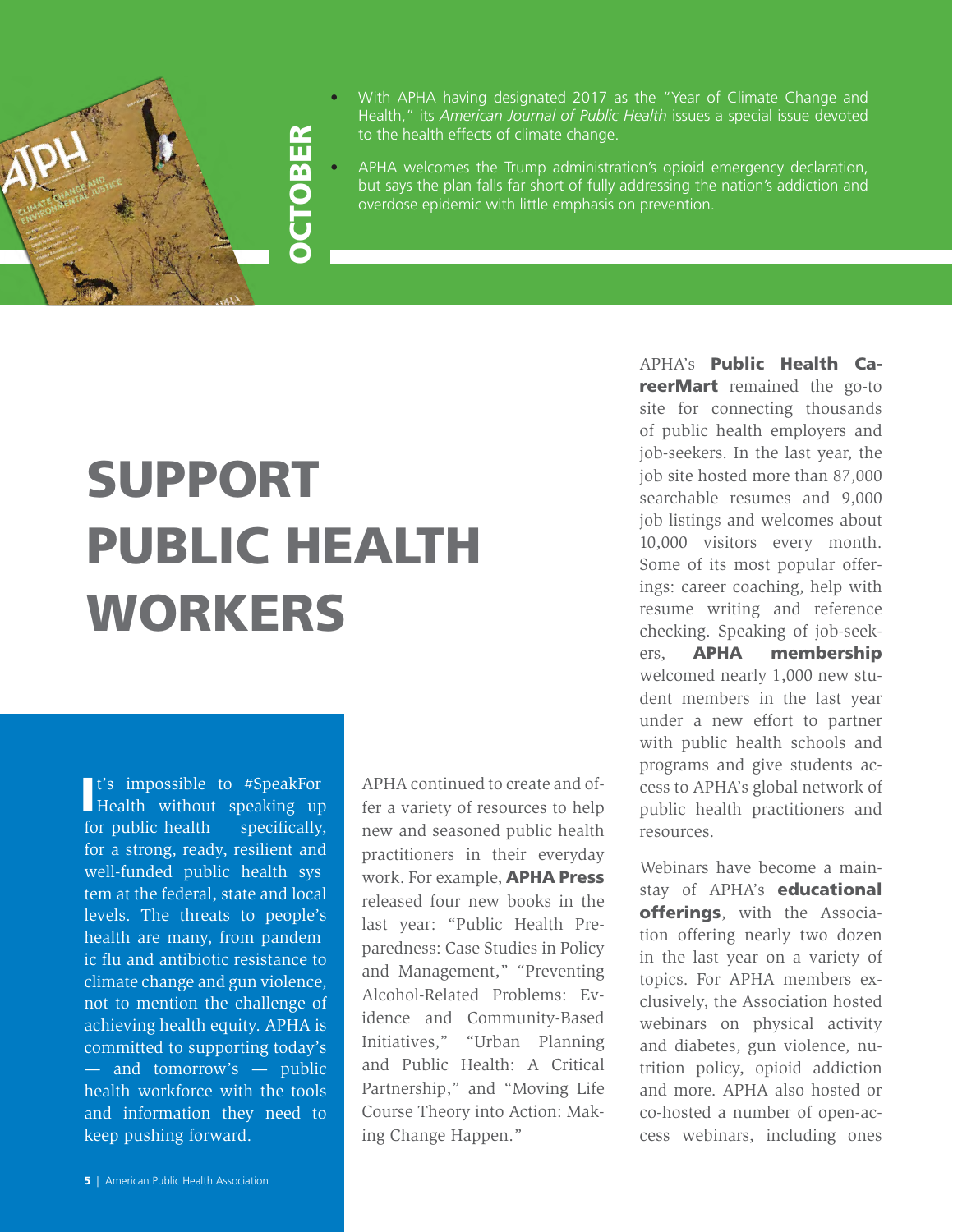## OCTOBER

- With APHA having designated 2017 as the "Year of Climate Change and Health," its *American Journal of Public Health* issues a special issue devoted to the health effects of climate change.
- APHA welcomes the Trump administration's opioid emergency declaration, but says the plan falls far short of fully addressing the nation's addiction and overdose epidemic with little emphasis on prevention.

# SUPPORT PUBLIC HEALTH WORKERS

It's impossible to #SpeakForHealth without speaking up for public health specifically, for a strong, ready, resilient and well-funded public health system at the federal, state and local levels. The threats to people's health are many, from pandemic flu and antibiotic resistance to climate change and gun violence, not to mention the challenge of achieving health equity. APHA is committed to supporting today's — and tomorrow's — public health workforce with the tools and information they need to keep pushing forward.

APHA continued to create and offer a variety of resources to help new and seasoned public health practitioners in their everyday work. For example, **APHA Press** released four new books in the last year: "Public Health Preparedness: Case Studies in Policy and Management," "Preventing Alcohol-Related Problems: Evidence and Community-Based Initiatives," "Urban Planning and Public Health: A Critical Partnership," and "Moving Life Course Theory into Action: Making Change Happen."

APHA's **Public Health CareerMart** remained the go-to site for connecting thousands of public health employers and job-seekers. In the last year, the job site hosted more than 87,000 searchable resumes and 9,000 job listings and welcomes about 10,000 visitors every month. Some of its most popular offerings: career coaching, help with resume writing and reference checking. Speaking of job-seekers, **APHA membership** welcomed nearly 1,000 new student members in the last year under a new effort to partner with public health schools and programs and give students access to APHA's global network of public health practitioners and resources.

Webinars have become a mainstay of APHA's **educational offerings**, with the Association offering nearly two dozen in the last year on a variety of topics. For APHA members exclusively, the Association hosted webinars on physical activity and diabetes, gun violence, nutrition policy, opioid addiction and more. APHA also hosted or co-hosted a number of open-access webinars, including ones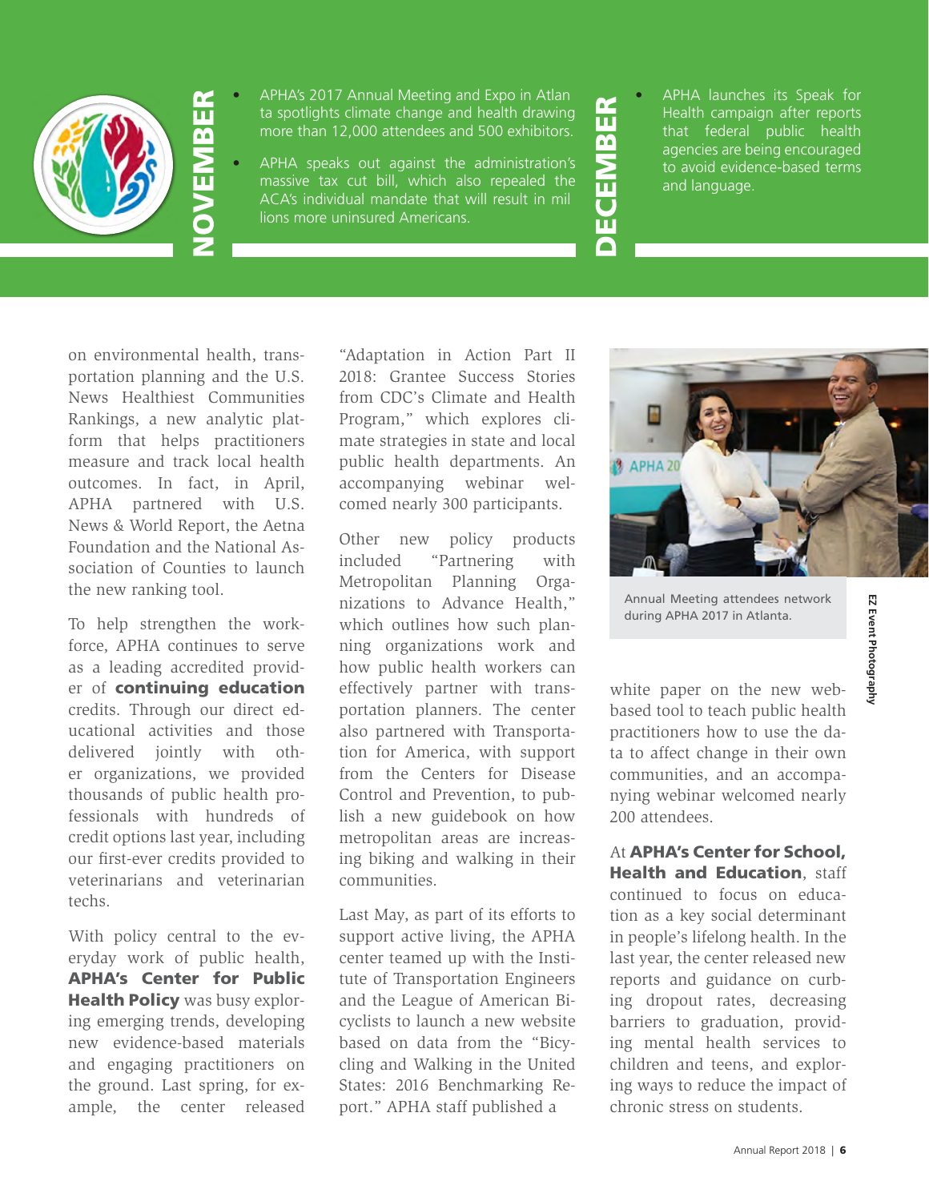**NOVEMBER**

- APHA's 2017 Annual Meeting and Expo in Atlanta spotlights climate change and health drawing more than 12,000 attendees and 500 exhibitors.
- APHA speaks out against the administration's massive tax cut bill, which also repealed the ACA's individual mandate that will result in millions more uninsured Americans.

**DECEMBER**

- APHA launches its Speak for Health campaign after reports that federal public health agencies are being encouraged to avoid evidence-based terms and language.

on environmental health, transportation planning and the U.S. News Healthiest Communities Rankings, a new analytic platform that helps practitioners measure and track local health outcomes. In fact, in April, APHA partnered with U.S. News & World Report, the Aetna Foundation and the National Association of Counties to launch the new ranking tool.

To help strengthen the workforce, APHA continues to serve as a leading accredited provider of **continuing education** credits. Through our direct educational activities and those delivered jointly with other organizations, we provided thousands of public health professionals with hundreds of credit options last year, including our first-ever credits provided to veterinarians and veterinarian techs.

With policy central to the everyday work of public health, **APHA's Center for Public Health Policy** was busy exploring emerging trends, developing new evidence-based materials and engaging practitioners on the ground. Last spring, for example, the center released "Adaptation in Action Part II 2018: Grantee Success Stories from CDC's Climate and Health Program," which explores climate strategies in state and local public health departments. An accompanying webinar welcomed nearly 300 participants.

Other new policy products included "Partnering with Metropolitan Planning Organizations to Advance Health," which outlines how such planning organizations work and how public health workers can effectively partner with transportation planners. The center also partnered with Transportation for America, with support from the Centers for Disease Control and Prevention, to publish a new guidebook on how metropolitan areas are increasing biking and walking in their communities.

Last May, as part of its efforts to support active living, the APHA center teamed up with the Institute of Transportation Engineers and the League of American Bicyclists to launch a new website based on data from the "Bicycling and Walking in the United States: 2016 Benchmarking Report." APHA staff published a white paper on the new web-based tool to teach public health practitioners how to use the data to affect change in their own communities, and an accompanying webinar welcomed nearly 200 attendees.

Annual Meeting attendees network during APHA 2017 in Atlanta.

EZ Event Photography

At **APHA's Center for School, Health and Education**, staff continued to focus on education as a key social determinant in people's lifelong health. In the last year, the center released new reports and guidance on curbing dropout rates, decreasing barriers to graduation, providing mental health services to children and teens, and exploring ways to reduce the impact of chronic stress on students.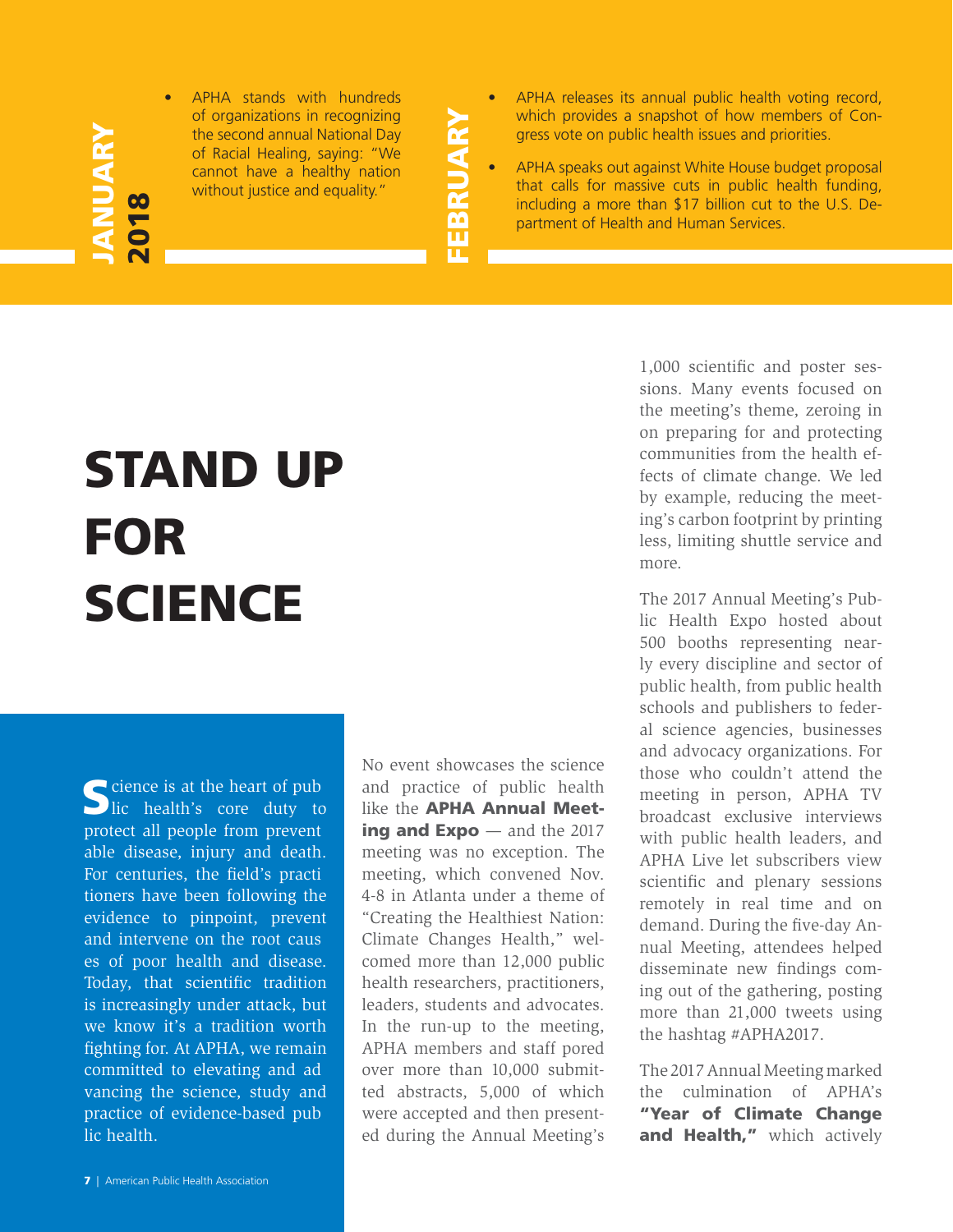**JANUARY 2018**

- APHA stands with hundreds of organizations in recognizing the second annual National Day of Racial Healing, saying: "We cannot have a healthy nation without justice and equality."

**FEBRUARY**

- APHA releases its annual public health voting record, which provides a snapshot of how members of Congress vote on public health issues and priorities.
- APHA speaks out against White House budget proposal that calls for massive cuts in public health funding, including a more than $17 billion cut to the U.S. Department of Health and Human Services.

# STAND UP FOR SCIENCE

Science is at the heart of public health's core duty to protect all people from preventable disease, injury and death. For centuries, the field's practitioners have been following the evidence to pinpoint, prevent and intervene on the root causes of poor health and disease. Today, that scientific tradition is increasingly under attack, but we know it's a tradition worth fighting for. At APHA, we remain committed to elevating and advancing the science, study and practice of evidence-based public health.

No event showcases the science and practice of public health like the **APHA Annual Meeting and Expo** — and the 2017 meeting was no exception. The meeting, which convened Nov. 4-8 in Atlanta under a theme of "Creating the Healthiest Nation: Climate Changes Health," welcomed more than 12,000 public health researchers, practitioners, leaders, students and advocates. In the run-up to the meeting, APHA members and staff pored over more than 10,000 submitted abstracts, 5,000 of which were accepted and then presented during the Annual Meeting's 1,000 scientific and poster sessions. Many events focused on the meeting's theme, zeroing in on preparing for and protecting communities from the health effects of climate change. We led by example, reducing the meeting's carbon footprint by printing less, limiting shuttle service and more.

The 2017 Annual Meeting's Public Health Expo hosted about 500 booths representing nearly every discipline and sector of public health, from public health schools and publishers to federal science agencies, businesses and advocacy organizations. For those who couldn't attend the meeting in person, APHA TV broadcast exclusive interviews with public health leaders, and APHA Live let subscribers view scientific and plenary sessions remotely in real time and on demand. During the five-day Annual Meeting, attendees helped disseminate new findings coming out of the gathering, posting more than 21,000 tweets using the hashtag #APHA2017.

The 2017 Annual Meeting marked the culmination of APHA's **"Year of Climate Change and Health,"** which actively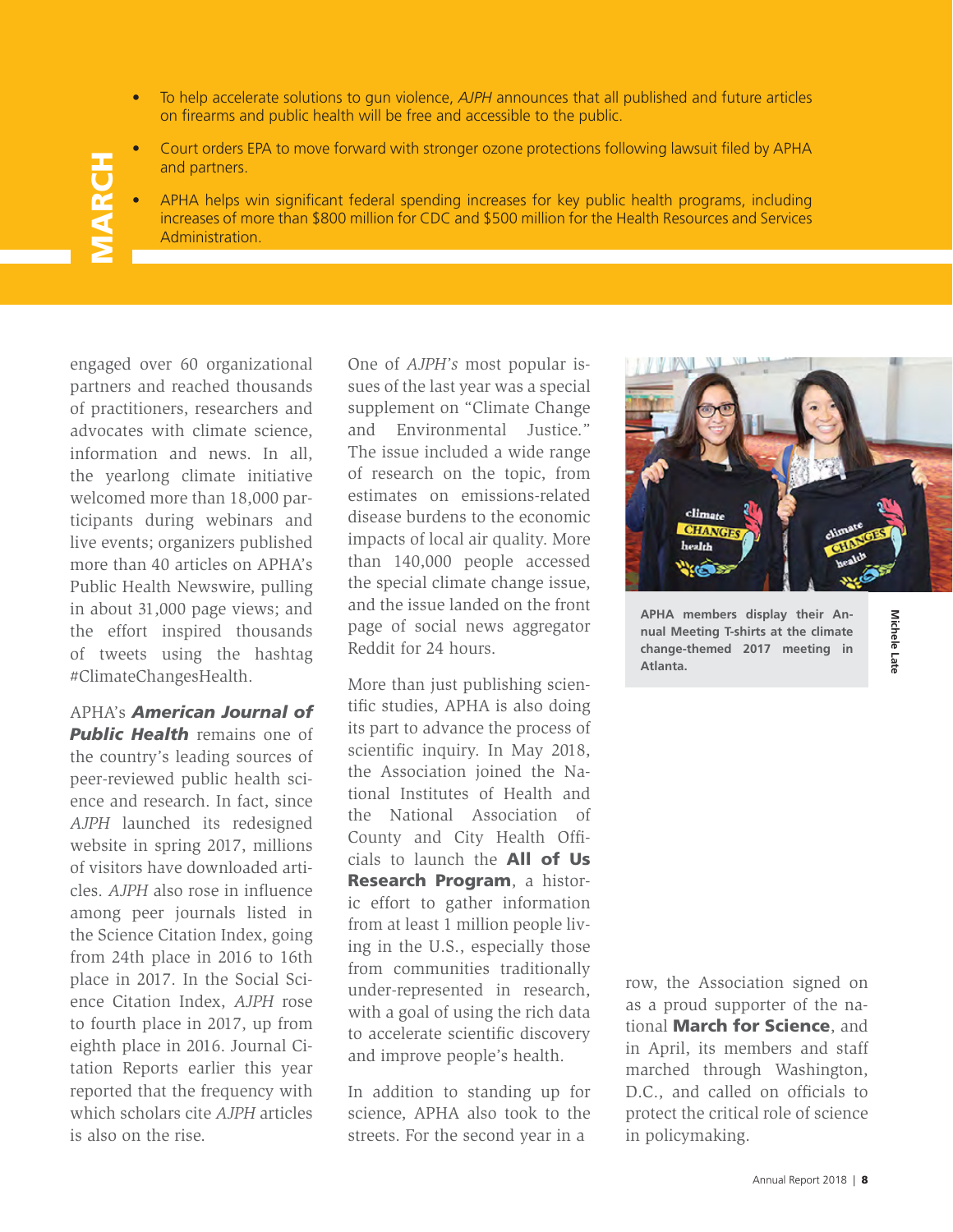## MARCH

- To help accelerate solutions to gun violence, *AJPH* announces that all published and future articles on firearms and public health will be free and accessible to the public.
- Court orders EPA to move forward with stronger ozone protections following lawsuit filed by APHA and partners.
- APHA helps win significant federal spending increases for key public health programs, including increases of more than $800 million for CDC and $500 million for the Health Resources and Services Administration.

engaged over 60 organizational partners and reached thousands of practitioners, researchers and advocates with climate science, information and news. In all, the yearlong climate initiative welcomed more than 18,000 participants during webinars and live events; organizers published more than 40 articles on APHA's Public Health Newswire, pulling in about 31,000 page views; and the effort inspired thousands of tweets using the hashtag #ClimateChangesHealth.

APHA's ***American Journal of Public Health*** remains one of the country's leading sources of peer-reviewed public health science and research. In fact, since *AJPH* launched its redesigned website in spring 2017, millions of visitors have downloaded articles. *AJPH* also rose in influence among peer journals listed in the Science Citation Index, going from 24th place in 2016 to 16th place in 2017. In the Social Science Citation Index, *AJPH* rose to fourth place in 2017, up from eighth place in 2016. Journal Citation Reports earlier this year reported that the frequency with which scholars cite *AJPH* articles is also on the rise.

One of *AJPH's* most popular issues of the last year was a special supplement on "Climate Change and Environmental Justice." The issue included a wide range of research on the topic, from estimates on emissions-related disease burdens to the economic impacts of local air quality. More than 140,000 people accessed the special climate change issue, and the issue landed on the front page of social news aggregator Reddit for 24 hours.

More than just publishing scientific studies, APHA is also doing its part to advance the process of scientific inquiry. In May 2018, the Association joined the National Institutes of Health and the National Association of County and City Health Officials to launch the **All of Us Research Program**, a historic effort to gather information from at least 1 million people living in the U.S., especially those from communities traditionally under-represented in research, with a goal of using the rich data to accelerate scientific discovery and improve people's health.

In addition to standing up for science, APHA also took to the streets. For the second year in a row, the Association signed on as a proud supporter of the national **March for Science**, and in April, its members and staff marched through Washington, D.C., and called on officials to protect the critical role of science in policymaking.

**APHA members display their Annual Meeting T-shirts at the climate change-themed 2017 meeting in Atlanta.**

Michele Late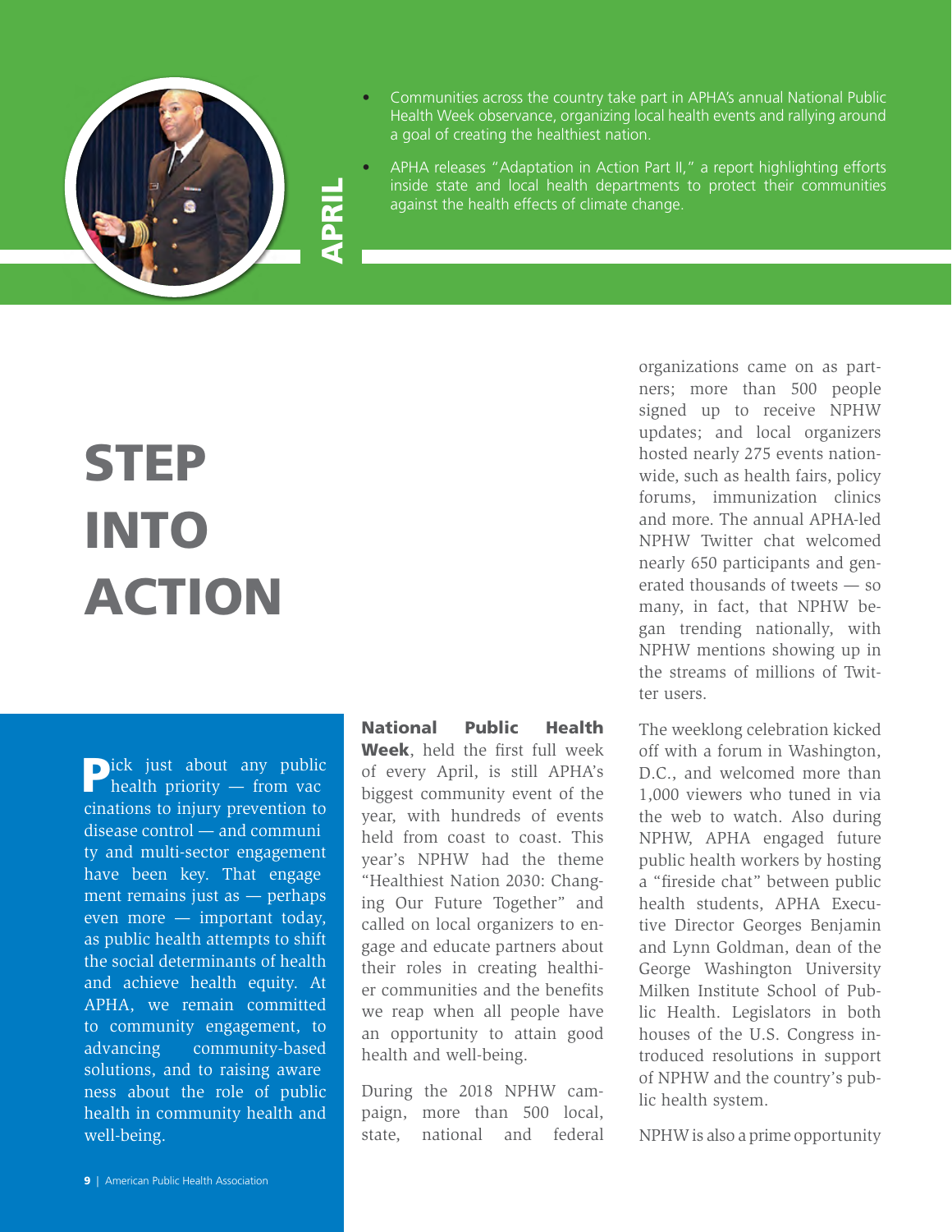## APRIL

- Communities across the country take part in APHA's annual National Public Health Week observance, organizing local health events and rallying around a goal of creating the healthiest nation.
- APHA releases "Adaptation in Action Part II," a report highlighting efforts inside state and local health departments to protect their communities against the health effects of climate change.

# STEP INTO ACTION

Pick just about any public health priority — from vaccinations to injury prevention to disease control — and community and multi-sector engagement have been key. That engagement remains just as — perhaps even more — important today, as public health attempts to shift the social determinants of health and achieve health equity. At APHA, we remain committed to community engagement, to advancing community-based solutions, and to raising awareness about the role of public health in community health and well-being.

**National Public Health Week**, held the first full week of every April, is still APHA's biggest community event of the year, with hundreds of events held from coast to coast. This year's NPHW had the theme "Healthiest Nation 2030: Changing Our Future Together" and called on local organizers to engage and educate partners about their roles in creating healthier communities and the benefits we reap when all people have an opportunity to attain good health and well-being.

During the 2018 NPHW campaign, more than 500 local, state, national and federal organizations came on as partners; more than 500 people signed up to receive NPHW updates; and local organizers hosted nearly 275 events nationwide, such as health fairs, policy forums, immunization clinics and more. The annual APHA-led NPHW Twitter chat welcomed nearly 650 participants and generated thousands of tweets — so many, in fact, that NPHW began trending nationally, with NPHW mentions showing up in the streams of millions of Twitter users.

The weeklong celebration kicked off with a forum in Washington, D.C., and welcomed more than 1,000 viewers who tuned in via the web to watch. Also during NPHW, APHA engaged future public health workers by hosting a "fireside chat" between public health students, APHA Executive Director Georges Benjamin and Lynn Goldman, dean of the George Washington University Milken Institute School of Public Health. Legislators in both houses of the U.S. Congress introduced resolutions in support of NPHW and the country's public health system.

NPHW is also a prime opportunity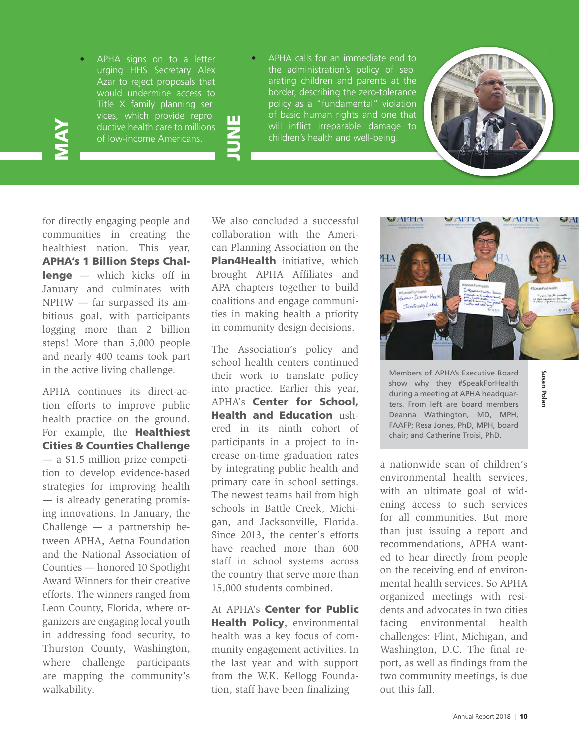## MAY

- APHA signs on to a letter urging HHS Secretary Alex Azar to reject proposals that would undermine access to Title X family planning services, which provide reproductive health care to millions of low-income Americans.

## JUNE

- APHA calls for an immediate end to the administration's policy of separating children and parents at the border, describing the zero-tolerance policy as a "fundamental" violation of basic human rights and one that will inflict irreparable damage to children's health and well-being.

for directly engaging people and communities in creating the healthiest nation. This year, **APHA's 1 Billion Steps Challenge** — which kicks off in January and culminates with NPHW — far surpassed its ambitious goal, with participants logging more than 2 billion steps! More than 5,000 people and nearly 400 teams took part in the active living challenge.

APHA continues its direct-action efforts to improve public health practice on the ground. For example, the **Healthiest Cities & Counties Challenge** — a $1.5 million prize competition to develop evidence-based strategies for improving health — is already generating promising innovations. In January, the Challenge — a partnership between APHA, Aetna Foundation and the National Association of Counties — honored 10 Spotlight Award Winners for their creative efforts. The winners ranged from Leon County, Florida, where organizers are engaging local youth in addressing food security, to Thurston County, Washington, where challenge participants are mapping the community's walkability.

We also concluded a successful collaboration with the American Planning Association on the **Plan4Health** initiative, which brought APHA Affiliates and APA chapters together to build coalitions and engage communities in making health a priority in community design decisions.

The Association's policy and school health centers continued their work to translate policy into practice. Earlier this year, APHA's **Center for School, Health and Education** ushered in its ninth cohort of participants in a project to increase on-time graduation rates by integrating public health and primary care in school settings. The newest teams hail from high schools in Battle Creek, Michigan, and Jacksonville, Florida. Since 2013, the center's efforts have reached more than 600 staff in school systems across the country that serve more than 15,000 students combined.

At APHA's **Center for Public Health Policy**, environmental health was a key focus of community engagement activities. In the last year and with support from the W.K. Kellogg Foundation, staff have been finalizing a nationwide scan of children's environmental health services, with an ultimate goal of widening access to such services for all communities. But more than just issuing a report and recommendations, APHA wanted to hear directly from people on the receiving end of environmental health services. So APHA organized meetings with residents and advocates in two cities facing environmental health challenges: Flint, Michigan, and Washington, D.C. The final report, as well as findings from the two community meetings, is due out this fall.

Members of APHA's Executive Board show why they #SpeakForHealth during a meeting at APHA headquarters. From left are board members Deanna Wathington, MD, MPH, FAAFP; Resa Jones, PhD, MPH, board chair; and Catherine Troisi, PhD.

Susan Polan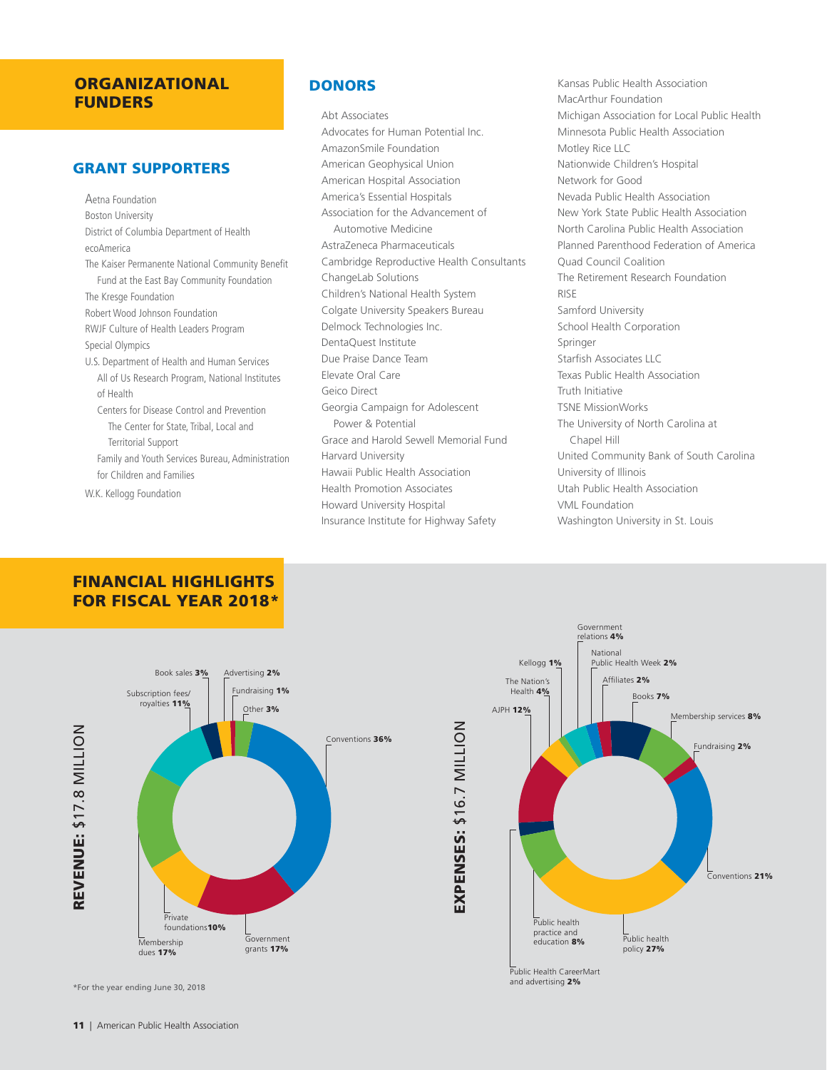## ORGANIZATIONAL FUNDERS

### GRANT SUPPORTERS

- Aetna Foundation
- Boston University
- District of Columbia Department of Health
- ecoAmerica
- The Kaiser Permanente National Community Benefit Fund at the East Bay Community Foundation
- The Kresge Foundation
- Robert Wood Johnson Foundation
- RWJF Culture of Health Leaders Program
- Special Olympics
- U.S. Department of Health and Human Services
  - All of Us Research Program, National Institutes of Health
  - Centers for Disease Control and Prevention
    - The Center for State, Tribal, Local and Territorial Support
  - Family and Youth Services Bureau, Administration for Children and Families
- W.K. Kellogg Foundation

### DONORS

- Abt Associates
- Advocates for Human Potential Inc.
- AmazonSmile Foundation
- American Geophysical Union
- American Hospital Association
- America's Essential Hospitals
- Association for the Advancement of Automotive Medicine
- AstraZeneca Pharmaceuticals
- Cambridge Reproductive Health Consultants
- ChangeLab Solutions
- Children's National Health System
- Colgate University Speakers Bureau
- Delmock Technologies Inc.
- DentaQuest Institute
- Due Praise Dance Team
- Elevate Oral Care
- Geico Direct
- Georgia Campaign for Adolescent Power & Potential
- Grace and Harold Sewell Memorial Fund
- Harvard University
- Hawaii Public Health Association
- Health Promotion Associates
- Howard University Hospital
- Insurance Institute for Highway Safety
- Kansas Public Health Association
- MacArthur Foundation
- Michigan Association for Local Public Health
- Minnesota Public Health Association
- Motley Rice LLC
- Nationwide Children's Hospital
- Network for Good
- Nevada Public Health Association
- New York State Public Health Association
- North Carolina Public Health Association
- Planned Parenthood Federation of America
- Quad Council Coalition
- The Retirement Research Foundation
- RISE
- Samford University
- School Health Corporation
- Springer
- Starfish Associates LLC
- Texas Public Health Association
- Truth Initiative
- TSNE MissionWorks
- The University of North Carolina at Chapel Hill
- United Community Bank of South Carolina
- University of Illinois
- Utah Public Health Association
- VML Foundation
- Washington University in St. Louis

## FINANCIAL HIGHLIGHTS FOR FISCAL YEAR 2018*

**REVENUE: $17.8 MILLION**

- Conventions **36%**
- Government grants **17%**
- Membership dues **17%**
- Subscription fees/royalties **11%**
- Private foundations **10%**
- Book sales **3%**
- Other **3%**
- Advertising **2%**
- Fundraising **1%**

**EXPENSES: $16.7 MILLION**

- Public health policy **27%**
- Conventions **21%**
- AJPH **12%**
- Membership services **8%**
- Public health practice and education **8%**
- Books **7%**
- Government relations **4%**
- The Nation's Health **4%**
- National Public Health Week **2%**
- Affiliates **2%**
- Fundraising **2%**
- Public Health CareerMart and advertising **2%**
- Kellogg **1%**

*For the year ending June 30, 2018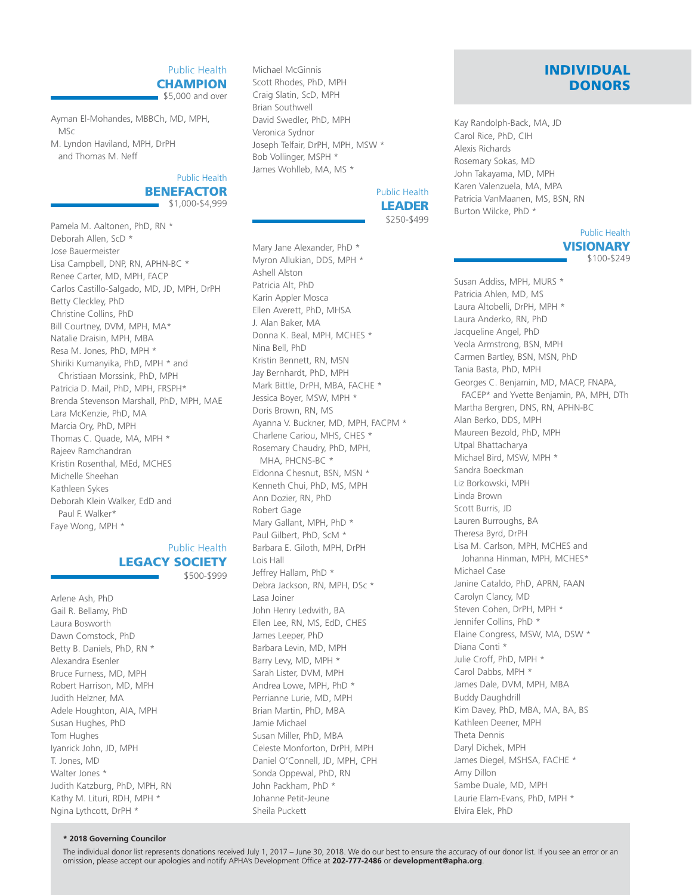# INDIVIDUAL DONORS

## Public Health CHAMPION
$5,000 and over

Ayman El-Mohandes, MBBCh, MD, MPH, MSc
M. Lyndon Haviland, MPH, DrPH and Thomas M. Neff

## Public Health BENEFACTOR
$1,000-$4,999

Pamela M. Aaltonen, PhD, RN *
Deborah Allen, ScD *
Jose Bauermeister
Lisa Campbell, DNP, RN, APHN-BC *
Renee Carter, MD, MPH, FACP
Carlos Castillo-Salgado, MD, JD, MPH, DrPH
Betty Cleckley, PhD
Christine Collins, PhD
Bill Courtney, DVM, MPH, MA*
Natalie Draisin, MPH, MBA
Resa M. Jones, PhD, MPH *
Shiriki Kumanyika, PhD, MPH * and Christiaan Morssink, PhD, MPH
Patricia D. Mail, PhD, MPH, FRSPH*
Brenda Stevenson Marshall, PhD, MPH, MAE
Lara McKenzie, PhD, MA
Marcia Ory, PhD, MPH
Thomas C. Quade, MA, MPH *
Rajeev Ramchandran
Kristin Rosenthal, MEd, MCHES
Michelle Sheehan
Kathleen Sykes
Deborah Klein Walker, EdD and Paul F. Walker*
Faye Wong, MPH *

## Public Health LEGACY SOCIETY
$500-$999

Arlene Ash, PhD
Gail R. Bellamy, PhD
Laura Bosworth
Dawn Comstock, PhD
Betty B. Daniels, PhD, RN *
Alexandra Esenler
Bruce Furness, MD, MPH
Robert Harrison, MD, MPH
Judith Helzner, MA
Adele Houghton, AIA, MPH
Susan Hughes, PhD
Tom Hughes
Iyanrick John, JD, MPH
T. Jones, MD
Walter Jones *
Judith Katzburg, PhD, MPH, RN
Kathy M. Lituri, RDH, MPH *
Ngina Lythcott, DrPH *
Michael McGinnis
Scott Rhodes, PhD, MPH
Craig Slatin, ScD, MPH
Brian Southwell
David Swedler, PhD, MPH
Veronica Sydnor
Joseph Telfair, DrPH, MPH, MSW *
Bob Vollinger, MSPH *
James Wohlleb, MA, MS *

## Public Health LEADER
$250-$499

Mary Jane Alexander, PhD *
Myron Allukian, DDS, MPH *
Ashell Alston
Patricia Alt, PhD
Karin Appler Mosca
Ellen Averett, PhD, MHSA
J. Alan Baker, MA
Donna K. Beal, MPH, MCHES *
Nina Bell, PhD
Kristin Bennett, RN, MSN
Jay Bernhardt, PhD, MPH
Mark Bittle, DrPH, MBA, FACHE *
Jessica Boyer, MSW, MPH *
Doris Brown, RN, MS
Ayanna V. Buckner, MD, MPH, FACPM *
Charlene Cariou, MHS, CHES *
Rosemary Chaudry, PhD, MPH, MHA, PHCNS-BC *
Eldonna Chesnut, BSN, MSN *
Kenneth Chui, PhD, MS, MPH
Ann Dozier, RN, PhD
Robert Gage
Mary Gallant, MPH, PhD *
Paul Gilbert, PhD, ScM *
Barbara E. Giloth, MPH, DrPH
Lois Hall
Jeffrey Hallam, PhD *
Debra Jackson, RN, MPH, DSc *
Lasa Joiner
John Henry Ledwith, BA
Ellen Lee, RN, MS, EdD, CHES
James Leeper, PhD
Barbara Levin, MD, MPH
Barry Levy, MD, MPH *
Sarah Lister, DVM, MPH
Andrea Lowe, MPH, PhD *
Perrianne Lurie, MD, MPH
Brian Martin, PhD, MBA
Jamie Michael
Susan Miller, PhD, MBA
Celeste Monforton, DrPH, MPH
Daniel O'Connell, JD, MPH, CPH
Sonda Oppewal, PhD, RN
John Packham, PhD *
Johanne Petit-Jeune
Sheila Puckett
Kay Randolph-Back, MA, JD
Carol Rice, PhD, CIH
Alexis Richards
Rosemary Sokas, MD
John Takayama, MD, MPH
Karen Valenzuela, MA, MPA
Patricia VanMaanen, MS, BSN, RN
Burton Wilcke, PhD *

## Public Health VISIONARY
$100-$249

Susan Addiss, MPH, MURS *
Patricia Ahlen, MD, MS
Laura Altobelli, DrPH, MPH *
Laura Anderko, RN, PhD
Jacqueline Angel, PhD
Veola Armstrong, BSN, MPH
Carmen Bartley, BSN, MSN, PhD
Tania Basta, PhD, MPH
Georges C. Benjamin, MD, MACP, FNAPA, FACEP* and Yvette Benjamin, PA, MPH, DTh
Martha Bergren, DNS, RN, APHN-BC
Alan Berko, DDS, MPH
Maureen Bezold, PhD, MPH
Utpal Bhattacharya
Michael Bird, MSW, MPH *
Sandra Boeckman
Liz Borkowski, MPH
Linda Brown
Scott Burris, JD
Lauren Burroughs, BA
Theresa Byrd, DrPH
Lisa M. Carlson, MPH, MCHES and Johanna Hinman, MPH, MCHES*
Michael Case
Janine Cataldo, PhD, APRN, FAAN
Carolyn Clancy, MD
Steven Cohen, DrPH, MPH *
Jennifer Collins, PhD *
Elaine Congress, MSW, MA, DSW *
Diana Conti *
Julie Croff, PhD, MPH *
Carol Dabbs, MPH *
James Dale, DVM, MPH, MBA
Buddy Daughdrill
Kim Davey, PhD, MBA, MA, BA, BS
Kathleen Deener, MPH
Theta Dennis
Daryl Dichek, MPH
James Diegel, MSHSA, FACHE *
Amy Dillon
Sambe Duale, MD, MPH
Laurie Elam-Evans, PhD, MPH *
Elvira Elek, PhD

**\* 2018 Governing Councilor**

The individual donor list represents donations received July 1, 2017 – June 30, 2018. We do our best to ensure the accuracy of our donor list. If you see an error or an omission, please accept our apologies and notify APHA's Development Office at **202-777-2486** or **development@apha.org**.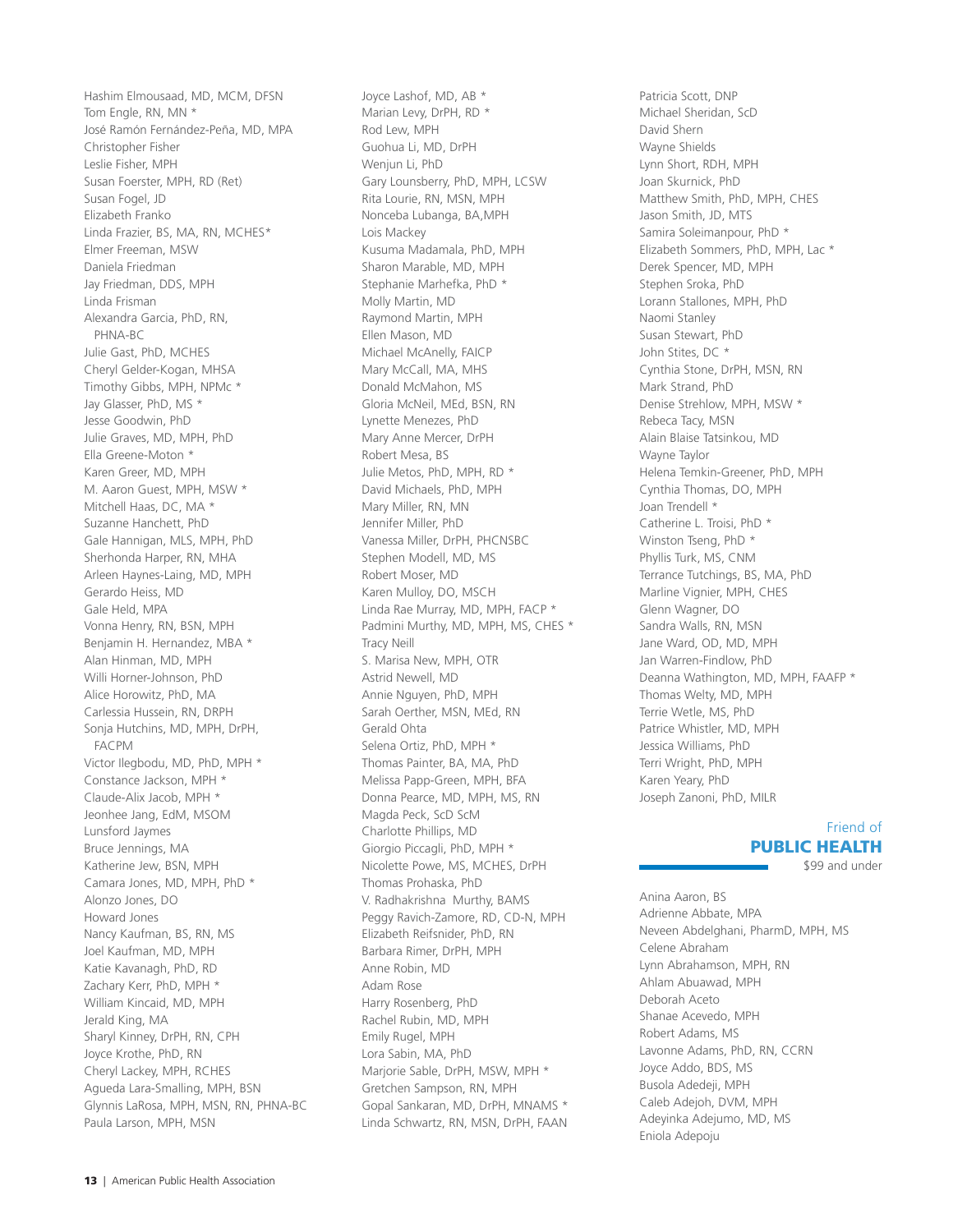Hashim Elmousaad, MD, MCM, DFSN
Tom Engle, RN, MN *
José Ramón Fernández-Peña, MD, MPA
Christopher Fisher
Leslie Fisher, MPH
Susan Foerster, MPH, RD (Ret)
Susan Fogel, JD
Elizabeth Franko
Linda Frazier, BS, MA, RN, MCHES*
Elmer Freeman, MSW
Daniela Friedman
Jay Friedman, DDS, MPH
Linda Frisman
Alexandra Garcia, PhD, RN, PHNA-BC
Julie Gast, PhD, MCHES
Cheryl Gelder-Kogan, MHSA
Timothy Gibbs, MPH, NPMc *
Jay Glasser, PhD, MS *
Jesse Goodwin, PhD
Julie Graves, MD, MPH, PhD
Ella Greene-Moton *
Karen Greer, MD, MPH
M. Aaron Guest, MPH, MSW *
Mitchell Haas, DC, MA *
Suzanne Hanchett, PhD
Gale Hannigan, MLS, MPH, PhD
Sherhonda Harper, RN, MHA
Arleen Haynes-Laing, MD, MPH
Gerardo Heiss, MD
Gale Held, MPA
Vonna Henry, RN, BSN, MPH
Benjamin H. Hernandez, MBA *
Alan Hinman, MD, MPH
Willi Horner-Johnson, PhD
Alice Horowitz, PhD, MA
Carlessia Hussein, RN, DRPH
Sonja Hutchins, MD, MPH, DrPH, FACPM
Victor Ilegbodu, MD, PhD, MPH *
Constance Jackson, MPH *
Claude-Alix Jacob, MPH *
Jeonhee Jang, EdM, MSOM
Lunsford Jaymes
Bruce Jennings, MA
Katherine Jew, BSN, MPH
Camara Jones, MD, MPH, PhD *
Alonzo Jones, DO
Howard Jones
Nancy Kaufman, BS, RN, MS
Joel Kaufman, MD, MPH
Katie Kavanagh, PhD, RD
Zachary Kerr, PhD, MPH *
William Kincaid, MD, MPH
Jerald King, MA
Sharyl Kinney, DrPH, RN, CPH
Joyce Krothe, PhD, RN
Cheryl Lackey, MPH, RCHES
Agueda Lara-Smalling, MPH, BSN
Glynnis LaRosa, MPH, MSN, RN, PHNA-BC
Paula Larson, MPH, MSN
Joyce Lashof, MD, AB *
Marian Levy, DrPH, RD *
Rod Lew, MPH
Guohua Li, MD, DrPH
Wenjun Li, PhD
Gary Lounsberry, PhD, MPH, LCSW
Rita Lourie, RN, MSN, MPH
Nonceba Lubanga, BA,MPH
Lois Mackey
Kusuma Madamala, PhD, MPH
Sharon Marable, MD, MPH
Stephanie Marhefka, PhD *
Molly Martin, MD
Raymond Martin, MPH
Ellen Mason, MD
Michael McAnelly, FAICP
Mary McCall, MA, MHS
Donald McMahon, MS
Gloria McNeil, MEd, BSN, RN
Lynette Menezes, PhD
Mary Anne Mercer, DrPH
Robert Mesa, BS
Julie Metos, PhD, MPH, RD *
David Michaels, PhD, MPH
Mary Miller, RN, MN
Jennifer Miller, PhD
Vanessa Miller, DrPH, PHCNSBC
Stephen Modell, MD, MS
Robert Moser, MD
Karen Mulloy, DO, MSCH
Linda Rae Murray, MD, MPH, FACP *
Padmini Murthy, MD, MPH, MS, CHES *
Tracy Neill
S. Marisa New, MPH, OTR
Astrid Newell, MD
Annie Nguyen, PhD, MPH
Sarah Oerther, MSN, MEd, RN
Gerald Ohta
Selena Ortiz, PhD, MPH *
Thomas Painter, BA, MA, PhD
Melissa Papp-Green, MPH, BFA
Donna Pearce, MD, MPH, MS, RN
Magda Peck, ScD ScM
Charlotte Phillips, MD
Giorgio Piccagli, PhD, MPH *
Nicolette Powe, MS, MCHES, DrPH
Thomas Prohaska, PhD
V. Radhakrishna Murthy, BAMS
Peggy Ravich-Zamore, RD, CD-N, MPH
Elizabeth Reifsnider, PhD, RN
Barbara Rimer, DrPH, MPH
Anne Robin, MD
Adam Rose
Harry Rosenberg, PhD
Rachel Rubin, MD, MPH
Emily Rugel, MPH
Lora Sabin, MA, PhD
Marjorie Sable, DrPH, MSW, MPH *
Gretchen Sampson, RN, MPH
Gopal Sankaran, MD, DrPH, MNAMS *
Linda Schwartz, RN, MSN, DrPH, FAAN
Patricia Scott, DNP
Michael Sheridan, ScD
David Shern
Wayne Shields
Lynn Short, RDH, MPH
Joan Skurnick, PhD
Matthew Smith, PhD, MPH, CHES
Jason Smith, JD, MTS
Samira Soleimanpour, PhD *
Elizabeth Sommers, PhD, MPH, Lac *
Derek Spencer, MD, MPH
Stephen Sroka, PhD
Lorann Stallones, MPH, PhD
Naomi Stanley
Susan Stewart, PhD
John Stites, DC *
Cynthia Stone, DrPH, MSN, RN
Mark Strand, PhD
Denise Strehlow, MPH, MSW *
Rebeca Tacy, MSN
Alain Blaise Tatsinkou, MD
Wayne Taylor
Helena Temkin-Greener, PhD, MPH
Cynthia Thomas, DO, MPH
Joan Trendell *
Catherine L. Troisi, PhD *
Winston Tseng, PhD *
Phyllis Turk, MS, CNM
Terrance Tutchings, BS, MA, PhD
Marline Vignier, MPH, CHES
Glenn Wagner, DO
Sandra Walls, RN, MSN
Jane Ward, OD, MD, MPH
Jan Warren-Findlow, PhD
Deanna Wathington, MD, MPH, FAAFP *
Thomas Welty, MD, MPH
Terrie Wetle, MS, PhD
Patrice Whistler, MD, MPH
Jessica Williams, PhD
Terri Wright, PhD, MPH
Karen Yeary, PhD
Joseph Zanoni, PhD, MILR

## Friend of PUBLIC HEALTH

$99 and under

Anina Aaron, BS
Adrienne Abbate, MPA
Neveen Abdelghani, PharmD, MPH, MS
Celene Abraham
Lynn Abrahamson, MPH, RN
Ahlam Abuawad, MPH
Deborah Aceto
Shanae Acevedo, MPH
Robert Adams, MS
Lavonne Adams, PhD, RN, CCRN
Joyce Addo, BDS, MS
Busola Adedeji, MPH
Caleb Adejoh, DVM, MPH
Adeyinka Adejumo, MD, MS
Eniola Adepoju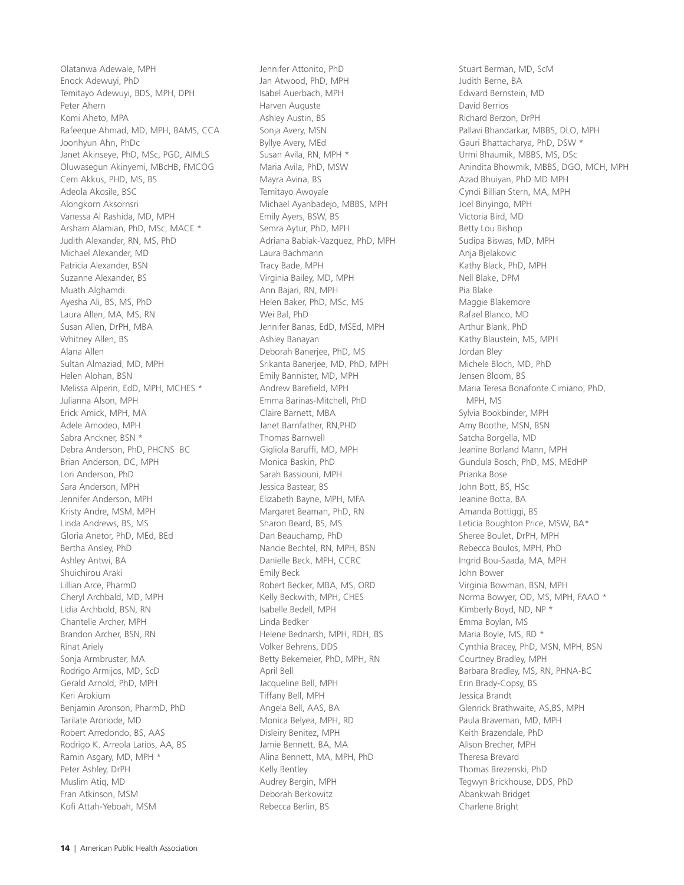Olatanwa Adewale, MPH
Enock Adewuyi, PhD
Temitayo Adewuyi, BDS, MPH, DPH
Peter Ahern
Komi Aheto, MPA
Rafeeque Ahmad, MD, MPH, BAMS, CCA
Joonhyun Ahn, PhDc
Janet Akinseye, PhD, MSc, PGD, AIMLS
Oluwasegun Akinyemi, MBcHB, FMCOG
Cem Akkus, PHD, MS, BS
Adeola Akosile, BSC
Alongkorn Aksornsri
Vanessa Al Rashida, MD, MPH
Arsham Alamian, PhD, MSc, MACE *
Judith Alexander, RN, MS, PhD
Michael Alexander, MD
Patricia Alexander, BSN
Suzanne Alexander, BS
Muath Alghamdi
Ayesha Ali, BS, MS, PhD
Laura Allen, MA, MS, RN
Susan Allen, DrPH, MBA
Whitney Allen, BS
Alana Allen
Sultan Almaziad, MD, MPH
Helen Alohan, BSN
Melissa Alperin, EdD, MPH, MCHES *
Julianna Alson, MPH
Erick Amick, MPH, MA
Adele Amodeo, MPH
Sabra Anckner, BSN *
Debra Anderson, PhD, PHCNS BC
Brian Anderson, DC, MPH
Lori Anderson, PhD
Sara Anderson, MPH
Jennifer Anderson, MPH
Kristy Andre, MSM, MPH
Linda Andrews, BS, MS
Gloria Anetor, PhD, MEd, BEd
Bertha Ansley, PhD
Ashley Antwi, BA
Shuichirou Araki
Lillian Arce, PharmD
Cheryl Archbald, MD, MPH
Lidia Archbold, BSN, RN
Chantelle Archer, MPH
Brandon Archer, BSN, RN
Rinat Ariely
Sonja Armbruster, MA
Rodrigo Armijos, MD, ScD
Gerald Arnold, PhD, MPH
Keri Arokium
Benjamin Aronson, PharmD, PhD
Tarilate Aroriode, MD
Robert Arredondo, BS, AAS
Rodrigo K. Arreola Larios, AA, BS
Ramin Asgary, MD, MPH *
Peter Ashley, DrPH
Muslim Atiq, MD
Fran Atkinson, MSM
Kofi Attah-Yeboah, MSM
Jennifer Attonito, PhD
Jan Atwood, PhD, MPH
Isabel Auerbach, MPH
Harven Auguste
Ashley Austin, BS
Sonja Avery, MSN
Byllye Avery, MEd
Susan Avila, RN, MPH *
Maria Avila, PhD, MSW
Mayra Avina, BS
Temitayo Awoyale
Michael Ayanbadejo, MBBS, MPH
Emily Ayers, BSW, BS
Semra Aytur, PhD, MPH
Adriana Babiak-Vazquez, PhD, MPH
Laura Bachmann
Tracy Bade, MPH
Virginia Bailey, MD, MPH
Ann Bajari, RN, MPH
Helen Baker, PhD, MSc, MS
Wei Bal, PhD
Jennifer Banas, EdD, MSEd, MPH
Ashley Banayan
Deborah Banerjee, PhD, MS
Srikanta Banerjee, MD, PhD, MPH
Emily Bannister, MD, MPH
Andrew Barefield, MPH
Emma Barinas-Mitchell, PhD
Claire Barnett, MBA
Janet Barnfather, RN,PHD
Thomas Barnwell
Gigliola Baruffi, MD, MPH
Monica Baskin, PhD
Sarah Bassiouni, MPH
Jessica Bastear, BS
Elizabeth Bayne, MPH, MFA
Margaret Beaman, PhD, RN
Sharon Beard, BS, MS
Dan Beauchamp, PhD
Nancie Bechtel, RN, MPH, BSN
Danielle Beck, MPH, CCRC
Emily Beck
Robert Becker, MBA, MS, ORD
Kelly Beckwith, MPH, CHES
Isabelle Bedell, MPH
Linda Bedker
Helene Bednarsh, MPH, RDH, BS
Volker Behrens, DDS
Betty Bekemeier, PhD, MPH, RN
April Bell
Jacqueline Bell, MPH
Tiffany Bell, MPH
Angela Bell, AAS, BA
Monica Belyea, MPH, RD
Disleiry Benitez, MPH
Jamie Bennett, BA, MA
Alina Bennett, MA, MPH, PhD
Kelly Bentley
Audrey Bergin, MPH
Deborah Berkowitz
Rebecca Berlin, BS
Stuart Berman, MD, ScM
Judith Berne, BA
Edward Bernstein, MD
David Berrios
Richard Berzon, DrPH
Pallavi Bhandarkar, MBBS, DLO, MPH
Gauri Bhattacharya, PhD, DSW *
Urmi Bhaumik, MBBS, MS, DSc
Anindita Bhowmik, MBBS, DGO, MCH, MPH
Azad Bhuiyan, PhD MD MPH
Cyndi Billian Stern, MA, MPH
Joel Binyingo, MPH
Victoria Bird, MD
Betty Lou Bishop
Sudipa Biswas, MD, MPH
Anja Bjelakovic
Kathy Black, PhD, MPH
Nell Blake, DPM
Pia Blake
Maggie Blakemore
Rafael Blanco, MD
Arthur Blank, PhD
Kathy Blaustein, MS, MPH
Jordan Bley
Michele Bloch, MD, PhD
Jensen Bloom, BS
Maria Teresa Bonafonte Cimiano, PhD, MPH, MS
Sylvia Bookbinder, MPH
Amy Boothe, MSN, BSN
Satcha Borgella, MD
Jeanine Borland Mann, MPH
Gundula Bosch, PhD, MS, MEdHP
Prianka Bose
John Bott, BS, HSc
Jeanine Botta, BA
Amanda Bottiggi, BS
Leticia Boughton Price, MSW, BA*
Sheree Boulet, DrPH, MPH
Rebecca Boulos, MPH, PhD
Ingrid Bou-Saada, MA, MPH
John Bower
Virginia Bowman, BSN, MPH
Norma Bowyer, OD, MS, MPH, FAAO *
Kimberly Boyd, ND, NP *
Emma Boylan, MS
Maria Boyle, MS, RD *
Cynthia Bracey, PhD, MSN, MPH, BSN
Courtney Bradley, MPH
Barbara Bradley, MS, RN, PHNA-BC
Erin Brady-Copsy, BS
Jessica Brandt
Glenrick Brathwaite, AS,BS, MPH
Paula Braveman, MD, MPH
Keith Brazendale, PhD
Alison Brecher, MPH
Theresa Brevard
Thomas Brezenski, PhD
Tegwyn Brickhouse, DDS, PhD
Abankwah Bridget
Charlene Bright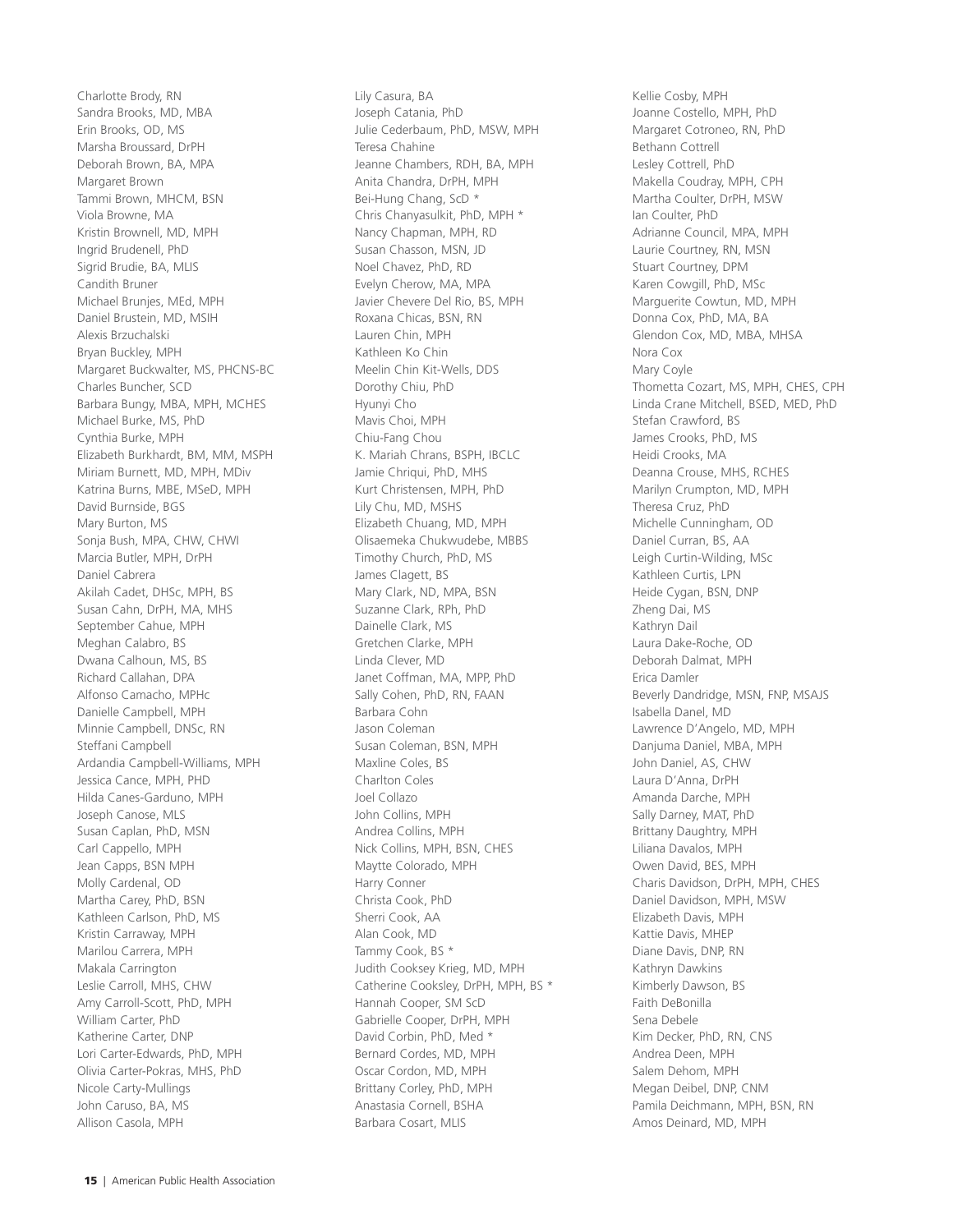Charlotte Brody, RN
Sandra Brooks, MD, MBA
Erin Brooks, OD, MS
Marsha Broussard, DrPH
Deborah Brown, BA, MPA
Margaret Brown
Tammi Brown, MHCM, BSN
Viola Browne, MA
Kristin Brownell, MD, MPH
Ingrid Brudenell, PhD
Sigrid Brudie, BA, MLIS
Candith Bruner
Michael Brunjes, MEd, MPH
Daniel Brustein, MD, MSIH
Alexis Brzuchalski
Bryan Buckley, MPH
Margaret Buckwalter, MS, PHCNS-BC
Charles Buncher, SCD
Barbara Bungy, MBA, MPH, MCHES
Michael Burke, MS, PhD
Cynthia Burke, MPH
Elizabeth Burkhardt, BM, MM, MSPH
Miriam Burnett, MD, MPH, MDiv
Katrina Burns, MBE, MSeD, MPH
David Burnside, BGS
Mary Burton, MS
Sonja Bush, MPA, CHW, CHWI
Marcia Butler, MPH, DrPH
Daniel Cabrera
Akilah Cadet, DHSc, MPH, BS
Susan Cahn, DrPH, MA, MHS
September Cahue, MPH
Meghan Calabro, BS
Dwana Calhoun, MS, BS
Richard Callahan, DPA
Alfonso Camacho, MPHc
Danielle Campbell, MPH
Minnie Campbell, DNSc, RN
Steffani Campbell
Ardandia Campbell-Williams, MPH
Jessica Cance, MPH, PHD
Hilda Canes-Garduno, MPH
Joseph Canose, MLS
Susan Caplan, PhD, MSN
Carl Cappello, MPH
Jean Capps, BSN MPH
Molly Cardenal, OD
Martha Carey, PhD, BSN
Kathleen Carlson, PhD, MS
Kristin Carraway, MPH
Marilou Carrera, MPH
Makala Carrington
Leslie Carroll, MHS, CHW
Amy Carroll-Scott, PhD, MPH
William Carter, PhD
Katherine Carter, DNP
Lori Carter-Edwards, PhD, MPH
Olivia Carter-Pokras, MHS, PhD
Nicole Carty-Mullings
John Caruso, BA, MS
Allison Casola, MPH
Lily Casura, BA
Joseph Catania, PhD
Julie Cederbaum, PhD, MSW, MPH
Teresa Chahine
Jeanne Chambers, RDH, BA, MPH
Anita Chandra, DrPH, MPH
Bei-Hung Chang, ScD *
Chris Chanyasulkit, PhD, MPH *
Nancy Chapman, MPH, RD
Susan Chasson, MSN, JD
Noel Chavez, PhD, RD
Evelyn Cherow, MA, MPA
Javier Chevere Del Rio, BS, MPH
Roxana Chicas, BSN, RN
Lauren Chin, MPH
Kathleen Ko Chin
Meelin Chin Kit-Wells, DDS
Dorothy Chiu, PhD
Hyunyi Cho
Mavis Choi, MPH
Chiu-Fang Chou
K. Mariah Chrans, BSPH, IBCLC
Jamie Chriqui, PhD, MHS
Kurt Christensen, MPH, PhD
Lily Chu, MD, MSHS
Elizabeth Chuang, MD, MPH
Olisaemeka Chukwudebe, MBBS
Timothy Church, PhD, MS
James Clagett, BS
Mary Clark, ND, MPA, BSN
Suzanne Clark, RPh, PhD
Dainelle Clark, MS
Gretchen Clarke, MPH
Linda Clever, MD
Janet Coffman, MA, MPP, PhD
Sally Cohen, PhD, RN, FAAN
Barbara Cohn
Jason Coleman
Susan Coleman, BSN, MPH
Maxline Coles, BS
Charlton Coles
Joel Collazo
John Collins, MPH
Andrea Collins, MPH
Nick Collins, MPH, BSN, CHES
Maytte Colorado, MPH
Harry Conner
Christa Cook, PhD
Sherri Cook, AA
Alan Cook, MD
Tammy Cook, BS *
Judith Cooksey Krieg, MD, MPH
Catherine Cooksley, DrPH, MPH, BS *
Hannah Cooper, SM ScD
Gabrielle Cooper, DrPH, MPH
David Corbin, PhD, Med *
Bernard Cordes, MD, MPH
Oscar Cordon, MD, MPH
Brittany Corley, PhD, MPH
Anastasia Cornell, BSHA
Barbara Cosart, MLIS
Kellie Cosby, MPH
Joanne Costello, MPH, PhD
Margaret Cotroneo, RN, PhD
Bethann Cottrell
Lesley Cottrell, PhD
Makella Coudray, MPH, CPH
Martha Coulter, DrPH, MSW
Ian Coulter, PhD
Adrianne Council, MPA, MPH
Laurie Courtney, RN, MSN
Stuart Courtney, DPM
Karen Cowgill, PhD, MSc
Marguerite Cowtun, MD, MPH
Donna Cox, PhD, MA, BA
Glendon Cox, MD, MBA, MHSA
Nora Cox
Mary Coyle
Thometta Cozart, MS, MPH, CHES, CPH
Linda Crane Mitchell, BSED, MED, PhD
Stefan Crawford, BS
James Crooks, PhD, MS
Heidi Crooks, MA
Deanna Crouse, MHS, RCHES
Marilyn Crumpton, MD, MPH
Theresa Cruz, PhD
Michelle Cunningham, OD
Daniel Curran, BS, AA
Leigh Curtin-Wilding, MSc
Kathleen Curtis, LPN
Heide Cygan, BSN, DNP
Zheng Dai, MS
Kathryn Dail
Laura Dake-Roche, OD
Deborah Dalmat, MPH
Erica Damler
Beverly Dandridge, MSN, FNP, MSAJS
Isabella Danel, MD
Lawrence D'Angelo, MD, MPH
Danjuma Daniel, MBA, MPH
John Daniel, AS, CHW
Laura D'Anna, DrPH
Amanda Darche, MPH
Sally Darney, MAT, PhD
Brittany Daughtry, MPH
Liliana Davalos, MPH
Owen David, BES, MPH
Charis Davidson, DrPH, MPH, CHES
Daniel Davidson, MPH, MSW
Elizabeth Davis, MPH
Kattie Davis, MHEP
Diane Davis, DNP, RN
Kathryn Dawkins
Kimberly Dawson, BS
Faith DeBonilla
Sena Debele
Kim Decker, PhD, RN, CNS
Andrea Deen, MPH
Salem Dehom, MPH
Megan Deibel, DNP, CNM
Pamila Deichmann, MPH, BSN, RN
Amos Deinard, MD, MPH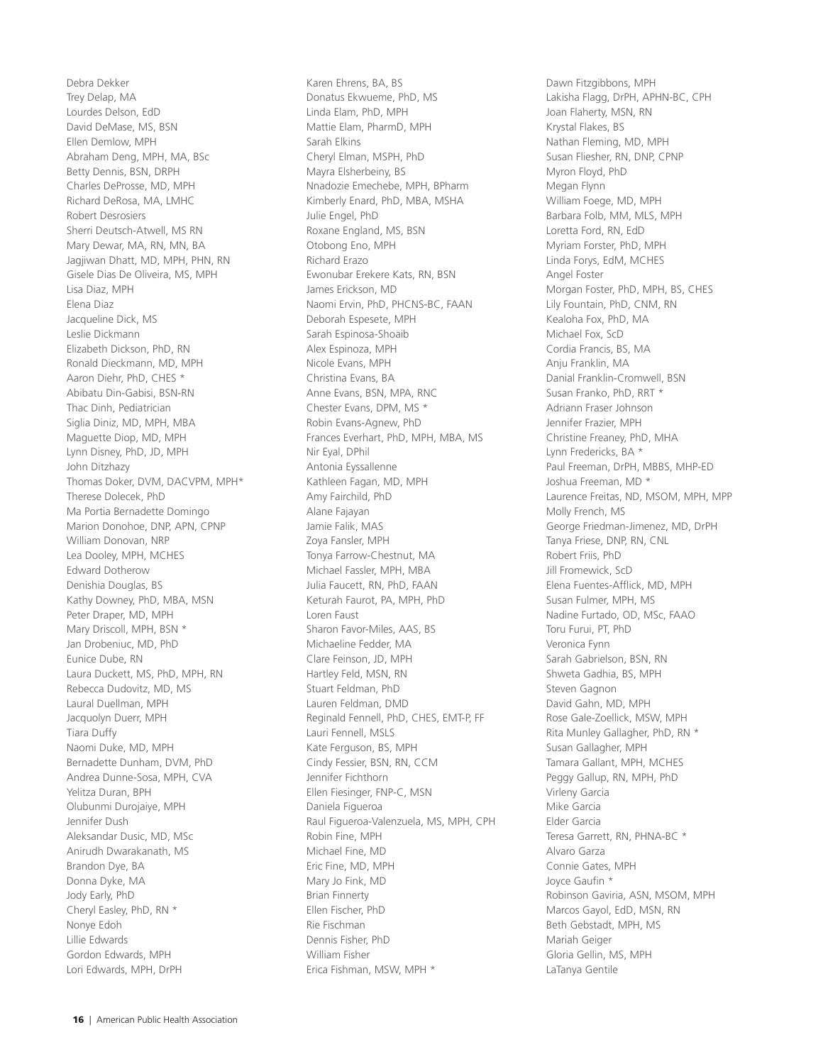Debra Dekker
Trey Delap, MA
Lourdes Delson, EdD
David DeMase, MS, BSN
Ellen Demlow, MPH
Abraham Deng, MPH, MA, BSc
Betty Dennis, BSN, DRPH
Charles DeProsse, MD, MPH
Richard DeRosa, MA, LMHC
Robert Desrosiers
Sherri Deutsch-Atwell, MS RN
Mary Dewar, MA, RN, MN, BA
Jagjiwan Dhatt, MD, MPH, PHN, RN
Gisele Dias De Oliveira, MS, MPH
Lisa Diaz, MPH
Elena Diaz
Jacqueline Dick, MS
Leslie Dickmann
Elizabeth Dickson, PhD, RN
Ronald Dieckmann, MD, MPH
Aaron Diehr, PhD, CHES *
Abibatu Din-Gabisi, BSN-RN
Thac Dinh, Pediatrician
Siglia Diniz, MD, MPH, MBA
Maguette Diop, MD, MPH
Lynn Disney, PhD, JD, MPH
John Ditzhazy
Thomas Doker, DVM, DACVPM, MPH*
Therese Dolecek, PhD
Ma Portia Bernadette Domingo
Marion Donohoe, DNP, APN, CPNP
William Donovan, NRP
Lea Dooley, MPH, MCHES
Edward Dotherow
Denishia Douglas, BS
Kathy Downey, PhD, MBA, MSN
Peter Draper, MD, MPH
Mary Driscoll, MPH, BSN *
Jan Drobeniuc, MD, PhD
Eunice Dube, RN
Laura Duckett, MS, PhD, MPH, RN
Rebecca Dudovitz, MD, MS
Laural Duellman, MPH
Jacquolyn Duerr, MPH
Tiara Duffy
Naomi Duke, MD, MPH
Bernadette Dunham, DVM, PhD
Andrea Dunne-Sosa, MPH, CVA
Yelitza Duran, BPH
Olubunmi Durojaiye, MPH
Jennifer Dush
Aleksandar Dusic, MD, MSc
Anirudh Dwarakanath, MS
Brandon Dye, BA
Donna Dyke, MA
Jody Early, PhD
Cheryl Easley, PhD, RN *
Nonye Edoh
Lillie Edwards
Gordon Edwards, MPH
Lori Edwards, MPH, DrPH
Karen Ehrens, BA, BS
Donatus Ekwueme, PhD, MS
Linda Elam, PhD, MPH
Mattie Elam, PharmD, MPH
Sarah Elkins
Cheryl Elman, MSPH, PhD
Mayra Elsherbeiny, BS
Nnadozie Emechebe, MPH, BPharm
Kimberly Enard, PhD, MBA, MSHA
Julie Engel, PhD
Roxane England, MS, BSN
Otobong Eno, MPH
Richard Erazo
Ewonubar Erekere Kats, RN, BSN
James Erickson, MD
Naomi Ervin, PhD, PHCNS-BC, FAAN
Deborah Espesete, MPH
Sarah Espinosa-Shoaib
Alex Espinoza, MPH
Nicole Evans, MPH
Christina Evans, BA
Anne Evans, BSN, MPA, RNC
Chester Evans, DPM, MS *
Robin Evans-Agnew, PhD
Frances Everhart, PhD, MPH, MBA, MS
Nir Eyal, DPhil
Antonia Eyssallenne
Kathleen Fagan, MD, MPH
Amy Fairchild, PhD
Alane Fajayan
Jamie Falik, MAS
Zoya Fansler, MPH
Tonya Farrow-Chestnut, MA
Michael Fassler, MPH, MBA
Julia Faucett, RN, PhD, FAAN
Keturah Faurot, PA, MPH, PhD
Loren Faust
Sharon Favor-Miles, AAS, BS
Michaeline Fedder, MA
Clare Feinson, JD, MPH
Hartley Feld, MSN, RN
Stuart Feldman, PhD
Lauren Feldman, DMD
Reginald Fennell, PhD, CHES, EMT-P, FF
Lauri Fennell, MSLS
Kate Ferguson, BS, MPH
Cindy Fessier, BSN, RN, CCM
Jennifer Fichthorn
Ellen Fiesinger, FNP-C, MSN
Daniela Figueroa
Raul Figueroa-Valenzuela, MS, MPH, CPH
Robin Fine, MPH
Michael Fine, MD
Eric Fine, MD, MPH
Mary Jo Fink, MD
Brian Finnerty
Ellen Fischer, PhD
Rie Fischman
Dennis Fisher, PhD
William Fisher
Erica Fishman, MSW, MPH *
Dawn Fitzgibbons, MPH
Lakisha Flagg, DrPH, APHN-BC, CPH
Joan Flaherty, MSN, RN
Krystal Flakes, BS
Nathan Fleming, MD, MPH
Susan Fliesher, RN, DNP, CPNP
Myron Floyd, PhD
Megan Flynn
William Foege, MD, MPH
Barbara Folb, MM, MLS, MPH
Loretta Ford, RN, EdD
Myriam Forster, PhD, MPH
Linda Forys, EdM, MCHES
Angel Foster
Morgan Foster, PhD, MPH, BS, CHES
Lily Fountain, PhD, CNM, RN
Kealoha Fox, PhD, MA
Michael Fox, ScD
Cordia Francis, BS, MA
Anju Franklin, MA
Danial Franklin-Cromwell, BSN
Susan Franko, PhD, RRT *
Adriann Fraser Johnson
Jennifer Frazier, MPH
Christine Freaney, PhD, MHA
Lynn Fredericks, BA *
Paul Freeman, DrPH, MBBS, MHP-ED
Joshua Freeman, MD *
Laurence Freitas, ND, MSOM, MPH, MPP
Molly French, MS
George Friedman-Jimenez, MD, DrPH
Tanya Friese, DNP, RN, CNL
Robert Friis, PhD
Jill Fromewick, ScD
Elena Fuentes-Afflick, MD, MPH
Susan Fulmer, MPH, MS
Nadine Furtado, OD, MSc, FAAO
Toru Furui, PT, PhD
Veronica Fynn
Sarah Gabrielson, BSN, RN
Shweta Gadhia, BS, MPH
Steven Gagnon
David Gahn, MD, MPH
Rose Gale-Zoellick, MSW, MPH
Rita Munley Gallagher, PhD, RN *
Susan Gallagher, MPH
Tamara Gallant, MPH, MCHES
Peggy Gallup, RN, MPH, PhD
Virleny Garcia
Mike Garcia
Elder Garcia
Teresa Garrett, RN, PHNA-BC *
Alvaro Garza
Connie Gates, MPH
Joyce Gaufin *
Robinson Gaviria, ASN, MSOM, MPH
Marcos Gayol, EdD, MSN, RN
Beth Gebstadt, MPH, MS
Mariah Geiger
Gloria Gellin, MS, MPH
LaTanya Gentile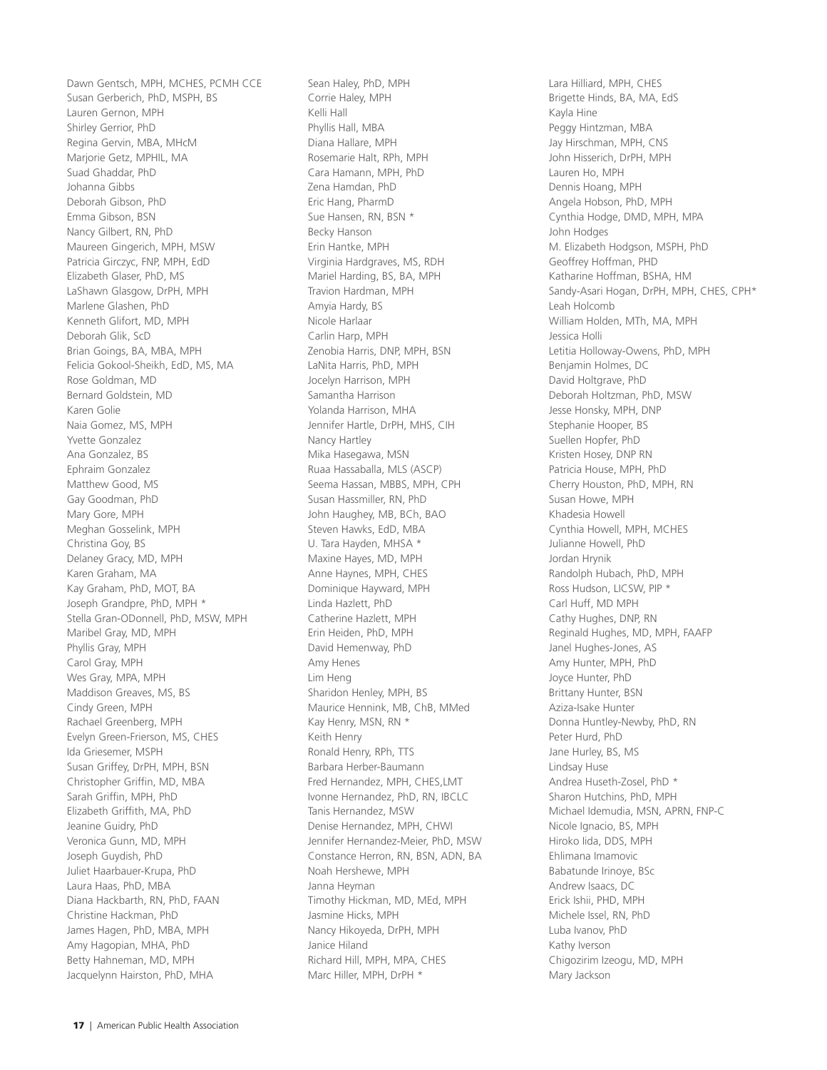Dawn Gentsch, MPH, MCHES, PCMH CCE
Susan Gerberich, PhD, MSPH, BS
Lauren Gernon, MPH
Shirley Gerrior, PhD
Regina Gervin, MBA, MHcM
Marjorie Getz, MPHIL, MA
Suad Ghaddar, PhD
Johanna Gibbs
Deborah Gibson, PhD
Emma Gibson, BSN
Nancy Gilbert, RN, PhD
Maureen Gingerich, MPH, MSW
Patricia Girczyc, FNP, MPH, EdD
Elizabeth Glaser, PhD, MS
LaShawn Glasgow, DrPH, MPH
Marlene Glashen, PhD
Kenneth Glifort, MD, MPH
Deborah Glik, ScD
Brian Goings, BA, MBA, MPH
Felicia Gokool-Sheikh, EdD, MS, MA
Rose Goldman, MD
Bernard Goldstein, MD
Karen Golie
Naia Gomez, MS, MPH
Yvette Gonzalez
Ana Gonzalez, BS
Ephraim Gonzalez
Matthew Good, MS
Gay Goodman, PhD
Mary Gore, MPH
Meghan Gosselink, MPH
Christina Goy, BS
Delaney Gracy, MD, MPH
Karen Graham, MA
Kay Graham, PhD, MOT, BA
Joseph Grandpre, PhD, MPH *
Stella Gran-ODonnell, PhD, MSW, MPH
Maribel Gray, MD, MPH
Phyllis Gray, MPH
Carol Gray, MPH
Wes Gray, MPA, MPH
Maddison Greaves, MS, BS
Cindy Green, MPH
Rachael Greenberg, MPH
Evelyn Green-Frierson, MS, CHES
Ida Griesemer, MSPH
Susan Griffey, DrPH, MPH, BSN
Christopher Griffin, MD, MBA
Sarah Griffin, MPH, PhD
Elizabeth Griffith, MA, PhD
Jeanine Guidry, PhD
Veronica Gunn, MD, MPH
Joseph Guydish, PhD
Juliet Haarbauer-Krupa, PhD
Laura Haas, PhD, MBA
Diana Hackbarth, RN, PhD, FAAN
Christine Hackman, PhD
James Hagen, PhD, MBA, MPH
Amy Hagopian, MHA, PhD
Betty Hahneman, MD, MPH
Jacquelynn Hairston, PhD, MHA
Sean Haley, PhD, MPH
Corrie Haley, MPH
Kelli Hall
Phyllis Hall, MBA
Diana Hallare, MPH
Rosemarie Halt, RPh, MPH
Cara Hamann, MPH, PhD
Zena Hamdan, PhD
Eric Hang, PharmD
Sue Hansen, RN, BSN *
Becky Hanson
Erin Hantke, MPH
Virginia Hardgraves, MS, RDH
Mariel Harding, BS, BA, MPH
Travion Hardman, MPH
Amyia Hardy, BS
Nicole Harlaar
Carlin Harp, MPH
Zenobia Harris, DNP, MPH, BSN
LaNita Harris, PhD, MPH
Jocelyn Harrison, MPH
Samantha Harrison
Yolanda Harrison, MHA
Jennifer Hartle, DrPH, MHS, CIH
Nancy Hartley
Mika Hasegawa, MSN
Ruaa Hassaballa, MLS (ASCP)
Seema Hassan, MBBS, MPH, CPH
Susan Hassmiller, RN, PhD
John Haughey, MB, BCh, BAO
Steven Hawks, EdD, MBA
U. Tara Hayden, MHSA *
Maxine Hayes, MD, MPH
Anne Haynes, MPH, CHES
Dominique Hayward, MPH
Linda Hazlett, PhD
Catherine Hazlett, MPH
Erin Heiden, PhD, MPH
David Hemenway, PhD
Amy Henes
Lim Heng
Sharidon Henley, MPH, BS
Maurice Hennink, MB, ChB, MMed
Kay Henry, MSN, RN *
Keith Henry
Ronald Henry, RPh, TTS
Barbara Herber-Baumann
Fred Hernandez, MPH, CHES,LMT
Ivonne Hernandez, PhD, RN, IBCLC
Tanis Hernandez, MSW
Denise Hernandez, MPH, CHWI
Jennifer Hernandez-Meier, PhD, MSW
Constance Herron, RN, BSN, ADN, BA
Noah Hershewe, MPH
Janna Heyman
Timothy Hickman, MD, MEd, MPH
Jasmine Hicks, MPH
Nancy Hikoyeda, DrPH, MPH
Janice Hiland
Richard Hill, MPH, MPA, CHES
Marc Hiller, MPH, DrPH *
Lara Hilliard, MPH, CHES
Brigette Hinds, BA, MA, EdS
Kayla Hine
Peggy Hintzman, MBA
Jay Hirschman, MPH, CNS
John Hisserich, DrPH, MPH
Lauren Ho, MPH
Dennis Hoang, MPH
Angela Hobson, PhD, MPH
Cynthia Hodge, DMD, MPH, MPA
John Hodges
M. Elizabeth Hodgson, MSPH, PhD
Geoffrey Hoffman, PHD
Katharine Hoffman, BSHA, HM
Sandy-Asari Hogan, DrPH, MPH, CHES, CPH*
Leah Holcomb
William Holden, MTh, MA, MPH
Jessica Holli
Letitia Holloway-Owens, PhD, MPH
Benjamin Holmes, DC
David Holtgrave, PhD
Deborah Holtzman, PhD, MSW
Jesse Honsky, MPH, DNP
Stephanie Hooper, BS
Suellen Hopfer, PhD
Kristen Hosey, DNP RN
Patricia House, MPH, PhD
Cherry Houston, PhD, MPH, RN
Susan Howe, MPH
Khadesia Howell
Cynthia Howell, MPH, MCHES
Julianne Howell, PhD
Jordan Hrynik
Randolph Hubach, PhD, MPH
Ross Hudson, LICSW, PIP *
Carl Huff, MD MPH
Cathy Hughes, DNP, RN
Reginald Hughes, MD, MPH, FAAFP
Janel Hughes-Jones, AS
Amy Hunter, MPH, PhD
Joyce Hunter, PhD
Brittany Hunter, BSN
Aziza-Isake Hunter
Donna Huntley-Newby, PhD, RN
Peter Hurd, PhD
Jane Hurley, BS, MS
Lindsay Huse
Andrea Huseth-Zosel, PhD *
Sharon Hutchins, PhD, MPH
Michael Idemudia, MSN, APRN, FNP-C
Nicole Ignacio, BS, MPH
Hiroko Iida, DDS, MPH
Ehlimana Imamovic
Babatunde Irinoye, BSc
Andrew Isaacs, DC
Erick Ishii, PHD, MPH
Michele Issel, RN, PhD
Luba Ivanov, PhD
Kathy Iverson
Chigozirim Izeogu, MD, MPH
Mary Jackson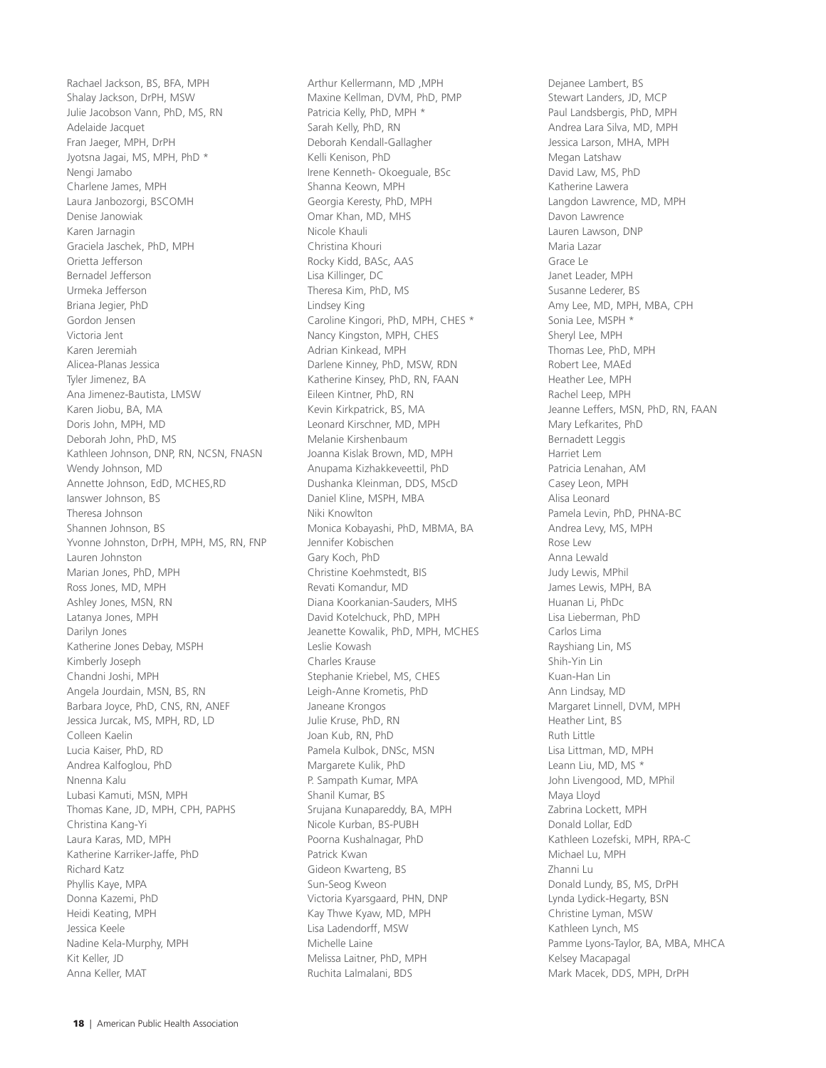Rachael Jackson, BS, BFA, MPH
Shalay Jackson, DrPH, MSW
Julie Jacobson Vann, PhD, MS, RN
Adelaide Jacquet
Fran Jaeger, MPH, DrPH
Jyotsna Jagai, MS, MPH, PhD *
Nengi Jamabo
Charlene James, MPH
Laura Janbozorgi, BSCOMH
Denise Janowiak
Karen Jarnagin
Graciela Jaschek, PhD, MPH
Orietta Jefferson
Bernadel Jefferson
Urmeka Jefferson
Briana Jegier, PhD
Gordon Jensen
Victoria Jent
Karen Jeremiah
Alicea-Planas Jessica
Tyler Jimenez, BA
Ana Jimenez-Bautista, LMSW
Karen Jiobu, BA, MA
Doris John, MPH, MD
Deborah John, PhD, MS
Kathleen Johnson, DNP, RN, NCSN, FNASN
Wendy Johnson, MD
Annette Johnson, EdD, MCHES,RD
Ianswer Johnson, BS
Theresa Johnson
Shannen Johnson, BS
Yvonne Johnston, DrPH, MPH, MS, RN, FNP
Lauren Johnston
Marian Jones, PhD, MPH
Ross Jones, MD, MPH
Ashley Jones, MSN, RN
Latanya Jones, MPH
Darilyn Jones
Katherine Jones Debay, MSPH
Kimberly Joseph
Chandni Joshi, MPH
Angela Jourdain, MSN, BS, RN
Barbara Joyce, PhD, CNS, RN, ANEF
Jessica Jurcak, MS, MPH, RD, LD
Colleen Kaelin
Lucia Kaiser, PhD, RD
Andrea Kalfoglou, PhD
Nnenna Kalu
Lubasi Kamuti, MSN, MPH
Thomas Kane, JD, MPH, CPH, PAPHS
Christina Kang-Yi
Laura Karas, MD, MPH
Katherine Karriker-Jaffe, PhD
Richard Katz
Phyllis Kaye, MPA
Donna Kazemi, PhD
Heidi Keating, MPH
Jessica Keele
Nadine Kela-Murphy, MPH
Kit Keller, JD
Anna Keller, MAT
Arthur Kellermann, MD ,MPH
Maxine Kellman, DVM, PhD, PMP
Patricia Kelly, PhD, MPH *
Sarah Kelly, PhD, RN
Deborah Kendall-Gallagher
Kelli Kenison, PhD
Irene Kenneth- Okoeguale, BSc
Shanna Keown, MPH
Georgia Keresty, PhD, MPH
Omar Khan, MD, MHS
Nicole Khauli
Christina Khouri
Rocky Kidd, BASc, AAS
Lisa Killinger, DC
Theresa Kim, PhD, MS
Lindsey King
Caroline Kingori, PhD, MPH, CHES *
Nancy Kingston, MPH, CHES
Adrian Kinkead, MPH
Darlene Kinney, PhD, MSW, RDN
Katherine Kinsey, PhD, RN, FAAN
Eileen Kintner, PhD, RN
Kevin Kirkpatrick, BS, MA
Leonard Kirschner, MD, MPH
Melanie Kirshenbaum
Joanna Kislak Brown, MD, MPH
Anupama Kizhakkeveettil, PhD
Dushanka Kleinman, DDS, MScD
Daniel Kline, MSPH, MBA
Niki Knowlton
Monica Kobayashi, PhD, MBMA, BA
Jennifer Kobischen
Gary Koch, PhD
Christine Koehmstedt, BIS
Revati Komandur, MD
Diana Koorkanian-Sauders, MHS
David Kotelchuck, PhD, MPH
Jeanette Kowalik, PhD, MPH, MCHES
Leslie Kowash
Charles Krause
Stephanie Kriebel, MS, CHES
Leigh-Anne Krometis, PhD
Janeane Krongos
Julie Kruse, PhD, RN
Joan Kub, RN, PhD
Pamela Kulbok, DNSc, MSN
Margarete Kulik, PhD
P. Sampath Kumar, MPA
Shanil Kumar, BS
Srujana Kunapareddy, BA, MPH
Nicole Kurban, BS-PUBH
Poorna Kushalnagar, PhD
Patrick Kwan
Gideon Kwarteng, BS
Sun-Seog Kweon
Victoria Kyarsgaard, PHN, DNP
Kay Thwe Kyaw, MD, MPH
Lisa Ladendorff, MSW
Michelle Laine
Melissa Laitner, PhD, MPH
Ruchita Lalmalani, BDS
Dejanee Lambert, BS
Stewart Landers, JD, MCP
Paul Landsbergis, PhD, MPH
Andrea Lara Silva, MD, MPH
Jessica Larson, MHA, MPH
Megan Latshaw
David Law, MS, PhD
Katherine Lawera
Langdon Lawrence, MD, MPH
Davon Lawrence
Lauren Lawson, DNP
Maria Lazar
Grace Le
Janet Leader, MPH
Susanne Lederer, BS
Amy Lee, MD, MPH, MBA, CPH
Sonia Lee, MSPH *
Sheryl Lee, MPH
Thomas Lee, PhD, MPH
Robert Lee, MAEd
Heather Lee, MPH
Rachel Leep, MPH
Jeanne Leffers, MSN, PhD, RN, FAAN
Mary Lefkarites, PhD
Bernadett Leggis
Harriet Lem
Patricia Lenahan, AM
Casey Leon, MPH
Alisa Leonard
Pamela Levin, PhD, PHNA-BC
Andrea Levy, MS, MPH
Rose Lew
Anna Lewald
Judy Lewis, MPhil
James Lewis, MPH, BA
Huanan Li, PhDc
Lisa Lieberman, PhD
Carlos Lima
Rayshiang Lin, MS
Shih-Yin Lin
Kuan-Han Lin
Ann Lindsay, MD
Margaret Linnell, DVM, MPH
Heather Lint, BS
Ruth Little
Lisa Littman, MD, MPH
Leann Liu, MD, MS *
John Livengood, MD, MPhil
Maya Lloyd
Zabrina Lockett, MPH
Donald Lollar, EdD
Kathleen Lozefski, MPH, RPA-C
Michael Lu, MPH
Zhanni Lu
Donald Lundy, BS, MS, DrPH
Lynda Lydick-Hegarty, BSN
Christine Lyman, MSW
Kathleen Lynch, MS
Pamme Lyons-Taylor, BA, MBA, MHCA
Kelsey Macapagal
Mark Macek, DDS, MPH, DrPH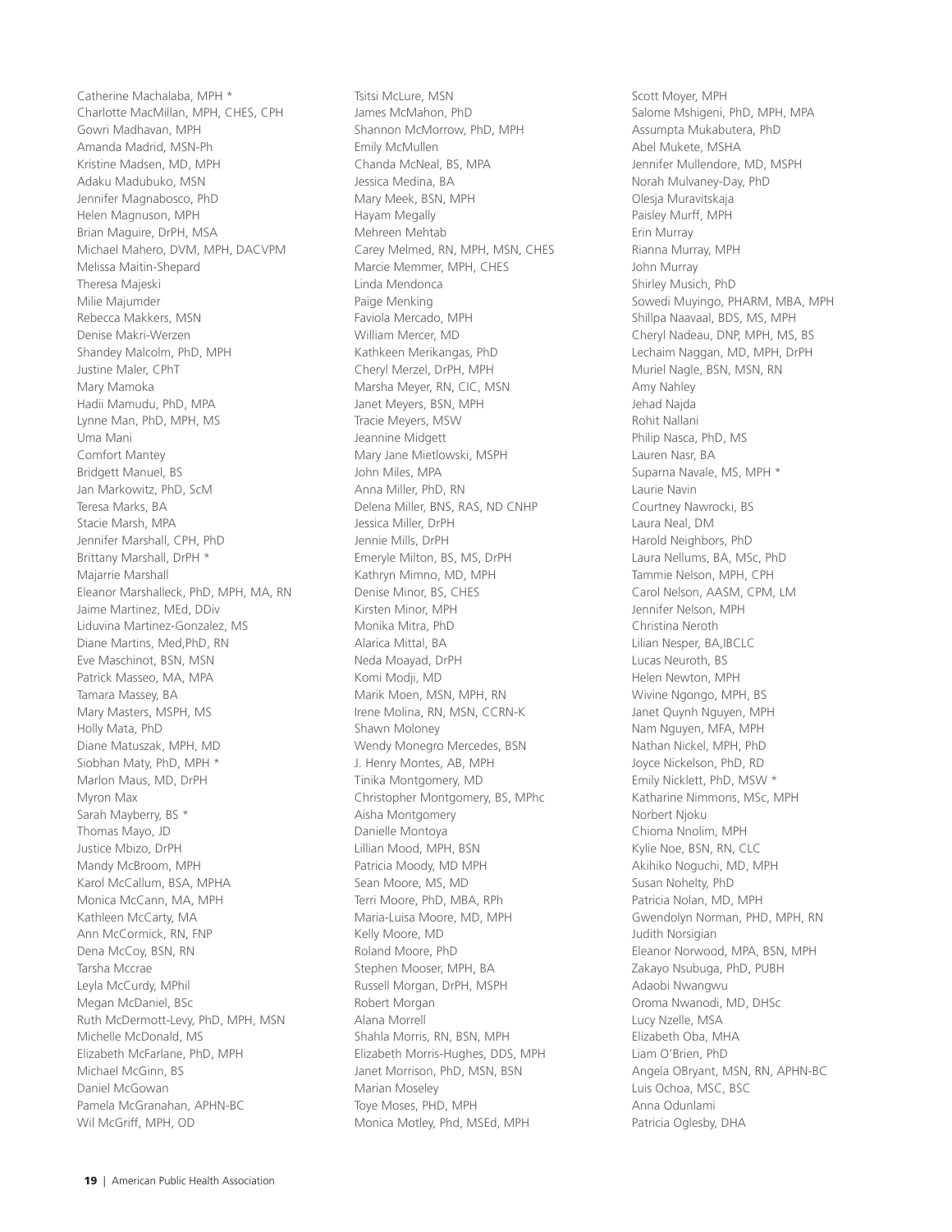Catherine Machalaba, MPH *
Charlotte MacMillan, MPH, CHES, CPH
Gowri Madhavan, MPH
Amanda Madrid, MSN-Ph
Kristine Madsen, MD, MPH
Adaku Madubuko, MSN
Jennifer Magnabosco, PhD
Helen Magnuson, MPH
Brian Maguire, DrPH, MSA
Michael Mahero, DVM, MPH, DACVPM
Melissa Maitin-Shepard
Theresa Majeski
Milie Majumder
Rebecca Makkers, MSN
Denise Makri-Werzen
Shandey Malcolm, PhD, MPH
Justine Maler, CPhT
Mary Mamoka
Hadii Mamudu, PhD, MPA
Lynne Man, PhD, MPH, MS
Uma Mani
Comfort Mantey
Bridgett Manuel, BS
Jan Markowitz, PhD, ScM
Teresa Marks, BA
Stacie Marsh, MPA
Jennifer Marshall, CPH, PhD
Brittany Marshall, DrPH *
Majarrie Marshall
Eleanor Marshalleck, PhD, MPH, MA, RN
Jaime Martinez, MEd, DDiv
Liduvina Martinez-Gonzalez, MS
Diane Martins, Med,PhD, RN
Eve Maschinot, BSN, MSN
Patrick Masseo, MA, MPA
Tamara Massey, BA
Mary Masters, MSPH, MS
Holly Mata, PhD
Diane Matuszak, MPH, MD
Siobhan Maty, PhD, MPH *
Marlon Maus, MD, DrPH
Myron Max
Sarah Mayberry, BS *
Thomas Mayo, JD
Justice Mbizo, DrPH
Mandy McBroom, MPH
Karol McCallum, BSA, MPHA
Monica McCann, MA, MPH
Kathleen McCarty, MA
Ann McCormick, RN, FNP
Dena McCoy, BSN, RN
Tarsha Mccrae
Leyla McCurdy, MPhil
Megan McDaniel, BSc
Ruth McDermott-Levy, PhD, MPH, MSN
Michelle McDonald, MS
Elizabeth McFarlane, PhD, MPH
Michael McGinn, BS
Daniel McGowan
Pamela McGranahan, APHN-BC
Wil McGriff, MPH, OD
Tsitsi McLure, MSN
James McMahon, PhD
Shannon McMorrow, PhD, MPH
Emily McMullen
Chanda McNeal, BS, MPA
Jessica Medina, BA
Mary Meek, BSN, MPH
Hayam Megally
Mehreen Mehtab
Carey Melmed, RN, MPH, MSN, CHES
Marcie Memmer, MPH, CHES
Linda Mendonca
Paige Menking
Faviola Mercado, MPH
William Mercer, MD
Kathkeen Merikangas, PhD
Cheryl Merzel, DrPH, MPH
Marsha Meyer, RN, CIC, MSN
Janet Meyers, BSN, MPH
Tracie Meyers, MSW
Jeannine Midgett
Mary Jane Mietlowski, MSPH
John Miles, MPA
Anna Miller, PhD, RN
Delena Miller, BNS, RAS, ND CNHP
Jessica Miller, DrPH
Jennie Mills, DrPH
Emeryle Milton, BS, MS, DrPH
Kathryn Mimno, MD, MPH
Denise Minor, BS, CHES
Kirsten Minor, MPH
Monika Mitra, PhD
Alarica Mittal, BA
Neda Moayad, DrPH
Komi Modji, MD
Marik Moen, MSN, MPH, RN
Irene Molina, RN, MSN, CCRN-K
Shawn Moloney
Wendy Monegro Mercedes, BSN
J. Henry Montes, AB, MPH
Tinika Montgomery, MD
Christopher Montgomery, BS, MPhc
Aisha Montgomery
Danielle Montoya
Lillian Mood, MPH, BSN
Patricia Moody, MD MPH
Sean Moore, MS, MD
Terri Moore, PhD, MBA, RPh
Maria-Luisa Moore, MD, MPH
Kelly Moore, MD
Roland Moore, PhD
Stephen Mooser, MPH, BA
Russell Morgan, DrPH, MSPH
Robert Morgan
Alana Morrell
Shahla Morris, RN, BSN, MPH
Elizabeth Morris-Hughes, DDS, MPH
Janet Morrison, PhD, MSN, BSN
Marian Moseley
Toye Moses, PHD, MPH
Monica Motley, Phd, MSEd, MPH
Scott Moyer, MPH
Salome Mshigeni, PhD, MPH, MPA
Assumpta Mukabutera, PhD
Abel Mukete, MSHA
Jennifer Mullendore, MD, MSPH
Norah Mulvaney-Day, PhD
Olesja Muravitskaja
Paisley Murff, MPH
Erin Murray
Rianna Murray, MPH
John Murray
Shirley Musich, PhD
Sowedi Muyingo, PHARM, MBA, MPH
Shillpa Naavaal, BDS, MS, MPH
Cheryl Nadeau, DNP, MPH, MS, BS
Lechaim Naggan, MD, MPH, DrPH
Muriel Nagle, BSN, MSN, RN
Amy Nahley
Jehad Najda
Rohit Nallani
Philip Nasca, PhD, MS
Lauren Nasr, BA
Suparna Navale, MS, MPH *
Laurie Navin
Courtney Nawrocki, BS
Laura Neal, DM
Harold Neighbors, PhD
Laura Nellums, BA, MSc, PhD
Tammie Nelson, MPH, CPH
Carol Nelson, AASM, CPM, LM
Jennifer Nelson, MPH
Christina Neroth
Lilian Nesper, BA,IBCLC
Lucas Neuroth, BS
Helen Newton, MPH
Wivine Ngongo, MPH, BS
Janet Quynh Nguyen, MPH
Nam Nguyen, MFA, MPH
Nathan Nickel, MPH, PhD
Joyce Nickelson, PhD, RD
Emily Nicklett, PhD, MSW *
Katharine Nimmons, MSc, MPH
Norbert Njoku
Chioma Nnolim, MPH
Kylie Noe, BSN, RN, CLC
Akihiko Noguchi, MD, MPH
Susan Nohelty, PhD
Patricia Nolan, MD, MPH
Gwendolyn Norman, PHD, MPH, RN
Judith Norsigian
Eleanor Norwood, MPA, BSN, MPH
Zakayo Nsubuga, PhD, PUBH
Adaobi Nwangwu
Oroma Nwanodi, MD, DHSc
Lucy Nzelle, MSA
Elizabeth Oba, MHA
Liam O'Brien, PhD
Angela OBryant, MSN, RN, APHN-BC
Luis Ochoa, MSC, BSC
Anna Odunlami
Patricia Oglesby, DHA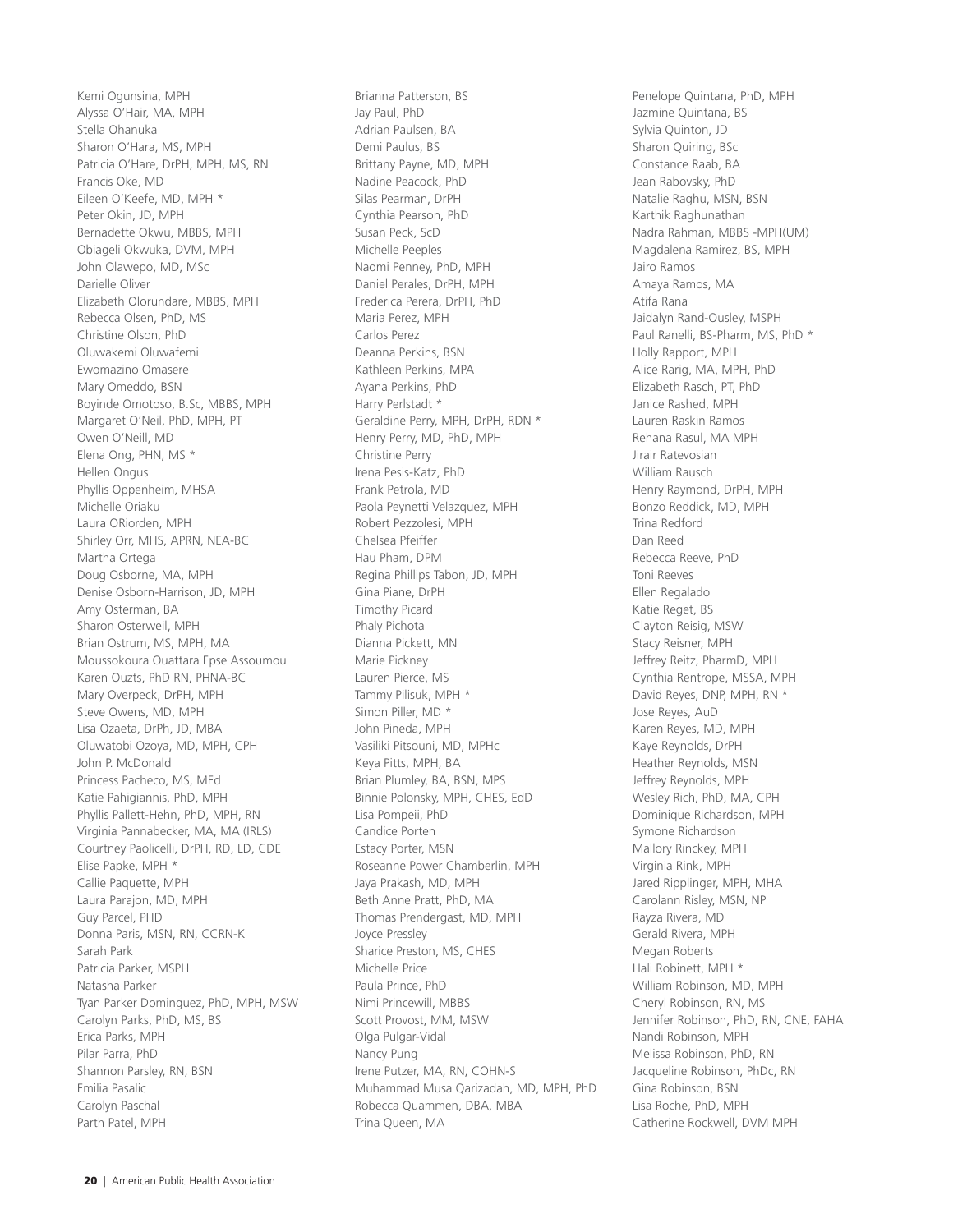Kemi Ogunsina, MPH
Alyssa O'Hair, MA, MPH
Stella Ohanuka
Sharon O'Hara, MS, MPH
Patricia O'Hare, DrPH, MPH, MS, RN
Francis Oke, MD
Eileen O'Keefe, MD, MPH *
Peter Okin, JD, MPH
Bernadette Okwu, MBBS, MPH
Obiageli Okwuka, DVM, MPH
John Olawepo, MD, MSc
Darielle Oliver
Elizabeth Olorundare, MBBS, MPH
Rebecca Olsen, PhD, MS
Christine Olson, PhD
Oluwakemi Oluwafemi
Ewomazino Omasere
Mary Omeddo, BSN
Boyinde Omotoso, B.Sc, MBBS, MPH
Margaret O'Neil, PhD, MPH, PT
Owen O'Neill, MD
Elena Ong, PHN, MS *
Hellen Ongus
Phyllis Oppenheim, MHSA
Michelle Oriaku
Laura ORiorden, MPH
Shirley Orr, MHS, APRN, NEA-BC
Martha Ortega
Doug Osborne, MA, MPH
Denise Osborn-Harrison, JD, MPH
Amy Osterman, BA
Sharon Osterweil, MPH
Brian Ostrum, MS, MPH, MA
Moussokoura Ouattara Epse Assoumou
Karen Ouzts, PhD RN, PHNA-BC
Mary Overpeck, DrPH, MPH
Steve Owens, MD, MPH
Lisa Ozaeta, DrPh, JD, MBA
Oluwatobi Ozoya, MD, MPH, CPH
John P. McDonald
Princess Pacheco, MS, MEd
Katie Pahigiannis, PhD, MPH
Phyllis Pallett-Hehn, PhD, MPH, RN
Virginia Pannabecker, MA, MA (IRLS)
Courtney Paolicelli, DrPH, RD, LD, CDE
Elise Papke, MPH *
Callie Paquette, MPH
Laura Parajon, MD, MPH
Guy Parcel, PHD
Donna Paris, MSN, RN, CCRN-K
Sarah Park
Patricia Parker, MSPH
Natasha Parker
Tyan Parker Dominguez, PhD, MPH, MSW
Carolyn Parks, PhD, MS, BS
Erica Parks, MPH
Pilar Parra, PhD
Shannon Parsley, RN, BSN
Emilia Pasalic
Carolyn Paschal
Parth Patel, MPH
Brianna Patterson, BS
Jay Paul, PhD
Adrian Paulsen, BA
Demi Paulus, BS
Brittany Payne, MD, MPH
Nadine Peacock, PhD
Silas Pearman, DrPH
Cynthia Pearson, PhD
Susan Peck, ScD
Michelle Peeples
Naomi Penney, PhD, MPH
Daniel Perales, DrPH, MPH
Frederica Perera, DrPH, PhD
Maria Perez, MPH
Carlos Perez
Deanna Perkins, BSN
Kathleen Perkins, MPA
Ayana Perkins, PhD
Harry Perlstadt *
Geraldine Perry, MPH, DrPH, RDN *
Henry Perry, MD, PhD, MPH
Christine Perry
Irena Pesis-Katz, PhD
Frank Petrola, MD
Paola Peynetti Velazquez, MPH
Robert Pezzolesi, MPH
Chelsea Pfeiffer
Hau Pham, DPM
Regina Phillips Tabon, JD, MPH
Gina Piane, DrPH
Timothy Picard
Phaly Pichota
Dianna Pickett, MN
Marie Pickney
Lauren Pierce, MS
Tammy Pilisuk, MPH *
Simon Piller, MD *
John Pineda, MPH
Vasiliki Pitsouni, MD, MPHc
Keya Pitts, MPH, BA
Brian Plumley, BA, BSN, MPS
Binnie Polonsky, MPH, CHES, EdD
Lisa Pompeii, PhD
Candice Porten
Estacy Porter, MSN
Roseanne Power Chamberlin, MPH
Jaya Prakash, MD, MPH
Beth Anne Pratt, PhD, MA
Thomas Prendergast, MD, MPH
Joyce Pressley
Sharice Preston, MS, CHES
Michelle Price
Paula Prince, PhD
Nimi Princewill, MBBS
Scott Provost, MM, MSW
Olga Pulgar-Vidal
Nancy Pung
Irene Putzer, MA, RN, COHN-S
Muhammad Musa Qarizadah, MD, MPH, PhD
Robecca Quammen, DBA, MBA
Trina Queen, MA
Penelope Quintana, PhD, MPH
Jazmine Quintana, BS
Sylvia Quinton, JD
Sharon Quiring, BSc
Constance Raab, BA
Jean Rabovsky, PhD
Natalie Raghu, MSN, BSN
Karthik Raghunathan
Nadra Rahman, MBBS -MPH(UM)
Magdalena Ramirez, BS, MPH
Jairo Ramos
Amaya Ramos, MA
Atifa Rana
Jaidalyn Rand-Ousley, MSPH
Paul Ranelli, BS-Pharm, MS, PhD *
Holly Rapport, MPH
Alice Rarig, MA, MPH, PhD
Elizabeth Rasch, PT, PhD
Janice Rashed, MPH
Lauren Raskin Ramos
Rehana Rasul, MA MPH
Jirair Ratevosian
William Rausch
Henry Raymond, DrPH, MPH
Bonzo Reddick, MD, MPH
Trina Redford
Dan Reed
Rebecca Reeve, PhD
Toni Reeves
Ellen Regalado
Katie Reget, BS
Clayton Reisig, MSW
Stacy Reisner, MPH
Jeffrey Reitz, PharmD, MPH
Cynthia Rentrope, MSSA, MPH
David Reyes, DNP, MPH, RN *
Jose Reyes, AuD
Karen Reyes, MD, MPH
Kaye Reynolds, DrPH
Heather Reynolds, MSN
Jeffrey Reynolds, MPH
Wesley Rich, PhD, MA, CPH
Dominique Richardson, MPH
Symone Richardson
Mallory Rinckey, MPH
Virginia Rink, MPH
Jared Ripplinger, MPH, MHA
Carolann Risley, MSN, NP
Rayza Rivera, MD
Gerald Rivera, MPH
Megan Roberts
Hali Robinett, MPH *
William Robinson, MD, MPH
Cheryl Robinson, RN, MS
Jennifer Robinson, PhD, RN, CNE, FAHA
Nandi Robinson, MPH
Melissa Robinson, PhD, RN
Jacqueline Robinson, PhDc, RN
Gina Robinson, BSN
Lisa Roche, PhD, MPH
Catherine Rockwell, DVM MPH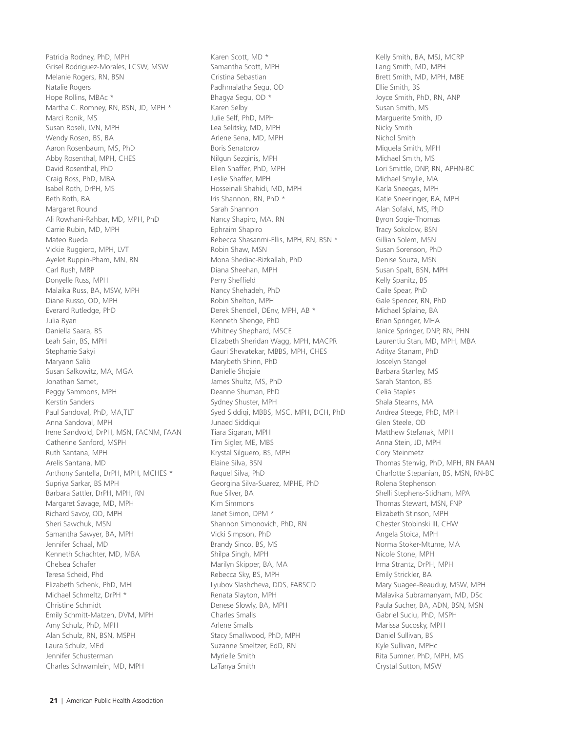Patricia Rodney, PhD, MPH
Grisel Rodriguez-Morales, LCSW, MSW
Melanie Rogers, RN, BSN
Natalie Rogers
Hope Rollins, MBAc *
Martha C. Romney, RN, BSN, JD, MPH *
Marci Ronik, MS
Susan Roseli, LVN, MPH
Wendy Rosen, BS, BA
Aaron Rosenbaum, MS, PhD
Abby Rosenthal, MPH, CHES
David Rosenthal, PhD
Craig Ross, PhD, MBA
Isabel Roth, DrPH, MS
Beth Roth, BA
Margaret Round
Ali Rowhani-Rahbar, MD, MPH, PhD
Carrie Rubin, MD, MPH
Mateo Rueda
Vickie Ruggiero, MPH, LVT
Ayelet Ruppin-Pham, MN, RN
Carl Rush, MRP
Donyelle Russ, MPH
Malaika Russ, BA, MSW, MPH
Diane Russo, OD, MPH
Everard Rutledge, PhD
Julia Ryan
Daniella Saara, BS
Leah Sain, BS, MPH
Stephanie Sakyi
Maryann Salib
Susan Salkowitz, MA, MGA
Jonathan Samet,
Peggy Sammons, MPH
Kerstin Sanders
Paul Sandoval, PhD, MA,TLT
Anna Sandoval, MPH
Irene Sandvold, DrPH, MSN, FACNM, FAAN
Catherine Sanford, MSPH
Ruth Santana, MPH
Arelis Santana, MD
Anthony Santella, DrPH, MPH, MCHES *
Supriya Sarkar, BS MPH
Barbara Sattler, DrPH, MPH, RN
Margaret Savage, MD, MPH
Richard Savoy, OD, MPH
Sheri Sawchuk, MSN
Samantha Sawyer, BA, MPH
Jennifer Schaal, MD
Kenneth Schachter, MD, MBA
Chelsea Schafer
Teresa Scheid, Phd
Elizabeth Schenk, PhD, MHI
Michael Schmeltz, DrPH *
Christine Schmidt
Emily Schmitt-Matzen, DVM, MPH
Amy Schulz, PhD, MPH
Alan Schulz, RN, BSN, MSPH
Laura Schulz, MEd
Jennifer Schusterman
Charles Schwamlein, MD, MPH
Karen Scott, MD *
Samantha Scott, MPH
Cristina Sebastian
Padhmalatha Segu, OD
Bhagya Segu, OD *
Karen Selby
Julie Self, PhD, MPH
Lea Selitsky, MD, MPH
Arlene Sena, MD, MPH
Boris Senatorov
Nilgun Sezginis, MPH
Ellen Shaffer, PhD, MPH
Leslie Shaffer, MPH
Hosseinali Shahidi, MD, MPH
Iris Shannon, RN, PhD *
Sarah Shannon
Nancy Shapiro, MA, RN
Ephraim Shapiro
Rebecca Shasanmi-Ellis, MPH, RN, BSN *
Robin Shaw, MSN
Mona Shediac-Rizkallah, PhD
Diana Sheehan, MPH
Perry Sheffield
Nancy Shehadeh, PhD
Robin Shelton, MPH
Derek Shendell, DEnv, MPH, AB *
Kenneth Shenge, PhD
Whitney Shephard, MSCE
Elizabeth Sheridan Wagg, MPH, MACPR
Gauri Shevatekar, MBBS, MPH, CHES
Marybeth Shinn, PhD
Danielle Shojaie
James Shultz, MS, PhD
Deanne Shuman, PhD
Sydney Shuster, MPH
Syed Siddiqi, MBBS, MSC, MPH, DCH, PhD
Junaed Siddiqui
Tiara Sigaran, MPH
Tim Sigler, ME, MBS
Krystal Silguero, BS, MPH
Elaine Silva, BSN
Raquel Silva, PhD
Georgina Silva-Suarez, MPHE, PhD
Rue Silver, BA
Kim Simmons
Janet Simon, DPM *
Shannon Simonovich, PhD, RN
Vicki Simpson, PhD
Brandy Sinco, BS, MS
Shilpa Singh, MPH
Marilyn Skipper, BA, MA
Rebecca Sky, BS, MPH
Lyubov Slashcheva, DDS, FABSCD
Renata Slayton, MPH
Denese Slowly, BA, MPH
Charles Smalls
Arlene Smalls
Stacy Smallwood, PhD, MPH
Suzanne Smeltzer, EdD, RN
Myrielle Smith
LaTanya Smith
Kelly Smith, BA, MSJ, MCRP
Lang Smith, MD, MPH
Brett Smith, MD, MPH, MBE
Ellie Smith, BS
Joyce Smith, PhD, RN, ANP
Susan Smith, MS
Marguerite Smith, JD
Nicky Smith
Nichol Smith
Miquela Smith, MPH
Michael Smith, MS
Lori Smittle, DNP, RN, APHN-BC
Michael Smylie, MA
Karla Sneegas, MPH
Katie Sneeringer, BA, MPH
Alan Sofalvi, MS, PhD
Byron Sogie-Thomas
Tracy Sokolow, BSN
Gillian Solem, MSN
Susan Sorenson, PhD
Denise Souza, MSN
Susan Spalt, BSN, MPH
Kelly Spanitz, BS
Caile Spear, PhD
Gale Spencer, RN, PhD
Michael Splaine, BA
Brian Springer, MHA
Janice Springer, DNP, RN, PHN
Laurentiu Stan, MD, MPH, MBA
Aditya Stanam, PhD
Joscelyn Stangel
Barbara Stanley, MS
Sarah Stanton, BS
Celia Staples
Shala Stearns, MA
Andrea Steege, PhD, MPH
Glen Steele, OD
Matthew Stefanak, MPH
Anna Stein, JD, MPH
Cory Steinmetz
Thomas Stenvig, PhD, MPH, RN FAAN
Charlotte Stepanian, BS, MSN, RN-BC
Rolena Stephenson
Shelli Stephens-Stidham, MPA
Thomas Stewart, MSN, FNP
Elizabeth Stinson, MPH
Chester Stobinski III, CHW
Angela Stoica, MPH
Norma Stoker-Mtume, MA
Nicole Stone, MPH
Irma Strantz, DrPH, MPH
Emily Strickler, BA
Mary Suagee-Beauduy, MSW, MPH
Malavika Subramanyam, MD, DSc
Paula Sucher, BA, ADN, BSN, MSN
Gabriel Suciu, PhD, MSPH
Marissa Sucosky, MPH
Daniel Sullivan, BS
Kyle Sullivan, MPHc
Rita Sumner, PhD, MPH, MS
Crystal Sutton, MSW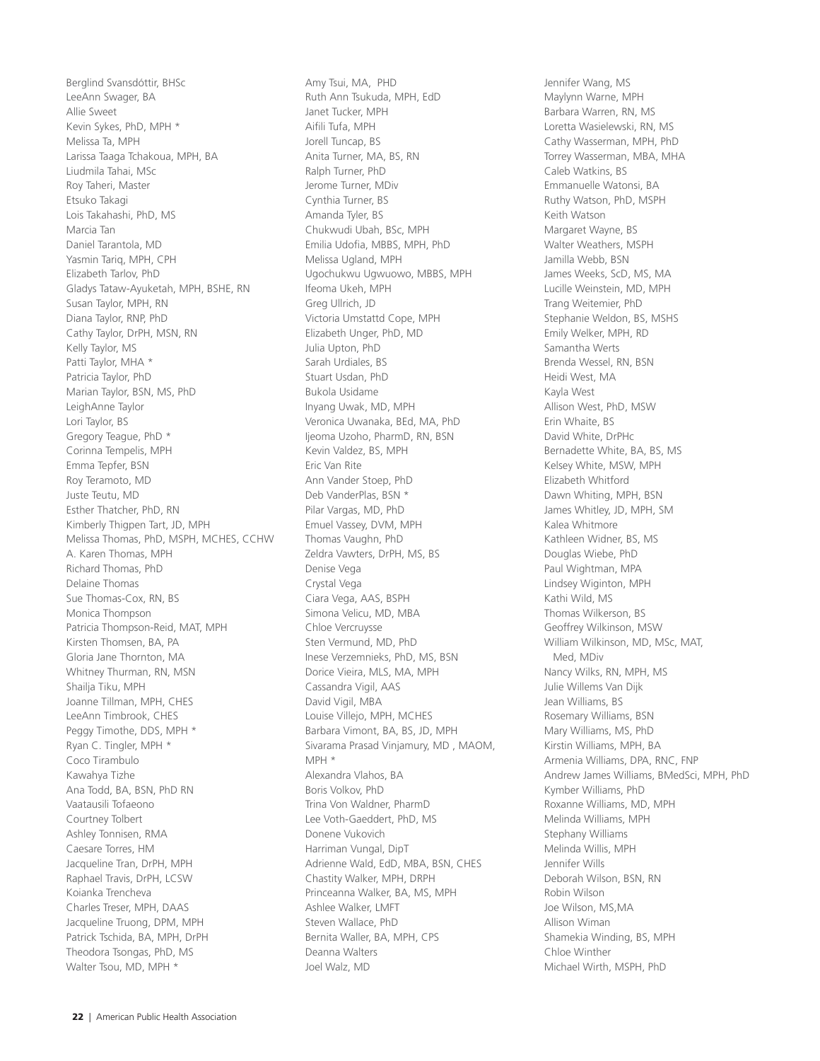Berglind Svansdóttir, BHSc
LeeAnn Swager, BA
Allie Sweet
Kevin Sykes, PhD, MPH *
Melissa Ta, MPH
Larissa Taaga Tchakoua, MPH, BA
Liudmila Tahai, MSc
Roy Taheri, Master
Etsuko Takagi
Lois Takahashi, PhD, MS
Marcia Tan
Daniel Tarantola, MD
Yasmin Tariq, MPH, CPH
Elizabeth Tarlov, PhD
Gladys Tataw-Ayuketah, MPH, BSHE, RN
Susan Taylor, MPH, RN
Diana Taylor, RNP, PhD
Cathy Taylor, DrPH, MSN, RN
Kelly Taylor, MS
Patti Taylor, MHA *
Patricia Taylor, PhD
Marian Taylor, BSN, MS, PhD
LeighAnne Taylor
Lori Taylor, BS
Gregory Teague, PhD *
Corinna Tempelis, MPH
Emma Tepfer, BSN
Roy Teramoto, MD
Juste Teutu, MD
Esther Thatcher, PhD, RN
Kimberly Thigpen Tart, JD, MPH
Melissa Thomas, PhD, MSPH, MCHES, CCHW
A. Karen Thomas, MPH
Richard Thomas, PhD
Delaine Thomas
Sue Thomas-Cox, RN, BS
Monica Thompson
Patricia Thompson-Reid, MAT, MPH
Kirsten Thomsen, BA, PA
Gloria Jane Thornton, MA
Whitney Thurman, RN, MSN
Shailja Tiku, MPH
Joanne Tillman, MPH, CHES
LeeAnn Timbrook, CHES
Peggy Timothe, DDS, MPH *
Ryan C. Tingler, MPH *
Coco Tirambulo
Kawahya Tizhe
Ana Todd, BA, BSN, PhD RN
Vaatausili Tofaeono
Courtney Tolbert
Ashley Tonnisen, RMA
Caesare Torres, HM
Jacqueline Tran, DrPH, MPH
Raphael Travis, DrPH, LCSW
Koianka Trencheva
Charles Treser, MPH, DAAS
Jacqueline Truong, DPM, MPH
Patrick Tschida, BA, MPH, DrPH
Theodora Tsongas, PhD, MS
Walter Tsou, MD, MPH *
Amy Tsui, MA, PHD
Ruth Ann Tsukuda, MPH, EdD
Janet Tucker, MPH
Aifili Tufa, MPH
Jorell Tuncap, BS
Anita Turner, MA, BS, RN
Ralph Turner, PhD
Jerome Turner, MDiv
Cynthia Turner, BS
Amanda Tyler, BS
Chukwudi Ubah, BSc, MPH
Emilia Udofia, MBBS, MPH, PhD
Melissa Ugland, MPH
Ugochukwu Ugwuowo, MBBS, MPH
Ifeoma Ukeh, MPH
Greg Ullrich, JD
Victoria Umstattd Cope, MPH
Elizabeth Unger, PhD, MD
Julia Upton, PhD
Sarah Urdiales, BS
Stuart Usdan, PhD
Bukola Usidame
Inyang Uwak, MD, MPH
Veronica Uwanaka, BEd, MA, PhD
Ijeoma Uzoho, PharmD, RN, BSN
Kevin Valdez, BS, MPH
Eric Van Rite
Ann Vander Stoep, PhD
Deb VanderPlas, BSN *
Pilar Vargas, MD, PhD
Emuel Vassey, DVM, MPH
Thomas Vaughn, PhD
Zeldra Vawters, DrPH, MS, BS
Denise Vega
Crystal Vega
Ciara Vega, AAS, BSPH
Simona Velicu, MD, MBA
Chloe Vercruysse
Sten Vermund, MD, PhD
Inese Verzemnieks, PhD, MS, BSN
Dorice Vieira, MLS, MA, MPH
Cassandra Vigil, AAS
David Vigil, MBA
Louise Villejo, MPH, MCHES
Barbara Vimont, BA, BS, JD, MPH
Sivarama Prasad Vinjamury, MD , MAOM, MPH *
Alexandra Vlahos, BA
Boris Volkov, PhD
Trina Von Waldner, PharmD
Lee Voth-Gaeddert, PhD, MS
Donene Vukovich
Harriman Vungal, DipT
Adrienne Wald, EdD, MBA, BSN, CHES
Chastity Walker, MPH, DRPH
Princeanna Walker, BA, MS, MPH
Ashlee Walker, LMFT
Steven Wallace, PhD
Bernita Waller, BA, MPH, CPS
Deanna Walters
Joel Walz, MD
Jennifer Wang, MS
Maylynn Warne, MPH
Barbara Warren, RN, MS
Loretta Wasielewski, RN, MS
Cathy Wasserman, MPH, PhD
Torrey Wasserman, MBA, MHA
Caleb Watkins, BS
Emmanuelle Watonsi, BA
Ruthy Watson, PhD, MSPH
Keith Watson
Margaret Wayne, BS
Walter Weathers, MSPH
Jamilla Webb, BSN
James Weeks, ScD, MS, MA
Lucille Weinstein, MD, MPH
Trang Weitemier, PhD
Stephanie Weldon, BS, MSHS
Emily Welker, MPH, RD
Samantha Werts
Brenda Wessel, RN, BSN
Heidi West, MA
Kayla West
Allison West, PhD, MSW
Erin Whaite, BS
David White, DrPHc
Bernadette White, BA, BS, MS
Kelsey White, MSW, MPH
Elizabeth Whitford
Dawn Whiting, MPH, BSN
James Whitley, JD, MPH, SM
Kalea Whitmore
Kathleen Widner, BS, MS
Douglas Wiebe, PhD
Paul Wightman, MPA
Lindsey Wiginton, MPH
Kathi Wild, MS
Thomas Wilkerson, BS
Geoffrey Wilkinson, MSW
William Wilkinson, MD, MSc, MAT, Med, MDiv
Nancy Wilks, RN, MPH, MS
Julie Willems Van Dijk
Jean Williams, BS
Rosemary Williams, BSN
Mary Williams, MS, PhD
Kirstin Williams, MPH, BA
Armenia Williams, DPA, RNC, FNP
Andrew James Williams, BMedSci, MPH, PhD
Kymber Williams, PhD
Roxanne Williams, MD, MPH
Melinda Williams, MPH
Stephany Williams
Melinda Willis, MPH
Jennifer Wills
Deborah Wilson, BSN, RN
Robin Wilson
Joe Wilson, MS,MA
Allison Wiman
Shamekia Winding, BS, MPH
Chloe Winther
Michael Wirth, MSPH, PhD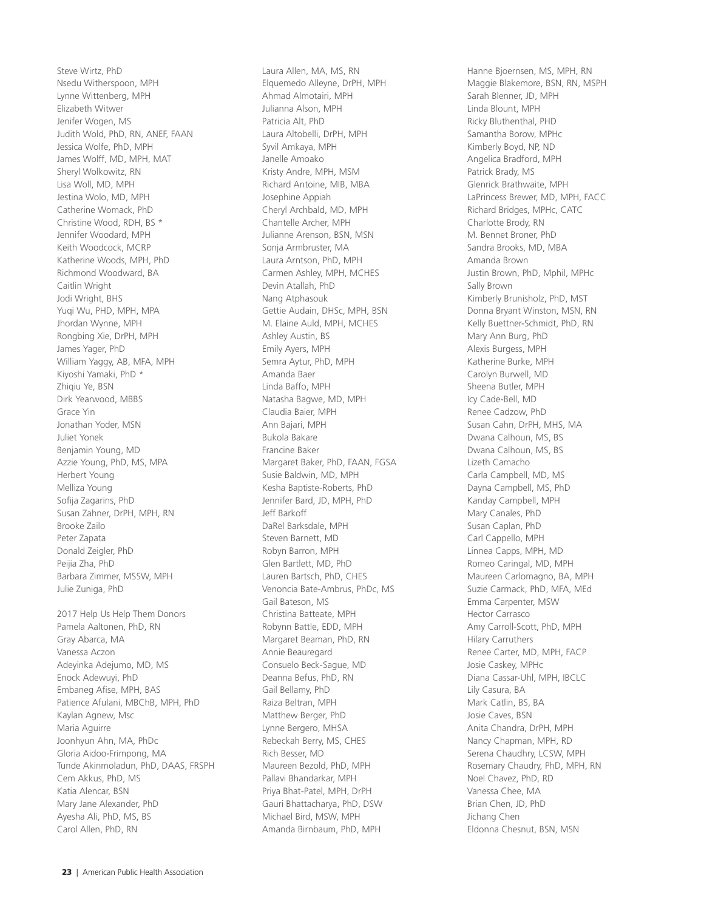Steve Wirtz, PhD
Nsedu Witherspoon, MPH
Lynne Wittenberg, MPH
Elizabeth Witwer
Jenifer Wogen, MS
Judith Wold, PhD, RN, ANEF, FAAN
Jessica Wolfe, PhD, MPH
James Wolff, MD, MPH, MAT
Sheryl Wolkowitz, RN
Lisa Woll, MD, MPH
Jestina Wolo, MD, MPH
Catherine Womack, PhD
Christine Wood, RDH, BS *
Jennifer Woodard, MPH
Keith Woodcock, MCRP
Katherine Woods, MPH, PhD
Richmond Woodward, BA
Caitlin Wright
Jodi Wright, BHS
Yuqi Wu, PHD, MPH, MPA
Jhordan Wynne, MPH
Rongbing Xie, DrPH, MPH
James Yager, PhD
William Yaggy, AB, MFA, MPH
Kiyoshi Yamaki, PhD *
Zhiqiu Ye, BSN
Dirk Yearwood, MBBS
Grace Yin
Jonathan Yoder, MSN
Juliet Yonek
Benjamin Young, MD
Azzie Young, PhD, MS, MPA
Herbert Young
Melliza Young
Sofija Zagarins, PhD
Susan Zahner, DrPH, MPH, RN
Brooke Zailo
Peter Zapata
Donald Zeigler, PhD
Peijia Zha, PhD
Barbara Zimmer, MSSW, MPH
Julie Zuniga, PhD

2017 Help Us Help Them Donors

Pamela Aaltonen, PhD, RN
Gray Abarca, MA
Vanessa Aczon
Adeyinka Adejumo, MD, MS
Enock Adewuyi, PhD
Embaneg Afise, MPH, BAS
Patience Afulani, MBChB, MPH, PhD
Kaylan Agnew, Msc
Maria Aguirre
Joonhyun Ahn, MA, PhDc
Gloria Aidoo-Frimpong, MA
Tunde Akinmoladun, PhD, DAAS, FRSPH
Cem Akkus, PhD, MS
Katia Alencar, BSN
Mary Jane Alexander, PhD
Ayesha Ali, PhD, MS, BS
Carol Allen, PhD, RN
Laura Allen, MA, MS, RN
Elquemedo Alleyne, DrPH, MPH
Ahmad Almotairi, MPH
Julianna Alson, MPH
Patricia Alt, PhD
Laura Altobelli, DrPH, MPH
Syvil Amkaya, MPH
Janelle Amoako
Kristy Andre, MPH, MSM
Richard Antoine, MIB, MBA
Josephine Appiah
Cheryl Archbald, MD, MPH
Chantelle Archer, MPH
Julianne Arenson, BSN, MSN
Sonja Armbruster, MA
Laura Arntson, PhD, MPH
Carmen Ashley, MPH, MCHES
Devin Atallah, PhD
Nang Atphasouk
Gettie Audain, DHSc, MPH, BSN
M. Elaine Auld, MPH, MCHES
Ashley Austin, BS
Emily Ayers, MPH
Semra Aytur, PhD, MPH
Amanda Baer
Linda Baffo, MPH
Natasha Bagwe, MD, MPH
Claudia Baier, MPH
Ann Bajari, MPH
Bukola Bakare
Francine Baker
Margaret Baker, PhD, FAAN, FGSA
Susie Baldwin, MD, MPH
Kesha Baptiste-Roberts, PhD
Jennifer Bard, JD, MPH, PhD
Jeff Barkoff
DaRel Barksdale, MPH
Steven Barnett, MD
Robyn Barron, MPH
Glen Bartlett, MD, PhD
Lauren Bartsch, PhD, CHES
Venoncia Bate-Ambrus, PhDc, MS
Gail Bateson, MS
Christina Batteate, MPH
Robynn Battle, EDD, MPH
Margaret Beaman, PhD, RN
Annie Beauregard
Consuelo Beck-Sague, MD
Deanna Befus, PhD, RN
Gail Bellamy, PhD
Raiza Beltran, MPH
Matthew Berger, PhD
Lynne Bergero, MHSA
Rebeckah Berry, MS, CHES
Rich Besser, MD
Maureen Bezold, PhD, MPH
Pallavi Bhandarkar, MPH
Priya Bhat-Patel, MPH, DrPH
Gauri Bhattacharya, PhD, DSW
Michael Bird, MSW, MPH
Amanda Birnbaum, PhD, MPH
Hanne Bjoernsen, MS, MPH, RN
Maggie Blakemore, BSN, RN, MSPH
Sarah Blenner, JD, MPH
Linda Blount, MPH
Ricky Bluthenthal, PHD
Samantha Borow, MPHc
Kimberly Boyd, NP, ND
Angelica Bradford, MPH
Patrick Brady, MS
Glenrick Brathwaite, MPH
LaPrincess Brewer, MD, MPH, FACC
Richard Bridges, MPHc, CATC
Charlotte Brody, RN
M. Bennet Broner, PhD
Sandra Brooks, MD, MBA
Amanda Brown
Justin Brown, PhD, Mphil, MPHc
Sally Brown
Kimberly Brunisholz, PhD, MST
Donna Bryant Winston, MSN, RN
Kelly Buettner-Schmidt, PhD, RN
Mary Ann Burg, PhD
Alexis Burgess, MPH
Katherine Burke, MPH
Carolyn Burwell, MD
Sheena Butler, MPH
Icy Cade-Bell, MD
Renee Cadzow, PhD
Susan Cahn, DrPH, MHS, MA
Dwana Calhoun, MS, BS
Dwana Calhoun, MS, BS
Lizeth Camacho
Carla Campbell, MD, MS
Dayna Campbell, MS, PhD
Kanday Campbell, MPH
Mary Canales, PhD
Susan Caplan, PhD
Carl Cappello, MPH
Linnea Capps, MPH, MD
Romeo Caringal, MD, MPH
Maureen Carlomagno, BA, MPH
Suzie Carmack, PhD, MFA, MEd
Emma Carpenter, MSW
Hector Carrasco
Amy Carroll-Scott, PhD, MPH
Hilary Carruthers
Renee Carter, MD, MPH, FACP
Josie Caskey, MPHc
Diana Cassar-Uhl, MPH, IBCLC
Lily Casura, BA
Mark Catlin, BS, BA
Josie Caves, BSN
Anita Chandra, DrPH, MPH
Nancy Chapman, MPH, RD
Serena Chaudhry, LCSW, MPH
Rosemary Chaudry, PhD, MPH, RN
Noel Chavez, PhD, RD
Vanessa Chee, MA
Brian Chen, JD, PhD
Jichang Chen
Eldonna Chesnut, BSN, MSN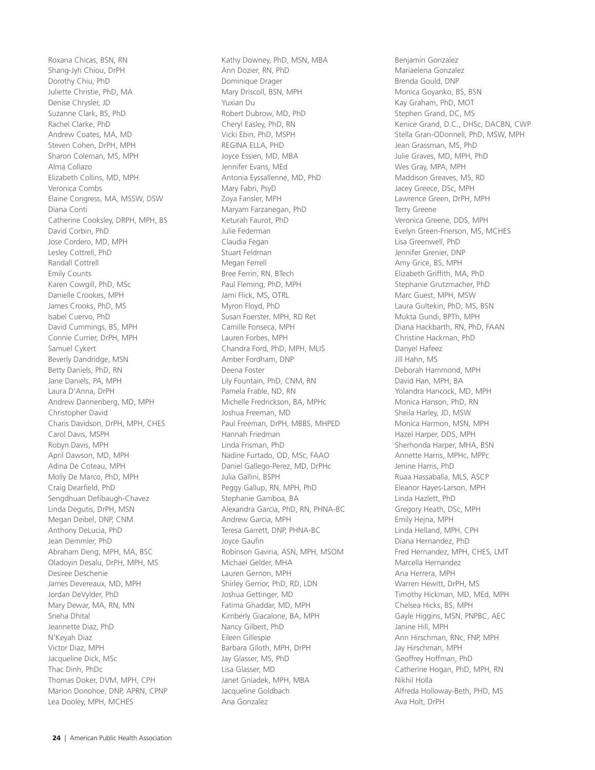Roxana Chicas, BSN, RN
Shang-Jyh Chiou, DrPH
Dorothy Chiu, PhD
Juliette Christie, PhD, MA
Denise Chrysler, JD
Suzanne Clark, BS, PhD
Rachel Clarke, PhD
Andrew Coates, MA, MD
Steven Cohen, DrPH, MPH
Sharon Coleman, MS, MPH
Alma Collazo
Elizabeth Collins, MD, MPH
Veronica Combs
Elaine Congress, MA, MSSW, DSW
Diana Conti
Catherine Cooksley, DRPH, MPH, BS
David Corbin, PhD
Jose Cordero, MD, MPH
Lesley Cottrell, PhD
Randall Cottrell
Emily Counts
Karen Cowgill, PhD, MSc
Danielle Crookes, MPH
James Crooks, PhD, MS
Isabel Cuervo, PhD
David Cummings, BS, MPH
Connie Currier, DrPH, MPH
Samuel Cykert
Beverly Dandridge, MSN
Betty Daniels, PhD, RN
Jane Daniels, PA, MPH
Laura D'Anna, DrPH
Andrew Dannenberg, MD, MPH
Christopher David
Charis Davidson, DrPH, MPH, CHES
Carol Davis, MSPH
Robyn Davis, MPH
April Dawson, MD, MPH
Adina De Coteau, MPH
Molly De Marco, PhD, MPH
Craig Dearfield, PhD
Sengdhuan Defibaugh-Chavez
Linda Degutis, DrPH, MSN
Megan Deibel, DNP, CNM
Anthony DeLucia, PhD
Jean Demmler, PhD
Abraham Deng, MPH, MA, BSC
Oladoyin Desalu, DrPH, MPH, MS
Desiree Deschenie
James Devereaux, MD, MPH
Jordan DeVylder, PhD
Mary Dewar, MA, RN, MN
Sneha Dhital
Jeannette Diaz, PhD
N'Keyah Diaz
Victor Diaz, MPH
Jacqueline Dick, MSc
Thac Dinh, PhDc
Thomas Doker, DVM, MPH, CPH
Marion Donohoe, DNP, APRN, CPNP
Lea Dooley, MPH, MCHES
Kathy Downey, PhD, MSN, MBA
Ann Dozier, RN, PhD
Dominique Drager
Mary Driscoll, BSN, MPH
Yuxian Du
Robert Dubrow, MD, PhD
Cheryl Easley, PhD, RN
Vicki Ebin, PhD, MSPH
REGINA ELLA, PHD
Joyce Essien, MD, MBA
Jennifer Evans, MEd
Antonia Eyssallenne, MD, PhD
Mary Fabri, PsyD
Zoya Fansler, MPH
Maryam Farzanegan, PhD
Keturah Faurot, PhD
Julie Federman
Claudia Fegan
Stuart Feldman
Megan Ferrell
Bree Ferrin, RN, BTech
Paul Fleming, PhD, MPH
Jami Flick, MS, OTRL
Myron Floyd, PhD
Susan Foerster, MPH, RD Ret
Camille Fonseca, MPH
Lauren Forbes, MPH
Chandra Ford, PhD, MPH, MLIS
Amber Fordham, DNP
Deena Foster
Lily Fountain, PhD, CNM, RN
Pamela Frable, ND, RN
Michelle Fredrickson, BA, MPHc
Joshua Freeman, MD
Paul Freeman, DrPH, MBBS, MHPED
Hannah Friedman
Linda Frisman, PhD
Nadine Furtado, OD, MSc, FAAO
Daniel Gallego-Perez, MD, DrPHc
Julia Gallini, BSPH
Peggy Gallup, RN, MPH, PhD
Stephanie Gamboa, BA
Alexandra Garcia, PhD, RN, PHNA-BC
Andrew Garcia, MPH
Teresa Garrett, DNP, PHNA-BC
Joyce Gaufin
Robinson Gaviria, ASN, MPH, MSOM
Michael Gelder, MHA
Lauren Gernon, MPH
Shirley Gerrior, PhD, RD, LDN
Joshua Gettinger, MD
Fatima Ghaddar, MD, MPH
Kimberly Giacalone, BA, MPH
Nancy Gilbert, PhD
Eileen Gillespie
Barbara Giloth, MPH, DrPH
Jay Glasser, MS, PhD
Lisa Glasser, MD
Janet Gniadek, MPH, MBA
Jacqueline Goldbach
Ana Gonzalez
Benjamin Gonzalez
Mariaelena Gonzalez
Brenda Gould, DNP
Monica Goyanko, BS, BSN
Kay Graham, PhD, MOT
Stephen Grand, DC, MS
Kenice Grand, D.C., DHSc, DACBN, CWP
Stella Gran-ODonnell, PhD, MSW, MPH
Jean Grassman, MS, PhD
Julie Graves, MD, MPH, PhD
Wes Gray, MPA, MPH
Maddison Greaves, MS, RD
Jacey Greece, DSc, MPH
Lawrence Green, DrPH, MPH
Terry Greene
Veronica Greene, DDS, MPH
Evelyn Green-Frierson, MS, MCHES
Lisa Greenwell, PhD
Jennifer Grenier, DNP
Amy Grice, BS, MPH
Elizabeth Griffith, MA, PhD
Stephanie Grutzmacher, PhD
Marc Guest, MPH, MSW
Laura Gultekin, PhD, MS, BSN
Mukta Gundi, BPTh, MPH
Diana Hackbarth, RN, PhD, FAAN
Christine Hackman, PhD
Danyel Hafeez
Jill Hahn, MS
Deborah Hammond, MPH
David Han, MPH, BA
Yolandra Hancock, MD, MPH
Monica Hanson, PhD, RN
Sheila Harley, JD, MSW
Monica Harmon, MSN, MPH
Hazel Harper, DDS, MPH
Sherhonda Harper, MHA, BSN
Annette Harris, MPHc, MPPc
Jenine Harris, PhD
Ruaa Hassaballa, MLS, ASCP
Eleanor Hayes-Larson, MPH
Linda Hazlett, PhD
Gregory Heath, DSc, MPH
Emily Hejna, MPH
Linda Helland, MPH, CPH
Diana Hernandez, PhD
Fred Hernandez, MPH, CHES, LMT
Marcella Hernandez
Ana Herrera, MPH
Warren Hewitt, DrPH, MS
Timothy Hickman, MD, MEd, MPH
Chelsea Hicks, BS, MPH
Gayle Higgins, MSN, PNPBC, AEC
Janine Hill, MPH
Ann Hirschman, RNc, FNP, MPH
Jay Hirschman, MPH
Geoffrey Hoffman, PhD
Catherine Hogan, PhD, MPH, RN
Nikhil Holla
Alfreda Holloway-Beth, PHD, MS
Ava Holt, DrPH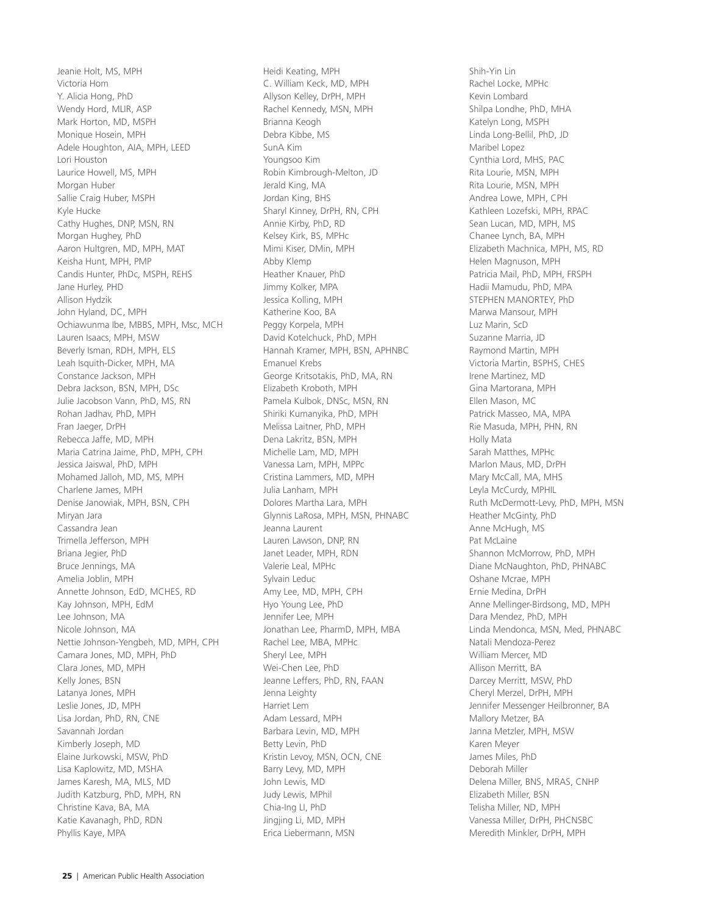Jeanie Holt, MS, MPH
Victoria Hom
Y. Alicia Hong, PhD
Wendy Hord, MLIR, ASP
Mark Horton, MD, MSPH
Monique Hosein, MPH
Adele Houghton, AIA, MPH, LEED
Lori Houston
Laurice Howell, MS, MPH
Morgan Huber
Sallie Craig Huber, MSPH
Kyle Hucke
Cathy Hughes, DNP, MSN, RN
Morgan Hughey, PhD
Aaron Hultgren, MD, MPH, MAT
Keisha Hunt, MPH, PMP
Candis Hunter, PhDc, MSPH, REHS
Jane Hurley, PHD
Allison Hydzik
John Hyland, DC, MPH
Ochiawunma Ibe, MBBS, MPH, Msc, MCH
Lauren Isaacs, MPH, MSW
Beverly Isman, RDH, MPH, ELS
Leah Isquith-Dicker, MPH, MA
Constance Jackson, MPH
Debra Jackson, BSN, MPH, DSc
Julie Jacobson Vann, PhD, MS, RN
Rohan Jadhav, PhD, MPH
Fran Jaeger, DrPH
Rebecca Jaffe, MD, MPH
Maria Catrina Jaime, PhD, MPH, CPH
Jessica Jaiswal, PhD, MPH
Mohamed Jalloh, MD, MS, MPH
Charlene James, MPH
Denise Janowiak, MPH, BSN, CPH
Miryan Jara
Cassandra Jean
Trimella Jefferson, MPH
Briana Jegier, PhD
Bruce Jennings, MA
Amelia Joblin, MPH
Annette Johnson, EdD, MCHES, RD
Kay Johnson, MPH, EdM
Lee Johnson, MA
Nicole Johnson, MA
Nettie Johnson-Yengbeh, MD, MPH, CPH
Camara Jones, MD, MPH, PhD
Clara Jones, MD, MPH
Kelly Jones, BSN
Latanya Jones, MPH
Leslie Jones, JD, MPH
Lisa Jordan, PhD, RN, CNE
Savannah Jordan
Kimberly Joseph, MD
Elaine Jurkowski, MSW, PhD
Lisa Kaplowitz, MD, MSHA
James Karesh, MA, MLS, MD
Judith Katzburg, PhD, MPH, RN
Christine Kava, BA, MA
Katie Kavanagh, PhD, RDN
Phyllis Kaye, MPA
Heidi Keating, MPH
C. William Keck, MD, MPH
Allyson Kelley, DrPH, MPH
Rachel Kennedy, MSN, MPH
Brianna Keogh
Debra Kibbe, MS
SunA Kim
Youngsoo Kim
Robin Kimbrough-Melton, JD
Jerald King, MA
Jordan King, BHS
Sharyl Kinney, DrPH, RN, CPH
Annie Kirby, PhD, RD
Kelsey Kirk, BS, MPHc
Mimi Kiser, DMin, MPH
Abby Klemp
Heather Knauer, PhD
Jimmy Kolker, MPA
Jessica Kolling, MPH
Katherine Koo, BA
Peggy Korpela, MPH
David Kotelchuck, PhD, MPH
Hannah Kramer, MPH, BSN, APHNBC
Emanuel Krebs
George Kritsotakis, PhD, MA, RN
Elizabeth Kroboth, MPH
Pamela Kulbok, DNSc, MSN, RN
Shiriki Kumanyika, PhD, MPH
Melissa Laitner, PhD, MPH
Dena Lakritz, BSN, MPH
Michelle Lam, MD, MPH
Vanessa Lam, MPH, MPPc
Cristina Lammers, MD, MPH
Julia Lanham, MPH
Dolores Martha Lara, MPH
Glynnis LaRosa, MPH, MSN, PHNABC
Jeanna Laurent
Lauren Lawson, DNP, RN
Janet Leader, MPH, RDN
Valerie Leal, MPHc
Sylvain Leduc
Amy Lee, MD, MPH, CPH
Hyo Young Lee, PhD
Jennifer Lee, MPH
Jonathan Lee, PharmD, MPH, MBA
Rachel Lee, MBA, MPHc
Sheryl Lee, MPH
Wei-Chen Lee, PhD
Jeanne Leffers, PhD, RN, FAAN
Jenna Leighty
Harriet Lem
Adam Lessard, MPH
Barbara Levin, MD, MPH
Betty Levin, PhD
Kristin Levoy, MSN, OCN, CNE
Barry Levy, MD, MPH
John Lewis, MD
Judy Lewis, MPhil
Chia-Ing LI, PhD
Jingjing Li, MD, MPH
Erica Liebermann, MSN
Shih-Yin Lin
Rachel Locke, MPHc
Kevin Lombard
Shilpa Londhe, PhD, MHA
Katelyn Long, MSPH
Linda Long-Bellil, PhD, JD
Maribel Lopez
Cynthia Lord, MHS, PAC
Rita Lourie, MSN, MPH
Rita Lourie, MSN, MPH
Andrea Lowe, MPH, CPH
Kathleen Lozefski, MPH, RPAC
Sean Lucan, MD, MPH, MS
Chanee Lynch, BA, MPH
Elizabeth Machnica, MPH, MS, RD
Helen Magnuson, MPH
Patricia Mail, PhD, MPH, FRSPH
Hadii Mamudu, PhD, MPA
STEPHEN MANORTEY, PhD
Marwa Mansour, MPH
Luz Marin, ScD
Suzanne Marria, JD
Raymond Martin, MPH
Victoria Martin, BSPHS, CHES
Irene Martinez, MD
Gina Martorana, MPH
Ellen Mason, MC
Patrick Masseo, MA, MPA
Rie Masuda, MPH, PHN, RN
Holly Mata
Sarah Matthes, MPHc
Marlon Maus, MD, DrPH
Mary McCall, MA, MHS
Leyla McCurdy, MPHIL
Ruth McDermott-Levy, PhD, MPH, MSN
Heather McGinty, PhD
Anne McHugh, MS
Pat McLaine
Shannon McMorrow, PhD, MPH
Diane McNaughton, PhD, PHNABC
Oshane Mcrae, MPH
Ernie Medina, DrPH
Anne Mellinger-Birdsong, MD, MPH
Dara Mendez, PhD, MPH
Linda Mendonca, MSN, Med, PHNABC
Natali Mendoza-Perez
William Mercer, MD
Allison Merritt, BA
Darcey Merritt, MSW, PhD
Cheryl Merzel, DrPH, MPH
Jennifer Messenger Heilbronner, BA
Mallory Metzer, BA
Janna Metzler, MPH, MSW
Karen Meyer
James Miles, PhD
Deborah Miller
Delena Miller, BNS, MRAS, CNHP
Elizabeth Miller, BSN
Telisha Miller, ND, MPH
Vanessa Miller, DrPH, PHCNSBC
Meredith Minkler, DrPH, MPH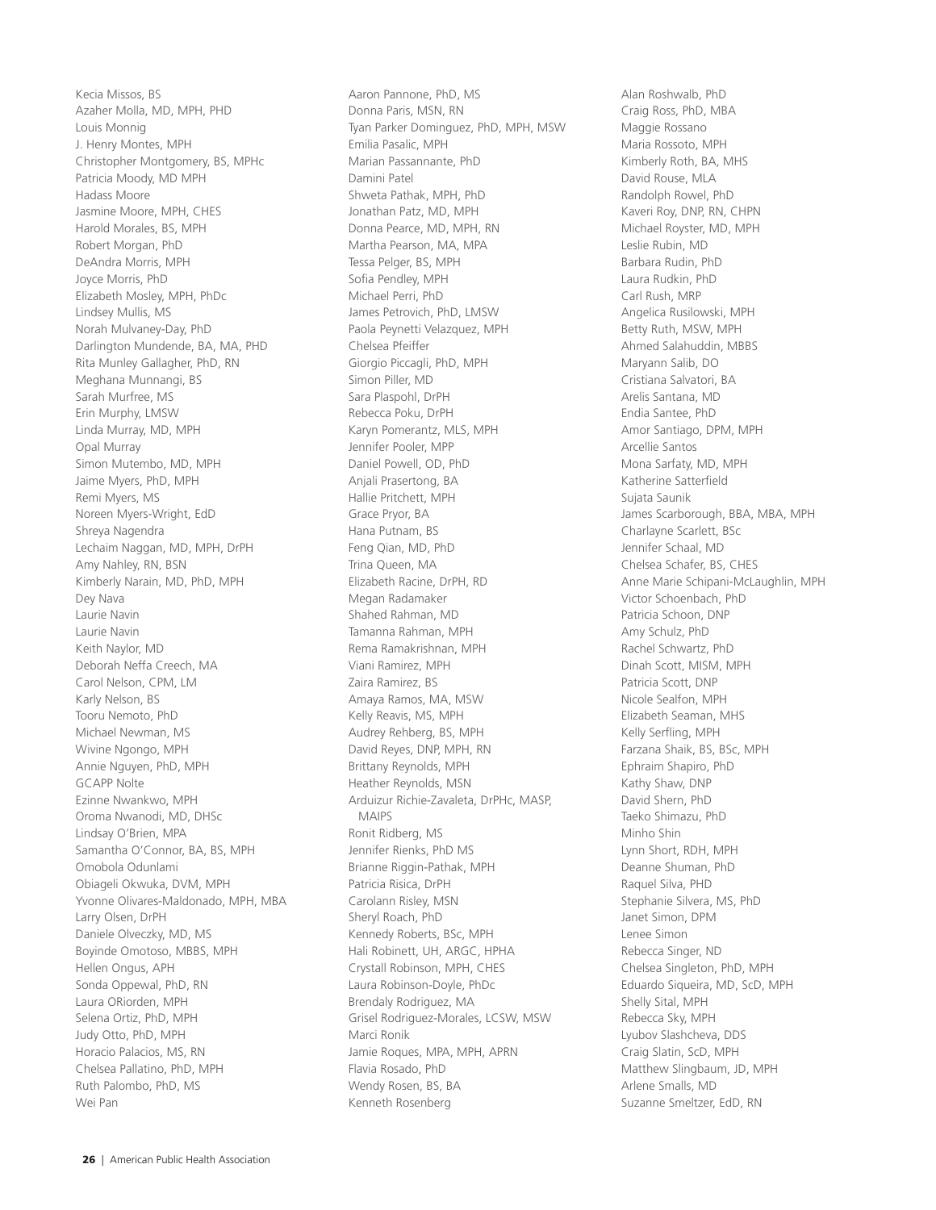Kecia Missos, BS
Azaher Molla, MD, MPH, PHD
Louis Monnig
J. Henry Montes, MPH
Christopher Montgomery, BS, MPHc
Patricia Moody, MD MPH
Hadass Moore
Jasmine Moore, MPH, CHES
Harold Morales, BS, MPH
Robert Morgan, PhD
DeAndra Morris, MPH
Joyce Morris, PhD
Elizabeth Mosley, MPH, PhDc
Lindsey Mullis, MS
Norah Mulvaney-Day, PhD
Darlington Mundende, BA, MA, PHD
Rita Munley Gallagher, PhD, RN
Meghana Munnangi, BS
Sarah Murfree, MS
Erin Murphy, LMSW
Linda Murray, MD, MPH
Opal Murray
Simon Mutembo, MD, MPH
Jaime Myers, PhD, MPH
Remi Myers, MS
Noreen Myers-Wright, EdD
Shreya Nagendra
Lechaim Naggan, MD, MPH, DrPH
Amy Nahley, RN, BSN
Kimberly Narain, MD, PhD, MPH
Dey Nava
Laurie Navin
Laurie Navin
Keith Naylor, MD
Deborah Neffa Creech, MA
Carol Nelson, CPM, LM
Karly Nelson, BS
Tooru Nemoto, PhD
Michael Newman, MS
Wivine Ngongo, MPH
Annie Nguyen, PhD, MPH
GCAPP Nolte
Ezinne Nwankwo, MPH
Oroma Nwanodi, MD, DHSc
Lindsay O'Brien, MPA
Samantha O'Connor, BA, BS, MPH
Omobola Odunlami
Obiageli Okwuka, DVM, MPH
Yvonne Olivares-Maldonado, MPH, MBA
Larry Olsen, DrPH
Daniele Olveczky, MD, MS
Boyinde Omotoso, MBBS, MPH
Hellen Ongus, APH
Sonda Oppewal, PhD, RN
Laura ORiorden, MPH
Selena Ortiz, PhD, MPH
Judy Otto, PhD, MPH
Horacio Palacios, MS, RN
Chelsea Pallatino, PhD, MPH
Ruth Palombo, PhD, MS
Wei Pan

Aaron Pannone, PhD, MS
Donna Paris, MSN, RN
Tyan Parker Dominguez, PhD, MPH, MSW
Emilia Pasalic, MPH
Marian Passannante, PhD
Damini Patel
Shweta Pathak, MPH, PhD
Jonathan Patz, MD, MPH
Donna Pearce, MD, MPH, RN
Martha Pearson, MA, MPA
Tessa Pelger, BS, MPH
Sofia Pendley, MPH
Michael Perri, PhD
James Petrovich, PhD, LMSW
Paola Peynetti Velazquez, MPH
Chelsea Pfeiffer
Giorgio Piccagli, PhD, MPH
Simon Piller, MD
Sara Plaspohl, DrPH
Rebecca Poku, DrPH
Karyn Pomerantz, MLS, MPH
Jennifer Pooler, MPP
Daniel Powell, OD, PhD
Anjali Prasertong, BA
Hallie Pritchett, MPH
Grace Pryor, BA
Hana Putnam, BS
Feng Qian, MD, PhD
Trina Queen, MA
Elizabeth Racine, DrPH, RD
Megan Radamaker
Shahed Rahman, MD
Tamanna Rahman, MPH
Rema Ramakrishnan, MPH
Viani Ramirez, MPH
Zaira Ramirez, BS
Amaya Ramos, MA, MSW
Kelly Reavis, MS, MPH
Audrey Rehberg, BS, MPH
David Reyes, DNP, MPH, RN
Brittany Reynolds, MPH
Heather Reynolds, MSN
Arduizur Richie-Zavaleta, DrPHc, MASP, MAIPS
Ronit Ridberg, MS
Jennifer Rienks, PhD MS
Brianne Riggin-Pathak, MPH
Patricia Risica, DrPH
Carolann Risley, MSN
Sheryl Roach, PhD
Kennedy Roberts, BSc, MPH
Hali Robinett, UH, ARGC, HPHA
Crystall Robinson, MPH, CHES
Laura Robinson-Doyle, PhDc
Brendaly Rodriguez, MA
Grisel Rodriguez-Morales, LCSW, MSW
Marci Ronik
Jamie Roques, MPA, MPH, APRN
Flavia Rosado, PhD
Wendy Rosen, BS, BA
Kenneth Rosenberg

Alan Roshwalb, PhD
Craig Ross, PhD, MBA
Maggie Rossano
Maria Rossoto, MPH
Kimberly Roth, BA, MHS
David Rouse, MLA
Randolph Rowel, PhD
Kaveri Roy, DNP, RN, CHPN
Michael Royster, MD, MPH
Leslie Rubin, MD
Barbara Rudin, PhD
Laura Rudkin, PhD
Carl Rush, MRP
Angelica Rusilowski, MPH
Betty Ruth, MSW, MPH
Ahmed Salahuddin, MBBS
Maryann Salib, DO
Cristiana Salvatori, BA
Arelis Santana, MD
Endia Santee, PhD
Amor Santiago, DPM, MPH
Arcellie Santos
Mona Sarfaty, MD, MPH
Katherine Satterfield
Sujata Saunik
James Scarborough, BBA, MBA, MPH
Charlayne Scarlett, BSc
Jennifer Schaal, MD
Chelsea Schafer, BS, CHES
Anne Marie Schipani-McLaughlin, MPH
Victor Schoenbach, PhD
Patricia Schoon, DNP
Amy Schulz, PhD
Rachel Schwartz, PhD
Dinah Scott, MISM, MPH
Patricia Scott, DNP
Nicole Sealfon, MPH
Elizabeth Seaman, MHS
Kelly Serfling, MPH
Farzana Shaik, BS, BSc, MPH
Ephraim Shapiro, PhD
Kathy Shaw, DNP
David Shern, PhD
Taeko Shimazu, PhD
Minho Shin
Lynn Short, RDH, MPH
Deanne Shuman, PhD
Raquel Silva, PHD
Stephanie Silvera, MS, PhD
Janet Simon, DPM
Lenee Simon
Rebecca Singer, ND
Chelsea Singleton, PhD, MPH
Eduardo Siqueira, MD, ScD, MPH
Shelly Sital, MPH
Rebecca Sky, MPH
Lyubov Slashcheva, DDS
Craig Slatin, ScD, MPH
Matthew Slingbaum, JD, MPH
Arlene Smalls, MD
Suzanne Smeltzer, EdD, RN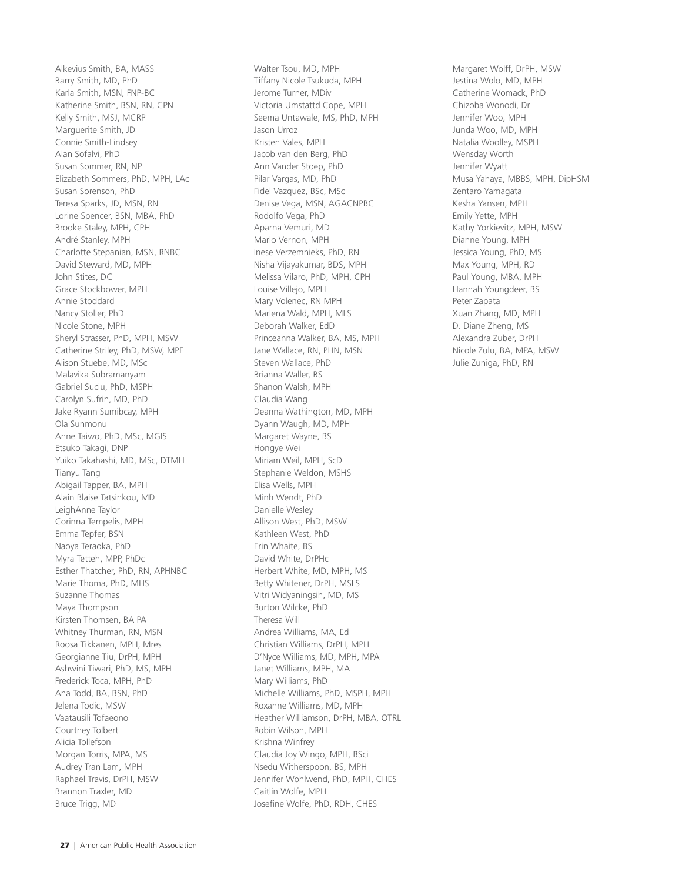Alkevius Smith, BA, MASS
Barry Smith, MD, PhD
Karla Smith, MSN, FNP-BC
Katherine Smith, BSN, RN, CPN
Kelly Smith, MSJ, MCRP
Marguerite Smith, JD
Connie Smith-Lindsey
Alan Sofalvi, PhD
Susan Sommer, RN, NP
Elizabeth Sommers, PhD, MPH, LAc
Susan Sorenson, PhD
Teresa Sparks, JD, MSN, RN
Lorine Spencer, BSN, MBA, PhD
Brooke Staley, MPH, CPH
André Stanley, MPH
Charlotte Stepanian, MSN, RNBC
David Steward, MD, MPH
John Stites, DC
Grace Stockbower, MPH
Annie Stoddard
Nancy Stoller, PhD
Nicole Stone, MPH
Sheryl Strasser, PhD, MPH, MSW
Catherine Striley, PhD, MSW, MPE
Alison Stuebe, MD, MSc
Malavika Subramanyam
Gabriel Suciu, PhD, MSPH
Carolyn Sufrin, MD, PhD
Jake Ryann Sumibcay, MPH
Ola Sunmonu
Anne Taiwo, PhD, MSc, MGIS
Etsuko Takagi, DNP
Yuiko Takahashi, MD, MSc, DTMH
Tianyu Tang
Abigail Tapper, BA, MPH
Alain Blaise Tatsinkou, MD
LeighAnne Taylor
Corinna Tempelis, MPH
Emma Tepfer, BSN
Naoya Teraoka, PhD
Myra Tetteh, MPP, PhDc
Esther Thatcher, PhD, RN, APHNBC
Marie Thoma, PhD, MHS
Suzanne Thomas
Maya Thompson
Kirsten Thomsen, BA PA
Whitney Thurman, RN, MSN
Roosa Tikkanen, MPH, Mres
Georgianne Tiu, DrPH, MPH
Ashwini Tiwari, PhD, MS, MPH
Frederick Toca, MPH, PhD
Ana Todd, BA, BSN, PhD
Jelena Todic, MSW
Vaatausili Tofaeono
Courtney Tolbert
Alicia Tollefson
Morgan Torris, MPA, MS
Audrey Tran Lam, MPH
Raphael Travis, DrPH, MSW
Brannon Traxler, MD
Bruce Trigg, MD
Walter Tsou, MD, MPH
Tiffany Nicole Tsukuda, MPH
Jerome Turner, MDiv
Victoria Umstattd Cope, MPH
Seema Untawale, MS, PhD, MPH
Jason Urroz
Kristen Vales, MPH
Jacob van den Berg, PhD
Ann Vander Stoep, PhD
Pilar Vargas, MD, PhD
Fidel Vazquez, BSc, MSc
Denise Vega, MSN, AGACNPBC
Rodolfo Vega, PhD
Aparna Vemuri, MD
Marlo Vernon, MPH
Inese Verzemnieks, PhD, RN
Nisha Vijayakumar, BDS, MPH
Melissa Vilaro, PhD, MPH, CPH
Louise Villejo, MPH
Mary Volenec, RN MPH
Marlena Wald, MPH, MLS
Deborah Walker, EdD
Princeanna Walker, BA, MS, MPH
Jane Wallace, RN, PHN, MSN
Steven Wallace, PhD
Brianna Waller, BS
Shanon Walsh, MPH
Claudia Wang
Deanna Wathington, MD, MPH
Dyann Waugh, MD, MPH
Margaret Wayne, BS
Hongye Wei
Miriam Weil, MPH, ScD
Stephanie Weldon, MSHS
Elisa Wells, MPH
Minh Wendt, PhD
Danielle Wesley
Allison West, PhD, MSW
Kathleen West, PhD
Erin Whaite, BS
David White, DrPHc
Herbert White, MD, MPH, MS
Betty Whitener, DrPH, MSLS
Vitri Widyaningsih, MD, MS
Burton Wilcke, PhD
Theresa Will
Andrea Williams, MA, Ed
Christian Williams, DrPH, MPH
D'Nyce Williams, MD, MPH, MPA
Janet Williams, MPH, MA
Mary Williams, PhD
Michelle Williams, PhD, MSPH, MPH
Roxanne Williams, MD, MPH
Heather Williamson, DrPH, MBA, OTRL
Robin Wilson, MPH
Krishna Winfrey
Claudia Joy Wingo, MPH, BSci
Nsedu Witherspoon, BS, MPH
Jennifer Wohlwend, PhD, MPH, CHES
Caitlin Wolfe, MPH
Josefine Wolfe, PhD, RDH, CHES
Margaret Wolff, DrPH, MSW
Jestina Wolo, MD, MPH
Catherine Womack, PhD
Chizoba Wonodi, Dr
Jennifer Woo, MPH
Junda Woo, MD, MPH
Natalia Woolley, MSPH
Wensday Worth
Jennifer Wyatt
Musa Yahaya, MBBS, MPH, DipHSM
Zentaro Yamagata
Kesha Yansen, MPH
Emily Yette, MPH
Kathy Yorkievitz, MPH, MSW
Dianne Young, MPH
Jessica Young, PhD, MS
Max Young, MPH, RD
Paul Young, MBA, MPH
Hannah Youngdeer, BS
Peter Zapata
Xuan Zhang, MD, MPH
D. Diane Zheng, MS
Alexandra Zuber, DrPH
Nicole Zulu, BA, MPA, MSW
Julie Zuniga, PhD, RN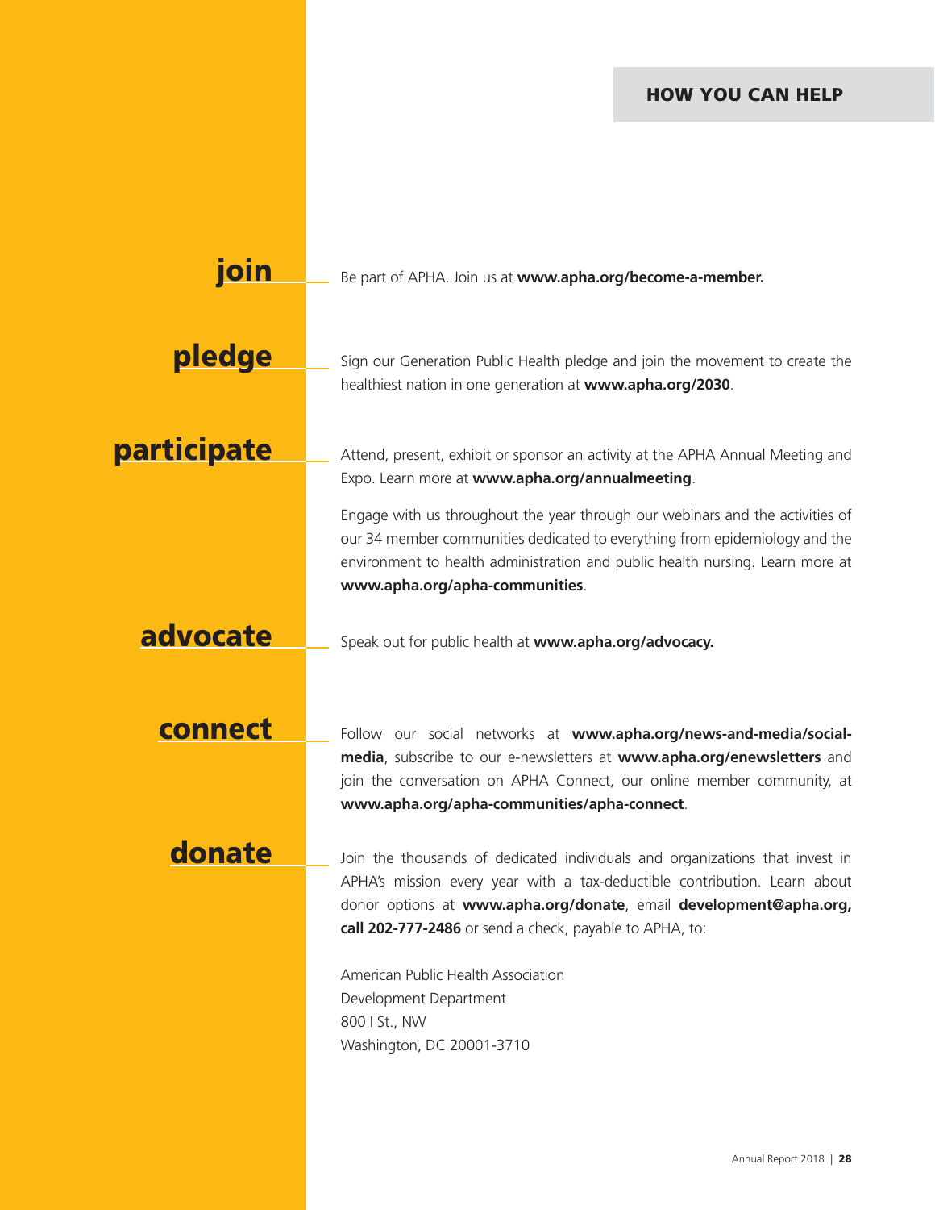# HOW YOU CAN HELP

## join

Be part of APHA. Join us at **www.apha.org/become-a-member.**

## pledge

Sign our Generation Public Health pledge and join the movement to create the healthiest nation in one generation at **www.apha.org/2030**.

## participate

Attend, present, exhibit or sponsor an activity at the APHA Annual Meeting and Expo. Learn more at **www.apha.org/annualmeeting**.

Engage with us throughout the year through our webinars and the activities of our 34 member communities dedicated to everything from epidemiology and the environment to health administration and public health nursing. Learn more at **www.apha.org/apha-communities**.

## advocate

Speak out for public health at **www.apha.org/advocacy.**

## connect

Follow our social networks at **www.apha.org/news-and-media/social-media**, subscribe to our e-newsletters at **www.apha.org/enewsletters** and join the conversation on APHA Connect, our online member community, at **www.apha.org/apha-communities/apha-connect**.

## donate

Join the thousands of dedicated individuals and organizations that invest in APHA's mission every year with a tax-deductible contribution. Learn about donor options at **www.apha.org/donate**, email **development@apha.org, call 202-777-2486** or send a check, payable to APHA, to:

American Public Health Association
Development Department
800 I St., NW
Washington, DC 20001-3710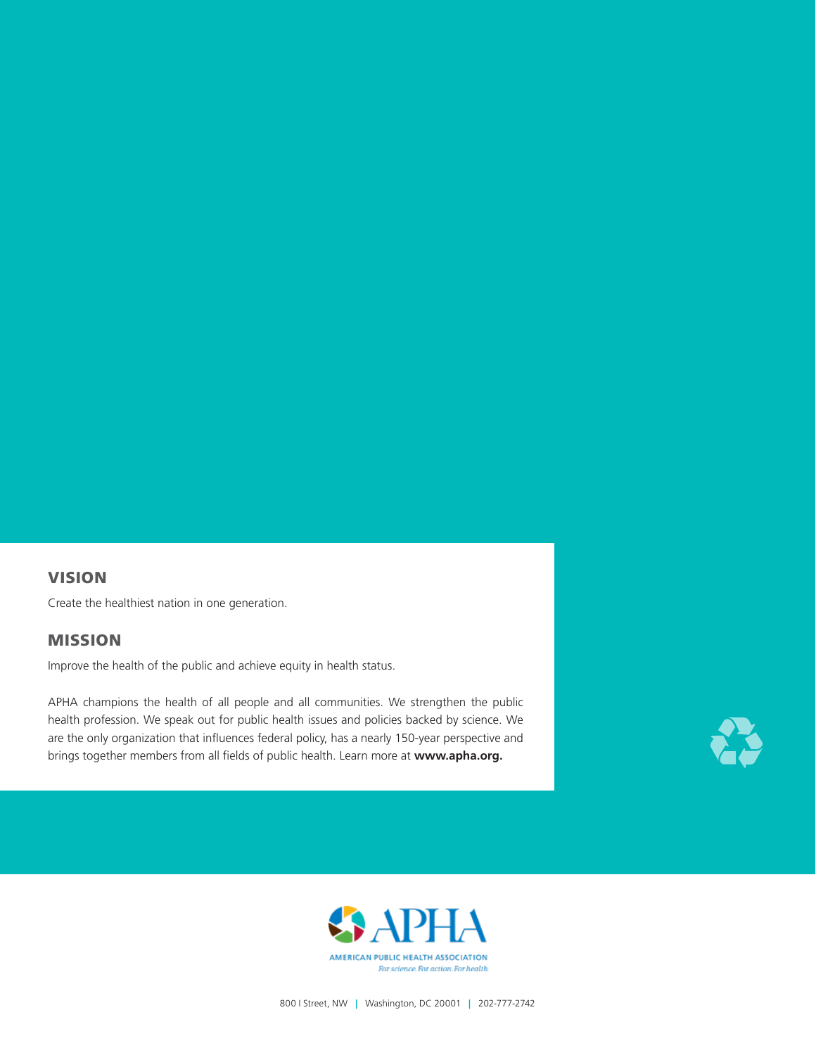## VISION

Create the healthiest nation in one generation.

## MISSION

Improve the health of the public and achieve equity in health status.

APHA champions the health of all people and all communities. We strengthen the public health profession. We speak out for public health issues and policies backed by science. We are the only organization that influences federal policy, has a nearly 150-year perspective and brings together members from all fields of public health. Learn more at **www.apha.org.**

APHA

AMERICAN PUBLIC HEALTH ASSOCIATION

*For science. For action. For health*

800 I Street, NW | Washington, DC 20001 | 202-777-2742